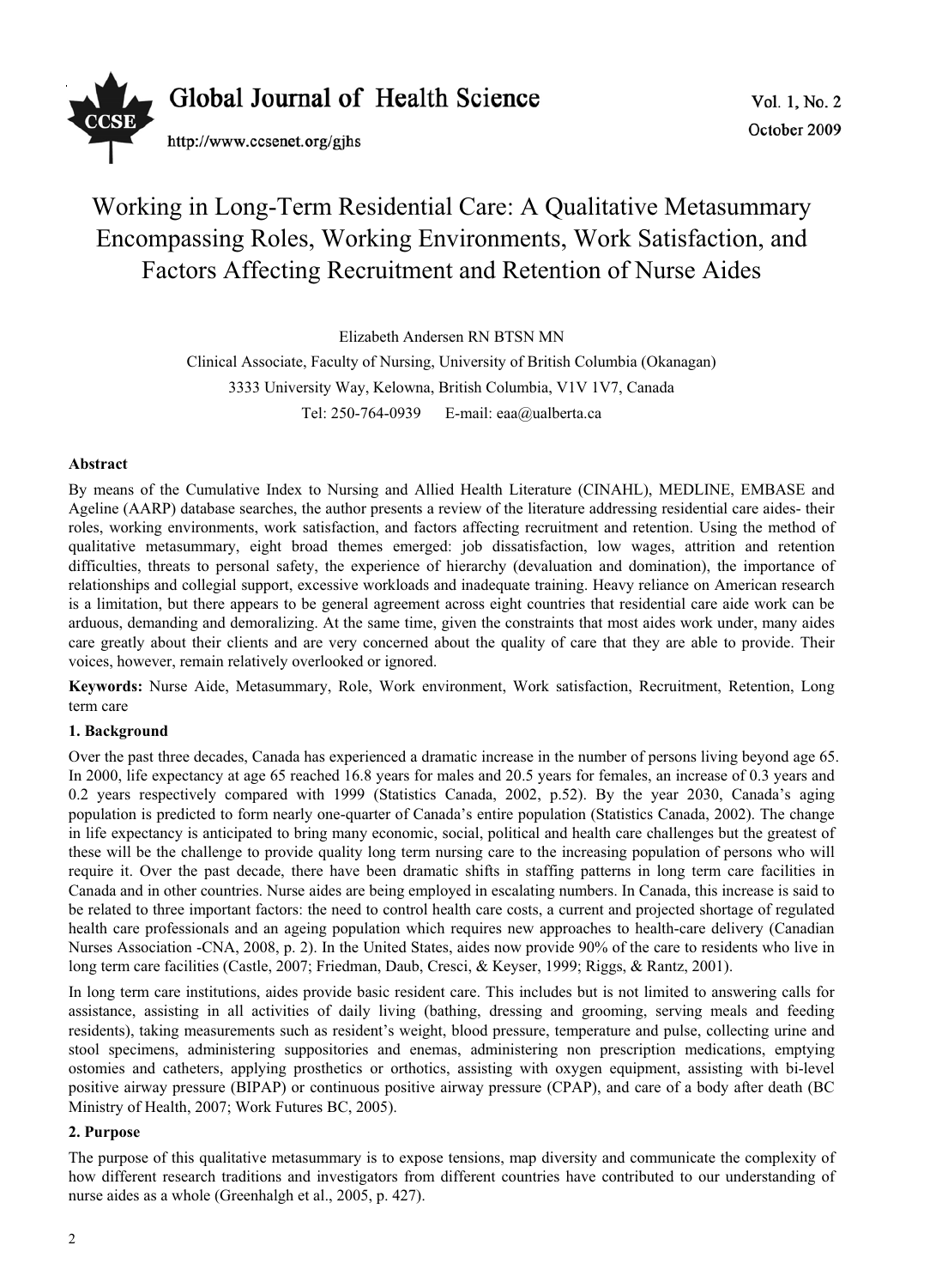# Working in Long-Term Residential Care: A Qualitative Metasummary Encompassing Roles, Working Environments, Work Satisfaction, and Factors Affecting Recruitment and Retention of Nurse Aides

Elizabeth Andersen RN BTSN MN

Clinical Associate, Faculty of Nursing, University of British Columbia (Okanagan)

3333 University Way, Kelowna, British Columbia, V1V 1V7, Canada

Tel: 250-764-0939 E-mail: eaa@ualberta.ca

**Abstract**

By means of the Cumulative Index to Nursing and Allied Health Literature (CINAHL), MEDLINE, EMBASE and Ageline (AARP) database searches, the author presents a review of the literature addressing residential care aides- their roles, working environments, work satisfaction, and factors affecting recruitment and retention. Using the method of qualitative metasummary, eight broad themes emerged: job dissatisfaction, low wages, attrition and retention difficulties, threats to personal safety, the experience of hierarchy (devaluation and domination), the importance of relationships and collegial support, excessive workloads and inadequate training. Heavy reliance on American research is a limitation, but there appears to be general agreement across eight countries that residential care aide work can be arduous, demanding and demoralizing. At the same time, given the constraints that most aides work under, many aides care greatly about their clients and are very concerned about the quality of care that they are able to provide. Their voices, however, remain relatively overlooked or ignored.

**Keywords:** Nurse Aide, Metasummary, Role, Work environment, Work satisfaction, Recruitment, Retention, Long term care

## 1. Background

Over the past three decades, Canada has experienced a dramatic increase in the number of persons living beyond age 65. In 2000, life expectancy at age 65 reached 16.8 years for males and 20.5 years for females, an increase of 0.3 years and 0.2 years respectively compared with 1999 (Statistics Canada, 2002, p.52). By the year 2030, Canada's aging population is predicted to form nearly one-quarter of Canada's entire population (Statistics Canada, 2002). The change in life expectancy is anticipated to bring many economic, social, political and health care challenges but the greatest of these will be the challenge to provide quality long term nursing care to the increasing population of persons who will require it. Over the past decade, there have been dramatic shifts in staffing patterns in long term care facilities in Canada and in other countries. Nurse aides are being employed in escalating numbers. In Canada, this increase is said to be related to three important factors: the need to control health care costs, a current and projected shortage of regulated health care professionals and an ageing population which requires new approaches to health-care delivery (Canadian Nurses Association -CNA, 2008, p. 2). In the United States, aides now provide 90% of the care to residents who live in long term care facilities (Castle, 2007; Friedman, Daub, Cresci, & Keyser, 1999; Riggs, & Rantz, 2001).

In long term care institutions, aides provide basic resident care. This includes but is not limited to answering calls for assistance, assisting in all activities of daily living (bathing, dressing and grooming, serving meals and feeding residents), taking measurements such as resident's weight, blood pressure, temperature and pulse, collecting urine and stool specimens, administering suppositories and enemas, administering non prescription medications, emptying ostomies and catheters, applying prosthetics or orthotics, assisting with oxygen equipment, assisting with bi-level positive airway pressure (BIPAP) or continuous positive airway pressure (CPAP), and care of a body after death (BC Ministry of Health, 2007; Work Futures BC, 2005).

## 2. Purpose

The purpose of this qualitative metasummary is to expose tensions, map diversity and communicate the complexity of how different research traditions and investigators from different countries have contributed to our understanding of nurse aides as a whole (Greenhalgh et al., 2005, p. 427).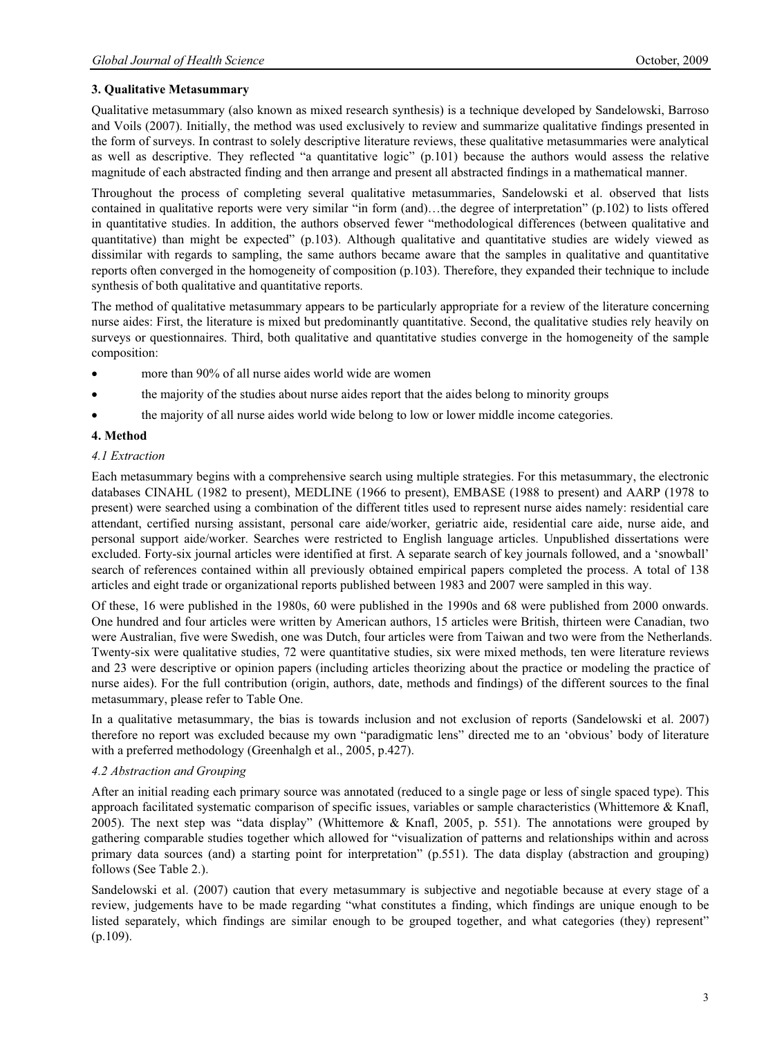### 3. Qualitative Metasummary

Qualitative metasummary (also known as mixed research synthesis) is a technique developed by Sandelowski, Barroso and Voils (2007). Initially, the method was used exclusively to review and summarize qualitative findings presented in the form of surveys. In contrast to solely descriptive literature reviews, these qualitative metasummaries were analytical as well as descriptive. They reflected "a quantitative logic" (p.101) because the authors would assess the relative magnitude of each abstracted finding and then arrange and present all abstracted findings in a mathematical manner.

Throughout the process of completing several qualitative metasummaries, Sandelowski et al. observed that lists contained in qualitative reports were very similar "in form (and)…the degree of interpretation" (p.102) to lists offered in quantitative studies. In addition, the authors observed fewer "methodological differences (between qualitative and quantitative) than might be expected" (p.103). Although qualitative and quantitative studies are widely viewed as dissimilar with regards to sampling, the same authors became aware that the samples in qualitative and quantitative reports often converged in the homogeneity of composition (p.103). Therefore, they expanded their technique to include synthesis of both qualitative and quantitative reports.

The method of qualitative metasummary appears to be particularly appropriate for a review of the literature concerning nurse aides: First, the literature is mixed but predominantly quantitative. Second, the qualitative studies rely heavily on surveys or questionnaires. Third, both qualitative and quantitative studies converge in the homogeneity of the sample composition:

- more than 90% of all nurse aides world wide are women
- the majority of the studies about nurse aides report that the aides belong to minority groups
- the majority of all nurse aides world wide belong to low or lower middle income categories.

### 4. Method

#### *4.1 Extraction*

Each metasummary begins with a comprehensive search using multiple strategies. For this metasummary, the electronic databases CINAHL (1982 to present), MEDLINE (1966 to present), EMBASE (1988 to present) and AARP (1978 to present) were searched using a combination of the different titles used to represent nurse aides namely: residential care attendant, certified nursing assistant, personal care aide/worker, geriatric aide, residential care aide, nurse aide, and personal support aide/worker. Searches were restricted to English language articles. Unpublished dissertations were excluded. Forty-six journal articles were identified at first. A separate search of key journals followed, and a 'snowball' search of references contained within all previously obtained empirical papers completed the process. A total of 138 articles and eight trade or organizational reports published between 1983 and 2007 were sampled in this way.

Of these, 16 were published in the 1980s, 60 were published in the 1990s and 68 were published from 2000 onwards. One hundred and four articles were written by American authors, 15 articles were British, thirteen were Canadian, two were Australian, five were Swedish, one was Dutch, four articles were from Taiwan and two were from the Netherlands. Twenty-six were qualitative studies, 72 were quantitative studies, six were mixed methods, ten were literature reviews and 23 were descriptive or opinion papers (including articles theorizing about the practice or modeling the practice of nurse aides). For the full contribution (origin, authors, date, methods and findings) of the different sources to the final metasummary, please refer to Table One.

In a qualitative metasummary, the bias is towards inclusion and not exclusion of reports (Sandelowski et al. 2007) therefore no report was excluded because my own "paradigmatic lens" directed me to an 'obvious' body of literature with a preferred methodology (Greenhalgh et al., 2005, p.427).

#### *4.2 Abstraction and Grouping*

After an initial reading each primary source was annotated (reduced to a single page or less of single spaced type). This approach facilitated systematic comparison of specific issues, variables or sample characteristics (Whittemore & Knafl, 2005). The next step was "data display" (Whittemore & Knafl, 2005, p. 551). The annotations were grouped by gathering comparable studies together which allowed for "visualization of patterns and relationships within and across primary data sources (and) a starting point for interpretation" (p.551). The data display (abstraction and grouping) follows (See Table 2.).

Sandelowski et al. (2007) caution that every metasummary is subjective and negotiable because at every stage of a review, judgements have to be made regarding "what constitutes a finding, which findings are unique enough to be listed separately, which findings are similar enough to be grouped together, and what categories (they) represent" (p.109).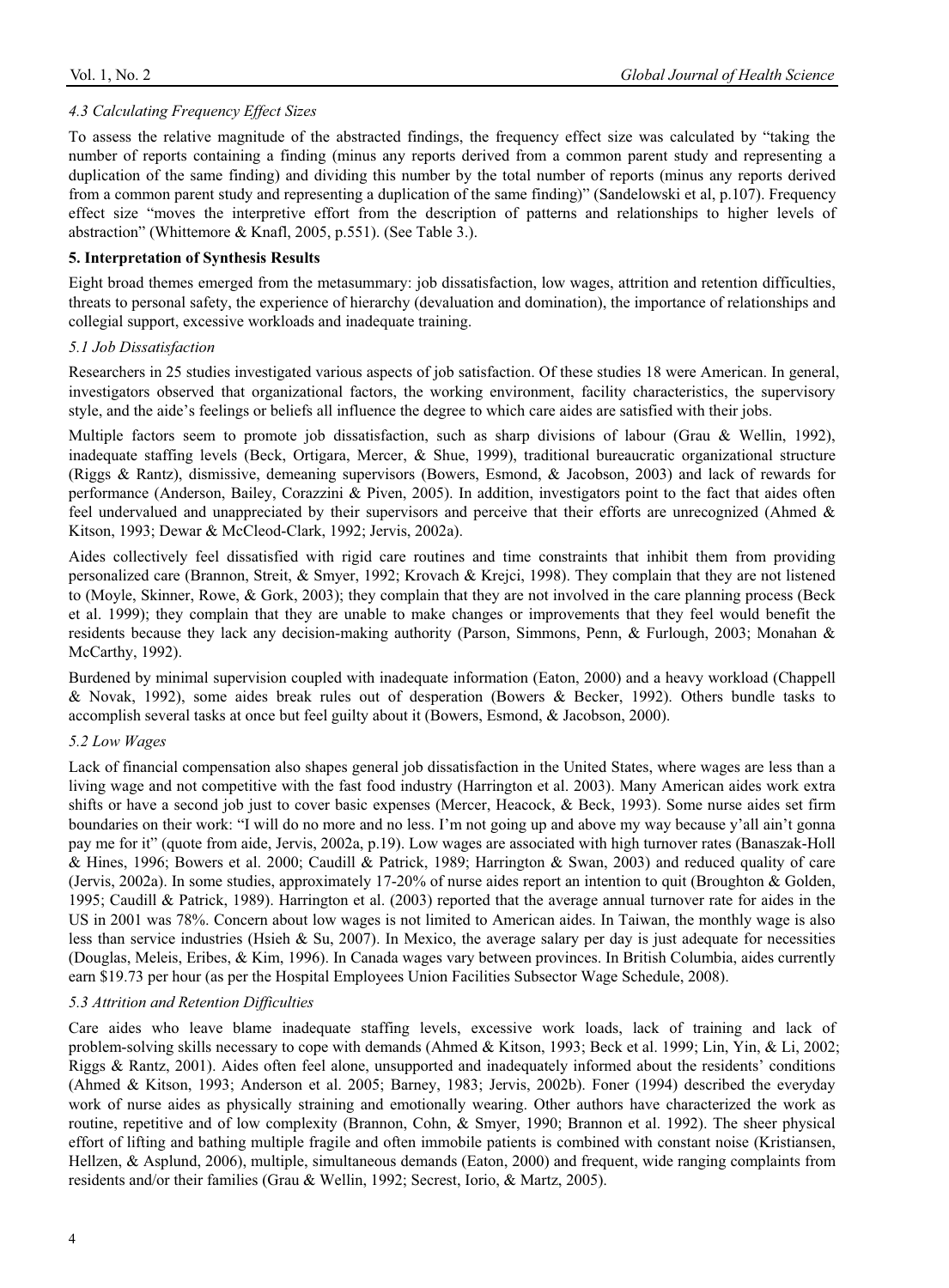### 4.3 Calculating Frequency Effect Sizes

To assess the relative magnitude of the abstracted findings, the frequency effect size was calculated by "taking the number of reports containing a finding (minus any reports derived from a common parent study and representing a duplication of the same finding) and dividing this number by the total number of reports (minus any reports derived from a common parent study and representing a duplication of the same finding)" (Sandelowski et al, p.107). Frequency effect size "moves the interpretive effort from the description of patterns and relationships to higher levels of abstraction" (Whittemore & Knafl, 2005, p.551). (See Table 3.).

## 5. Interpretation of Synthesis Results

Eight broad themes emerged from the metasummary: job dissatisfaction, low wages, attrition and retention difficulties, threats to personal safety, the experience of hierarchy (devaluation and domination), the importance of relationships and collegial support, excessive workloads and inadequate training.

### 5.1 Job Dissatisfaction

Researchers in 25 studies investigated various aspects of job satisfaction. Of these studies 18 were American. In general, investigators observed that organizational factors, the working environment, facility characteristics, the supervisory style, and the aide's feelings or beliefs all influence the degree to which care aides are satisfied with their jobs.

Multiple factors seem to promote job dissatisfaction, such as sharp divisions of labour (Grau & Wellin, 1992), inadequate staffing levels (Beck, Ortigara, Mercer, & Shue, 1999), traditional bureaucratic organizational structure (Riggs & Rantz), dismissive, demeaning supervisors (Bowers, Esmond, & Jacobson, 2003) and lack of rewards for performance (Anderson, Bailey, Corazzini & Piven, 2005). In addition, investigators point to the fact that aides often feel undervalued and unappreciated by their supervisors and perceive that their efforts are unrecognized (Ahmed & Kitson, 1993; Dewar & McCleod-Clark, 1992; Jervis, 2002a).

Aides collectively feel dissatisfied with rigid care routines and time constraints that inhibit them from providing personalized care (Brannon, Streit, & Smyer, 1992; Krovach & Krejci, 1998). They complain that they are not listened to (Moyle, Skinner, Rowe, & Gork, 2003); they complain that they are not involved in the care planning process (Beck et al. 1999); they complain that they are unable to make changes or improvements that they feel would benefit the residents because they lack any decision-making authority (Parson, Simmons, Penn, & Furlough, 2003; Monahan & McCarthy, 1992).

Burdened by minimal supervision coupled with inadequate information (Eaton, 2000) and a heavy workload (Chappell & Novak, 1992), some aides break rules out of desperation (Bowers & Becker, 1992). Others bundle tasks to accomplish several tasks at once but feel guilty about it (Bowers, Esmond, & Jacobson, 2000).

### 5.2 Low Wages

Lack of financial compensation also shapes general job dissatisfaction in the United States, where wages are less than a living wage and not competitive with the fast food industry (Harrington et al. 2003). Many American aides work extra shifts or have a second job just to cover basic expenses (Mercer, Heacock, & Beck, 1993). Some nurse aides set firm boundaries on their work: "I will do no more and no less. I'm not going up and above my way because y'all ain't gonna pay me for it" (quote from aide, Jervis, 2002a, p.19). Low wages are associated with high turnover rates (Banaszak-Holl & Hines, 1996; Bowers et al. 2000; Caudill & Patrick, 1989; Harrington & Swan, 2003) and reduced quality of care (Jervis, 2002a). In some studies, approximately 17-20% of nurse aides report an intention to quit (Broughton & Golden, 1995; Caudill & Patrick, 1989). Harrington et al. (2003) reported that the average annual turnover rate for aides in the US in 2001 was 78%. Concern about low wages is not limited to American aides. In Taiwan, the monthly wage is also less than service industries (Hsieh & Su, 2007). In Mexico, the average salary per day is just adequate for necessities (Douglas, Meleis, Eribes, & Kim, 1996). In Canada wages vary between provinces. In British Columbia, aides currently earn $19.73 per hour (as per the Hospital Employees Union Facilities Subsector Wage Schedule, 2008).

### 5.3 Attrition and Retention Difficulties

Care aides who leave blame inadequate staffing levels, excessive work loads, lack of training and lack of problem-solving skills necessary to cope with demands (Ahmed & Kitson, 1993; Beck et al. 1999; Lin, Yin, & Li, 2002; Riggs & Rantz, 2001). Aides often feel alone, unsupported and inadequately informed about the residents' conditions (Ahmed & Kitson, 1993; Anderson et al. 2005; Barney, 1983; Jervis, 2002b). Foner (1994) described the everyday work of nurse aides as physically straining and emotionally wearing. Other authors have characterized the work as routine, repetitive and of low complexity (Brannon, Cohn, & Smyer, 1990; Brannon et al. 1992). The sheer physical effort of lifting and bathing multiple fragile and often immobile patients is combined with constant noise (Kristiansen, Hellzen, & Asplund, 2006), multiple, simultaneous demands (Eaton, 2000) and frequent, wide ranging complaints from residents and/or their families (Grau & Wellin, 1992; Secrest, Iorio, & Martz, 2005).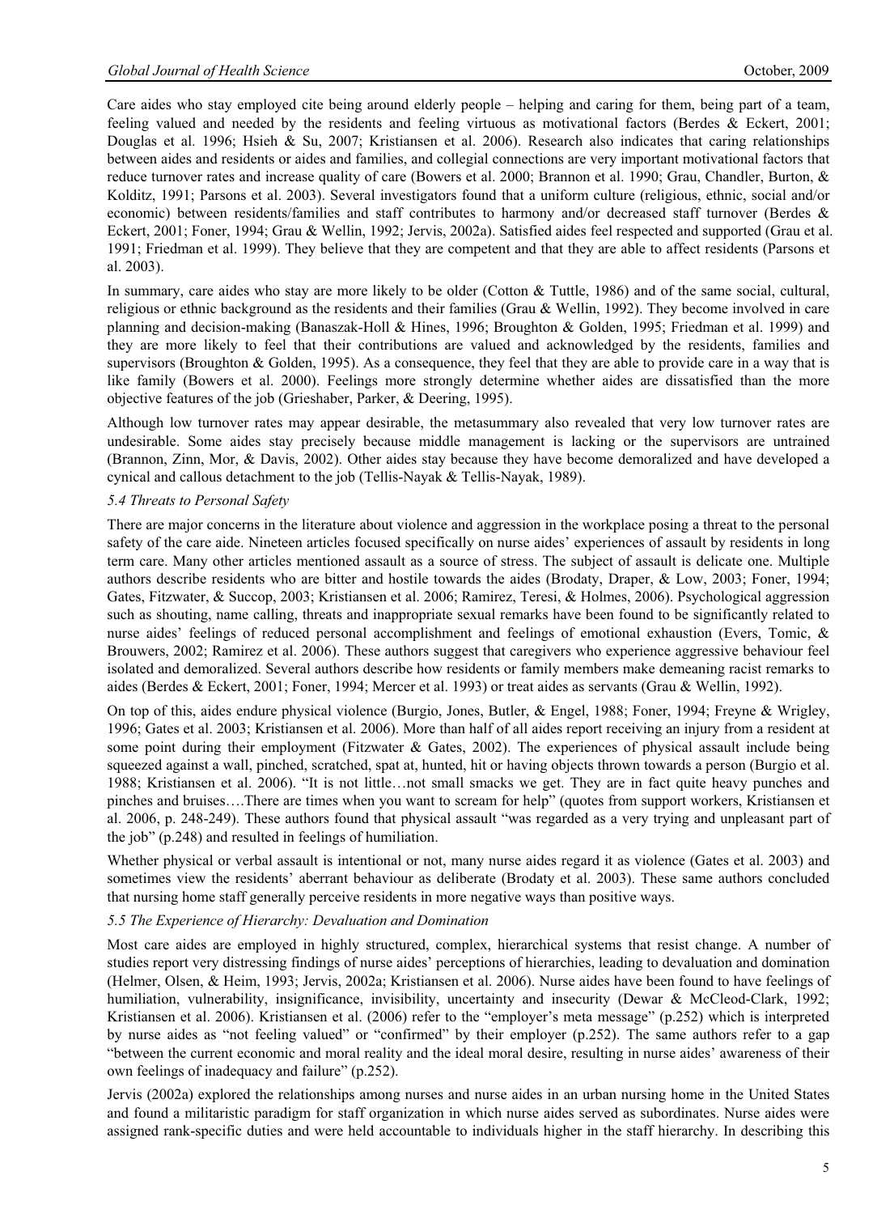Care aides who stay employed cite being around elderly people – helping and caring for them, being part of a team, feeling valued and needed by the residents and feeling virtuous as motivational factors (Berdes & Eckert, 2001; Douglas et al. 1996; Hsieh & Su, 2007; Kristiansen et al. 2006). Research also indicates that caring relationships between aides and residents or aides and families, and collegial connections are very important motivational factors that reduce turnover rates and increase quality of care (Bowers et al. 2000; Brannon et al. 1990; Grau, Chandler, Burton, & Kolditz, 1991; Parsons et al. 2003). Several investigators found that a uniform culture (religious, ethnic, social and/or economic) between residents/families and staff contributes to harmony and/or decreased staff turnover (Berdes & Eckert, 2001; Foner, 1994; Grau & Wellin, 1992; Jervis, 2002a). Satisfied aides feel respected and supported (Grau et al. 1991; Friedman et al. 1999). They believe that they are competent and that they are able to affect residents (Parsons et al. 2003).

In summary, care aides who stay are more likely to be older (Cotton & Tuttle, 1986) and of the same social, cultural, religious or ethnic background as the residents and their families (Grau & Wellin, 1992). They become involved in care planning and decision-making (Banaszak-Holl & Hines, 1996; Broughton & Golden, 1995; Friedman et al. 1999) and they are more likely to feel that their contributions are valued and acknowledged by the residents, families and supervisors (Broughton & Golden, 1995). As a consequence, they feel that they are able to provide care in a way that is like family (Bowers et al. 2000). Feelings more strongly determine whether aides are dissatisfied than the more objective features of the job (Grieshaber, Parker, & Deering, 1995).

Although low turnover rates may appear desirable, the metasummary also revealed that very low turnover rates are undesirable. Some aides stay precisely because middle management is lacking or the supervisors are untrained (Brannon, Zinn, Mor, & Davis, 2002). Other aides stay because they have become demoralized and have developed a cynical and callous detachment to the job (Tellis-Nayak & Tellis-Nayak, 1989).

### *5.4 Threats to Personal Safety*

There are major concerns in the literature about violence and aggression in the workplace posing a threat to the personal safety of the care aide. Nineteen articles focused specifically on nurse aides' experiences of assault by residents in long term care. Many other articles mentioned assault as a source of stress. The subject of assault is delicate one. Multiple authors describe residents who are bitter and hostile towards the aides (Brodaty, Draper, & Low, 2003; Foner, 1994; Gates, Fitzwater, & Succop, 2003; Kristiansen et al. 2006; Ramirez, Teresi, & Holmes, 2006). Psychological aggression such as shouting, name calling, threats and inappropriate sexual remarks have been found to be significantly related to nurse aides' feelings of reduced personal accomplishment and feelings of emotional exhaustion (Evers, Tomic, & Brouwers, 2002; Ramirez et al. 2006). These authors suggest that caregivers who experience aggressive behaviour feel isolated and demoralized. Several authors describe how residents or family members make demeaning racist remarks to aides (Berdes & Eckert, 2001; Foner, 1994; Mercer et al. 1993) or treat aides as servants (Grau & Wellin, 1992).

On top of this, aides endure physical violence (Burgio, Jones, Butler, & Engel, 1988; Foner, 1994; Freyne & Wrigley, 1996; Gates et al. 2003; Kristiansen et al. 2006). More than half of all aides report receiving an injury from a resident at some point during their employment (Fitzwater & Gates, 2002). The experiences of physical assault include being squeezed against a wall, pinched, scratched, spat at, hunted, hit or having objects thrown towards a person (Burgio et al. 1988; Kristiansen et al. 2006). "It is not little…not small smacks we get. They are in fact quite heavy punches and pinches and bruises….There are times when you want to scream for help" (quotes from support workers, Kristiansen et al. 2006, p. 248-249). These authors found that physical assault "was regarded as a very trying and unpleasant part of the job" (p.248) and resulted in feelings of humiliation.

Whether physical or verbal assault is intentional or not, many nurse aides regard it as violence (Gates et al. 2003) and sometimes view the residents' aberrant behaviour as deliberate (Brodaty et al. 2003). These same authors concluded that nursing home staff generally perceive residents in more negative ways than positive ways.

### *5.5 The Experience of Hierarchy: Devaluation and Domination*

Most care aides are employed in highly structured, complex, hierarchical systems that resist change. A number of studies report very distressing findings of nurse aides' perceptions of hierarchies, leading to devaluation and domination (Helmer, Olsen, & Heim, 1993; Jervis, 2002a; Kristiansen et al. 2006). Nurse aides have been found to have feelings of humiliation, vulnerability, insignificance, invisibility, uncertainty and insecurity (Dewar & McCleod-Clark, 1992; Kristiansen et al. 2006). Kristiansen et al. (2006) refer to the "employer's meta message" (p.252) which is interpreted by nurse aides as "not feeling valued" or "confirmed" by their employer (p.252). The same authors refer to a gap "between the current economic and moral reality and the ideal moral desire, resulting in nurse aides' awareness of their own feelings of inadequacy and failure" (p.252).

Jervis (2002a) explored the relationships among nurses and nurse aides in an urban nursing home in the United States and found a militaristic paradigm for staff organization in which nurse aides served as subordinates. Nurse aides were assigned rank-specific duties and were held accountable to individuals higher in the staff hierarchy. In describing this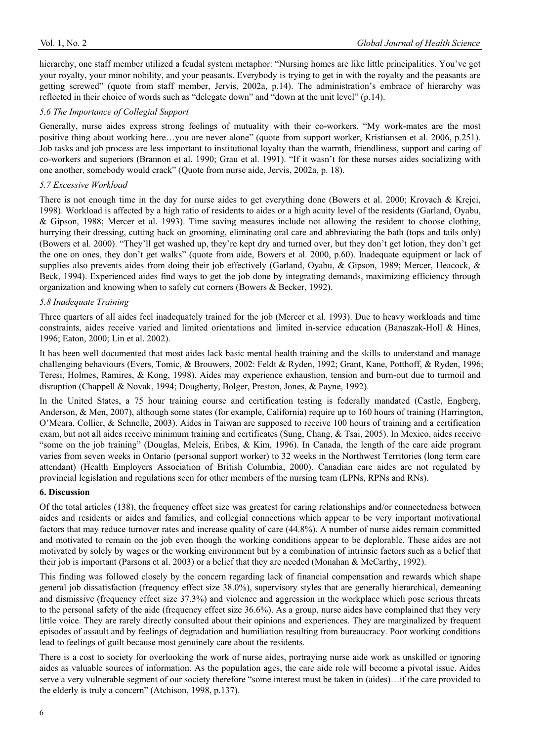hierarchy, one staff member utilized a feudal system metaphor: "Nursing homes are like little principalities. You've got your royalty, your minor nobility, and your peasants. Everybody is trying to get in with the royalty and the peasants are getting screwed" (quote from staff member, Jervis, 2002a, p.14). The administration's embrace of hierarchy was reflected in their choice of words such as "delegate down" and "down at the unit level" (p.14).

### *5.6 The Importance of Collegial Support*

Generally, nurse aides express strong feelings of mutuality with their co-workers. "My work-mates are the most positive thing about working here…you are never alone" (quote from support worker, Kristiansen et al. 2006, p.251). Job tasks and job process are less important to institutional loyalty than the warmth, friendliness, support and caring of co-workers and superiors (Brannon et al. 1990; Grau et al. 1991). "If it wasn't for these nurses aides socializing with one another, somebody would crack" (Quote from nurse aide, Jervis, 2002a, p. 18).

### *5.7 Excessive Workload*

There is not enough time in the day for nurse aides to get everything done (Bowers et al. 2000; Krovach & Krejci, 1998). Workload is affected by a high ratio of residents to aides or a high acuity level of the residents (Garland, Oyabu, & Gipson, 1988; Mercer et al. 1993). Time saving measures include not allowing the resident to choose clothing, hurrying their dressing, cutting back on grooming, eliminating oral care and abbreviating the bath (tops and tails only) (Bowers et al. 2000). "They'll get washed up, they're kept dry and turned over, but they don't get lotion, they don't get the one on ones, they don't get walks" (quote from aide, Bowers et al. 2000, p.60). Inadequate equipment or lack of supplies also prevents aides from doing their job effectively (Garland, Oyabu, & Gipson, 1989; Mercer, Heacock, & Beck, 1994). Experienced aides find ways to get the job done by integrating demands, maximizing efficiency through organization and knowing when to safely cut corners (Bowers & Becker, 1992).

### *5.8 Inadequate Training*

Three quarters of all aides feel inadequately trained for the job (Mercer et al. 1993). Due to heavy workloads and time constraints, aides receive varied and limited orientations and limited in-service education (Banaszak-Holl & Hines, 1996; Eaton, 2000; Lin et al. 2002).

It has been well documented that most aides lack basic mental health training and the skills to understand and manage challenging behaviours (Evers, Tomic, & Brouwers, 2002: Feldt & Ryden, 1992; Grant, Kane, Potthoff, & Ryden, 1996; Teresi, Holmes, Ramires, & Kong, 1998). Aides may experience exhaustion, tension and burn-out due to turmoil and disruption (Chappell & Novak, 1994; Dougherty, Bolger, Preston, Jones, & Payne, 1992).

In the United States, a 75 hour training course and certification testing is federally mandated (Castle, Engberg, Anderson, & Men, 2007), although some states (for example, California) require up to 160 hours of training (Harrington, O'Meara, Collier, & Schnelle, 2003). Aides in Taiwan are supposed to receive 100 hours of training and a certification exam, but not all aides receive minimum training and certificates (Sung, Chang, & Tsai, 2005). In Mexico, aides receive "some on the job training" (Douglas, Meleis, Eribes, & Kim, 1996). In Canada, the length of the care aide program varies from seven weeks in Ontario (personal support worker) to 32 weeks in the Northwest Territories (long term care attendant) (Health Employers Association of British Columbia, 2000). Canadian care aides are not regulated by provincial legislation and regulations seen for other members of the nursing team (LPNs, RPNs and RNs).

## **6. Discussion**

Of the total articles (138), the frequency effect size was greatest for caring relationships and/or connectedness between aides and residents or aides and families, and collegial connections which appear to be very important motivational factors that may reduce turnover rates and increase quality of care (44.8%). A number of nurse aides remain committed and motivated to remain on the job even though the working conditions appear to be deplorable. These aides are not motivated by solely by wages or the working environment but by a combination of intrinsic factors such as a belief that their job is important (Parsons et al. 2003) or a belief that they are needed (Monahan & McCarthy, 1992).

This finding was followed closely by the concern regarding lack of financial compensation and rewards which shape general job dissatisfaction (frequency effect size 38.0%), supervisory styles that are generally hierarchical, demeaning and dismissive (frequency effect size 37.3%) and violence and aggression in the workplace which pose serious threats to the personal safety of the aide (frequency effect size 36.6%). As a group, nurse aides have complained that they very little voice. They are rarely directly consulted about their opinions and experiences. They are marginalized by frequent episodes of assault and by feelings of degradation and humiliation resulting from bureaucracy. Poor working conditions lead to feelings of guilt because most genuinely care about the residents.

There is a cost to society for overlooking the work of nurse aides, portraying nurse aide work as unskilled or ignoring aides as valuable sources of information. As the population ages, the care aide role will become a pivotal issue. Aides serve a very vulnerable segment of our society therefore "some interest must be taken in (aides)…if the care provided to the elderly is truly a concern" (Atchison, 1998, p.137).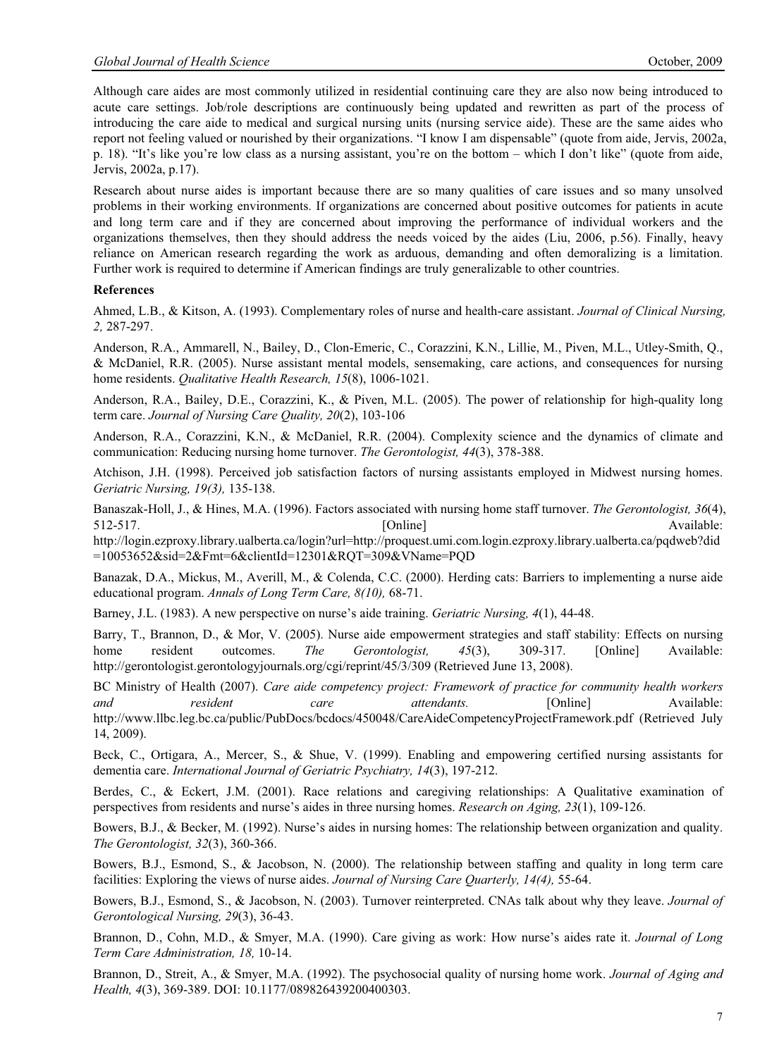Although care aides are most commonly utilized in residential continuing care they are also now being introduced to acute care settings. Job/role descriptions are continuously being updated and rewritten as part of the process of introducing the care aide to medical and surgical nursing units (nursing service aide). These are the same aides who report not feeling valued or nourished by their organizations. "I know I am dispensable" (quote from aide, Jervis, 2002a, p. 18). "It's like you're low class as a nursing assistant, you're on the bottom – which I don't like" (quote from aide, Jervis, 2002a, p.17).

Research about nurse aides is important because there are so many qualities of care issues and so many unsolved problems in their working environments. If organizations are concerned about positive outcomes for patients in acute and long term care and if they are concerned about improving the performance of individual workers and the organizations themselves, then they should address the needs voiced by the aides (Liu, 2006, p.56). Finally, heavy reliance on American research regarding the work as arduous, demanding and often demoralizing is a limitation. Further work is required to determine if American findings are truly generalizable to other countries.

**References**

Ahmed, L.B., & Kitson, A. (1993). Complementary roles of nurse and health-care assistant. *Journal of Clinical Nursing, 2,* 287-297.

Anderson, R.A., Ammarell, N., Bailey, D., Clon-Emeric, C., Corazzini, K.N., Lillie, M., Piven, M.L., Utley-Smith, Q., & McDaniel, R.R. (2005). Nurse assistant mental models, sensemaking, care actions, and consequences for nursing home residents. *Qualitative Health Research, 15*(8), 1006-1021.

Anderson, R.A., Bailey, D.E., Corazzini, K., & Piven, M.L. (2005). The power of relationship for high-quality long term care. *Journal of Nursing Care Quality, 20*(2), 103-106

Anderson, R.A., Corazzini, K.N., & McDaniel, R.R. (2004). Complexity science and the dynamics of climate and communication: Reducing nursing home turnover. *The Gerontologist, 44*(3), 378-388.

Atchison, J.H. (1998). Perceived job satisfaction factors of nursing assistants employed in Midwest nursing homes. *Geriatric Nursing, 19(3),* 135-138.

Banaszak-Holl, J., & Hines, M.A. (1996). Factors associated with nursing home staff turnover. *The Gerontologist, 36*(4), 512-517. [Online] Available: http://login.ezproxy.library.ualberta.ca/login?url=http://proquest.umi.com.login.ezproxy.library.ualberta.ca/pqdweb?did=10053652&sid=2&Fmt=6&clientId=12301&RQT=309&VName=PQD

Banazak, D.A., Mickus, M., Averill, M., & Colenda, C.C. (2000). Herding cats: Barriers to implementing a nurse aide educational program. *Annals of Long Term Care, 8(10),* 68-71.

Barney, J.L. (1983). A new perspective on nurse's aide training. *Geriatric Nursing, 4*(1), 44-48.

Barry, T., Brannon, D., & Mor, V. (2005). Nurse aide empowerment strategies and staff stability: Effects on nursing home resident outcomes. *The Gerontologist, 45*(3), 309-317. [Online] Available: http://gerontologist.gerontologyjournals.org/cgi/reprint/45/3/309 (Retrieved June 13, 2008).

BC Ministry of Health (2007). *Care aide competency project: Framework of practice for community health workers and resident care attendants.* [Online] Available: http://www.llbc.leg.bc.ca/public/PubDocs/bcdocs/450048/CareAideCompetencyProjectFramework.pdf (Retrieved July 14, 2009).

Beck, C., Ortigara, A., Mercer, S., & Shue, V. (1999). Enabling and empowering certified nursing assistants for dementia care. *International Journal of Geriatric Psychiatry, 14*(3), 197-212.

Berdes, C., & Eckert, J.M. (2001). Race relations and caregiving relationships: A Qualitative examination of perspectives from residents and nurse's aides in three nursing homes. *Research on Aging, 23*(1), 109-126.

Bowers, B.J., & Becker, M. (1992). Nurse's aides in nursing homes: The relationship between organization and quality. *The Gerontologist, 32*(3), 360-366.

Bowers, B.J., Esmond, S., & Jacobson, N. (2000). The relationship between staffing and quality in long term care facilities: Exploring the views of nurse aides. *Journal of Nursing Care Quarterly, 14(4),* 55-64.

Bowers, B.J., Esmond, S., & Jacobson, N. (2003). Turnover reinterpreted. CNAs talk about why they leave. *Journal of Gerontological Nursing, 29*(3), 36-43.

Brannon, D., Cohn, M.D., & Smyer, M.A. (1990). Care giving as work: How nurse's aides rate it. *Journal of Long Term Care Administration, 18,* 10-14.

Brannon, D., Streit, A., & Smyer, M.A. (1992). The psychosocial quality of nursing home work. *Journal of Aging and Health, 4*(3), 369-389. DOI: 10.1177/089826439200400303.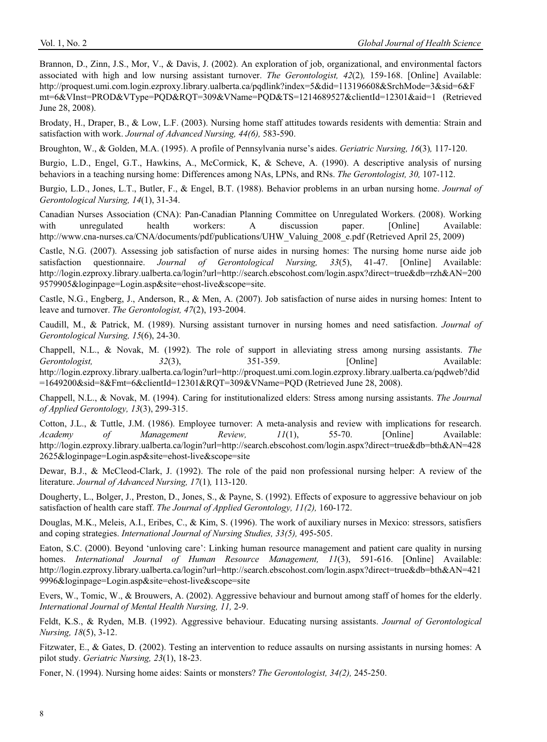Brannon, D., Zinn, J.S., Mor, V., & Davis, J. (2002). An exploration of job, organizational, and environmental factors associated with high and low nursing assistant turnover. *The Gerontologist, 42*(2), 159-168. [Online] Available: http://proquest.umi.com.login.ezproxy.library.ualberta.ca/pqdlink?index=5&did=113196608&SrchMode=3&sid=6&Fmt=6&VInst=PROD&VType=PQD&RQT=309&VName=PQD&TS=1214689527&clientId=12301&aid=1 (Retrieved June 28, 2008).

Brodaty, H., Draper, B., & Low, L.F. (2003). Nursing home staff attitudes towards residents with dementia: Strain and satisfaction with work. *Journal of Advanced Nursing, 44(6),* 583-590.

Broughton, W., & Golden, M.A. (1995). A profile of Pennsylvania nurse's aides. *Geriatric Nursing, 16*(3)*,* 117-120.

Burgio, L.D., Engel, G.T., Hawkins, A., McCormick, K, & Scheve, A. (1990). A descriptive analysis of nursing behaviors in a teaching nursing home: Differences among NAs, LPNs, and RNs. *The Gerontologist, 30,* 107-112.

Burgio, L.D., Jones, L.T., Butler, F., & Engel, B.T. (1988). Behavior problems in an urban nursing home. *Journal of Gerontological Nursing, 14*(1), 31-34.

Canadian Nurses Association (CNA): Pan-Canadian Planning Committee on Unregulated Workers. (2008). Working with unregulated health workers: A discussion paper. [Online] Available: http://www.cna-nurses.ca/CNA/documents/pdf/publications/UHW_Valuing_2008_e.pdf (Retrieved April 25, 2009)

Castle, N.G. (2007). Assessing job satisfaction of nurse aides in nursing homes: The nursing home nurse aide job satisfaction questionnaire. *Journal of Gerontological Nursing, 33*(5), 41-47. [Online] Available: http://login.ezproxy.library.ualberta.ca/login?url=http://search.ebscohost.com/login.aspx?direct=true&db=rzh&AN=2009579905&loginpage=Login.asp&site=ehost-live&scope=site.

Castle, N.G., Engberg, J., Anderson, R., & Men, A. (2007). Job satisfaction of nurse aides in nursing homes: Intent to leave and turnover. *The Gerontologist, 47*(2), 193-2004.

Caudill, M., & Patrick, M. (1989). Nursing assistant turnover in nursing homes and need satisfaction. *Journal of Gerontological Nursing, 15*(6), 24-30.

Chappell, N.L., & Novak, M. (1992). The role of support in alleviating stress among nursing assistants. *The Gerontologist, 32*(3), 351-359. [Online] Available: http://login.ezproxy.library.ualberta.ca/login?url=http://proquest.umi.com.login.ezproxy.library.ualberta.ca/pqdweb?did=1649200&sid=8&Fmt=6&clientId=12301&RQT=309&VName=PQD (Retrieved June 28, 2008).

Chappell, N.L., & Novak, M. (1994). Caring for institutionalized elders: Stress among nursing assistants. *The Journal of Applied Gerontology, 13*(3), 299-315.

Cotton, J.L., & Tuttle, J.M. (1986). Employee turnover: A meta-analysis and review with implications for research. *Academy of Management Review, 11*(1), 55-70. [Online] Available: http://login.ezproxy.library.ualberta.ca/login?url=http://search.ebscohost.com/login.aspx?direct=true&db=bth&AN=4282625&loginpage=Login.asp&site=ehost-live&scope=site

Dewar, B.J., & McCleod-Clark, J. (1992). The role of the paid non professional nursing helper: A review of the literature. *Journal of Advanced Nursing, 17*(1)*,* 113-120.

Dougherty, L., Bolger, J., Preston, D., Jones, S., & Payne, S. (1992). Effects of exposure to aggressive behaviour on job satisfaction of health care staff. *The Journal of Applied Gerontology, 11(2),* 160-172.

Douglas, M.K., Meleis, A.I., Eribes, C., & Kim, S. (1996). The work of auxiliary nurses in Mexico: stressors, satisfiers and coping strategies. *International Journal of Nursing Studies, 33(5),* 495-505.

Eaton, S.C. (2000). Beyond 'unloving care': Linking human resource management and patient care quality in nursing homes. *International Journal of Human Resource Management, 11*(3), 591-616. [Online] Available: http://login.ezproxy.library.ualberta.ca/login?url=http://search.ebscohost.com/login.aspx?direct=true&db=bth&AN=4219996&loginpage=Login.asp&site=ehost-live&scope=site

Evers, W., Tomic, W., & Brouwers, A. (2002). Aggressive behaviour and burnout among staff of homes for the elderly. *International Journal of Mental Health Nursing, 11,* 2-9.

Feldt, K.S., & Ryden, M.B. (1992). Aggressive behaviour. Educating nursing assistants. *Journal of Gerontological Nursing, 18*(5), 3-12.

Fitzwater, E., & Gates, D. (2002). Testing an intervention to reduce assaults on nursing assistants in nursing homes: A pilot study. *Geriatric Nursing, 23*(1), 18-23.

Foner, N. (1994). Nursing home aides: Saints or monsters? *The Gerontologist, 34(2),* 245-250.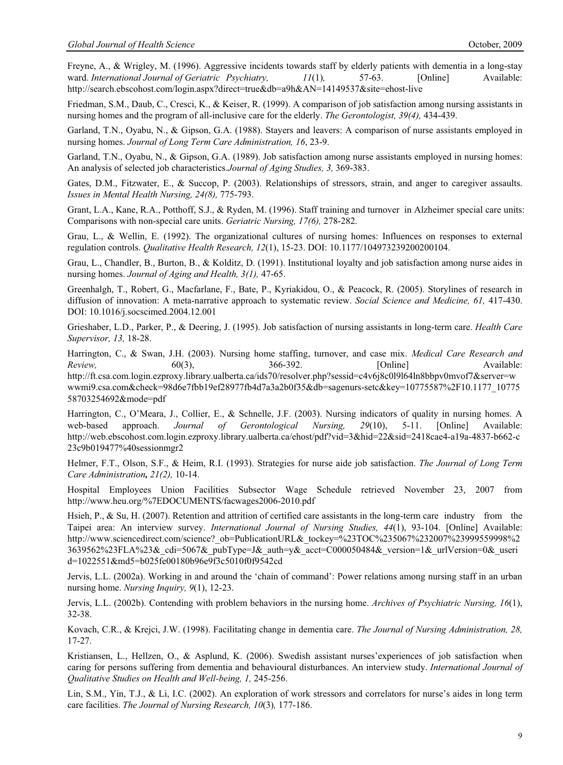Freyne, A., & Wrigley, M. (1996). Aggressive incidents towards staff by elderly patients with dementia in a long-stay ward. *International Journal of Geriatric Psychiatry, 11*(1), 57-63. [Online] Available: http://search.ebscohost.com/login.aspx?direct=true&db=a9h&AN=14149537&site=ehost-live

Friedman, S.M., Daub, C., Cresci, K., & Keiser, R. (1999). A comparison of job satisfaction among nursing assistants in nursing homes and the program of all-inclusive care for the elderly. *The Gerontologist, 39(4),* 434-439.

Garland, T.N., Oyabu, N., & Gipson, G.A. (1988). Stayers and leavers: A comparison of nurse assistants employed in nursing homes. *Journal of Long Term Care Administration, 16*, 23-9.

Garland, T.N., Oyabu, N., & Gipson, G.A. (1989). Job satisfaction among nurse assistants employed in nursing homes: An analysis of selected job characteristics.*Journal of Aging Studies, 3,* 369-383.

Gates, D.M., Fitzwater, E., & Succop, P. (2003). Relationships of stressors, strain, and anger to caregiver assaults. *Issues in Mental Health Nursing, 24(8),* 775-793.

Grant, L.A., Kane, R.A., Potthoff, S.J., & Ryden, M. (1996). Staff training and turnover in Alzheimer special care units: Comparisons with non-special care units. *Geriatric Nursing, 17(6),* 278-282.

Grau, L., & Wellin, E. (1992). The organizational cultures of nursing homes: Influences on responses to external regulation controls. *Qualitative Health Research, 12*(1), 15-23. DOI: 10.1177/104973239200200104.

Grau, L., Chandler, B., Burton, B., & Kolditz, D. (1991). Institutional loyalty and job satisfaction among nurse aides in nursing homes. *Journal of Aging and Health, 3(1),* 47-65.

Greenhalgh, T., Robert, G., Macfarlane, F., Bate, P., Kyriakidou, O., & Peacock, R. (2005). Storylines of research in diffusion of innovation: A meta-narrative approach to systematic review. *Social Science and Medicine, 61,* 417-430. DOI: 10.1016/j.socscimed.2004.12.001

Grieshaber, L.D., Parker, P., & Deering, J. (1995). Job satisfaction of nursing assistants in long-term care. *Health Care Supervisor, 13,* 18-28.

Harrington, C., & Swan, J.H. (2003). Nursing home staffing, turnover, and case mix. *Medical Care Research and Review,* 60(3), 366-392. [Online] Available: http://ft.csa.com.login.ezproxy.library.ualberta.ca/ids70/resolver.php?sessid=c4v6j8c0l9l64ln8bbpv0mvof7&server=wwwmi9.csa.com&check=98d6e7fbb19ef28977fb4d7a3a2b0f35&db=sagenurs-setc&key=10775587%2F10.1177_1077558703254692&mode=pdf

Harrington, C., O'Meara, J., Collier, E., & Schnelle, J.F. (2003). Nursing indicators of quality in nursing homes. A web-based approach. *Journal of Gerontological Nursing, 29*(10), 5-11. [Online] Available: http://web.ebscohost.com.login.ezproxy.library.ualberta.ca/ehost/pdf?vid=3&hid=22&sid=2418cae4-a19a-4837-b662-c23c9b019477%40sessionmgr2

Helmer, F.T., Olson, S.F., & Heim, R.I. (1993). Strategies for nurse aide job satisfaction. *The Journal of Long Term Care Administration*, *21(2),* 10-14.

Hospital Employees Union Facilities Subsector Wage Schedule retrieved November 23, 2007 from http://www.heu.org/%7EDOCUMENTS/facwages2006-2010.pdf

Hsieh, P., & Su, H. (2007). Retention and attrition of certified care assistants in the long-term care industry from the Taipei area: An interview survey. *International Journal of Nursing Studies, 44*(1), 93-104. [Online] Available: http://www.sciencedirect.com/science?_ob=PublicationURL&_tockey=%23TOC%235067%232007%23999559998%23639562%23FLA%23&_cdi=5067&_pubType=J&_auth=y&_acct=C000050484&_version=1&_urlVersion=0&_userid=1022551&md5=b025fe00180b96e9f3c5010f0f9542cd

Jervis, L.L. (2002a). Working in and around the 'chain of command': Power relations among nursing staff in an urban nursing home. *Nursing Inquiry, 9*(1), 12-23.

Jervis, L.L. (2002b). Contending with problem behaviors in the nursing home. *Archives of Psychiatric Nursing, 16*(1), 32-38.

Kovach, C.R., & Krejci, J.W. (1998). Facilitating change in dementia care. *The Journal of Nursing Administration, 28,* 17-27.

Kristiansen, L., Hellzen, O., & Asplund, K. (2006). Swedish assistant nurses'experiences of job satisfaction when caring for persons suffering from dementia and behavioural disturbances. An interview study. *International Journal of Qualitative Studies on Health and Well-being, 1,* 245-256.

Lin, S.M., Yin, T.J., & Li, I.C. (2002). An exploration of work stressors and correlators for nurse's aides in long term care facilities. *The Journal of Nursing Research, 10*(3), 177-186.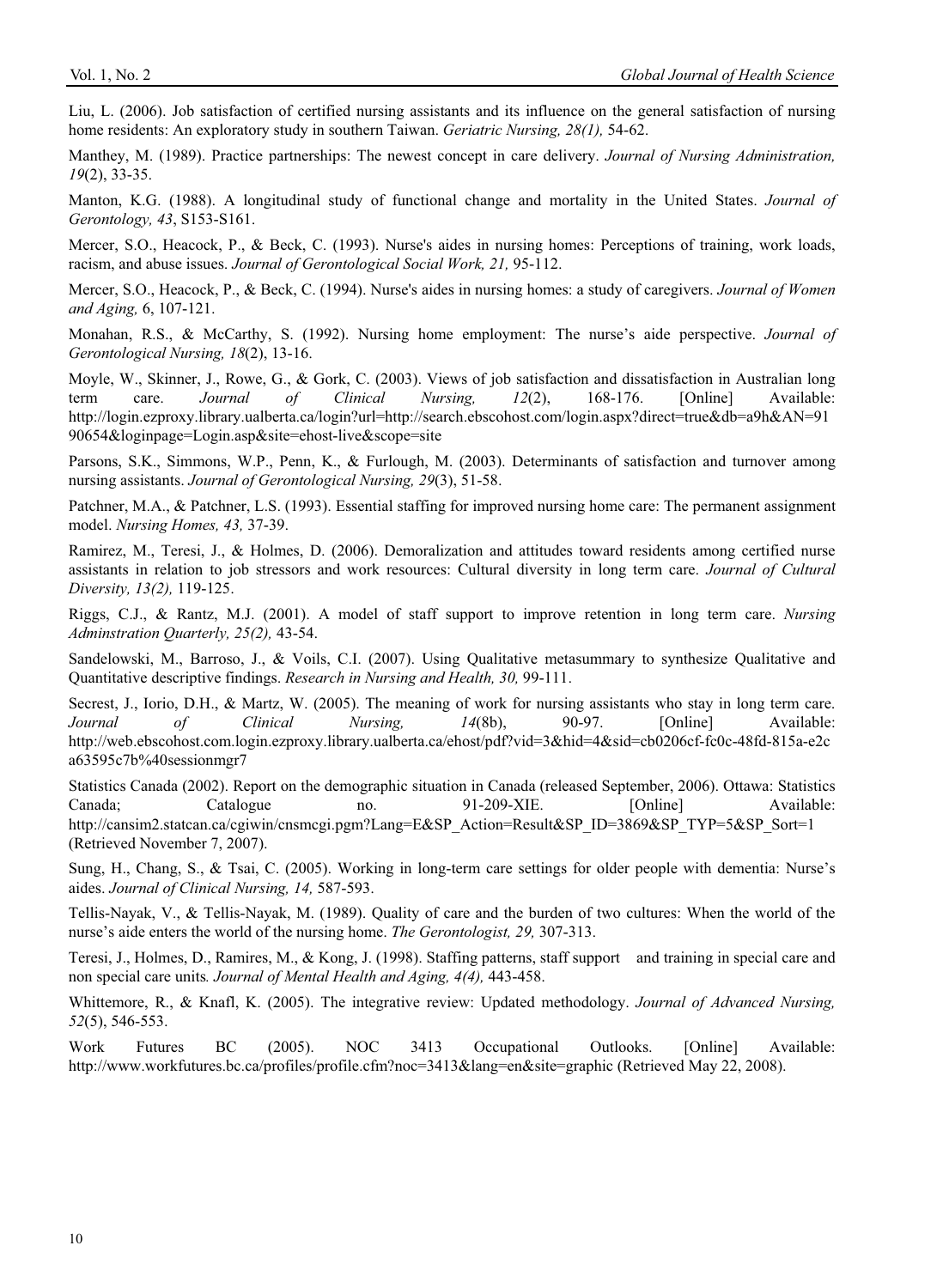Liu, L. (2006). Job satisfaction of certified nursing assistants and its influence on the general satisfaction of nursing home residents: An exploratory study in southern Taiwan. *Geriatric Nursing, 28(1),* 54-62.

Manthey, M. (1989). Practice partnerships: The newest concept in care delivery. *Journal of Nursing Administration, 19*(2), 33-35.

Manton, K.G. (1988). A longitudinal study of functional change and mortality in the United States. *Journal of Gerontology, 43*, S153-S161.

Mercer, S.O., Heacock, P., & Beck, C. (1993). Nurse's aides in nursing homes: Perceptions of training, work loads, racism, and abuse issues. *Journal of Gerontological Social Work, 21,* 95-112.

Mercer, S.O., Heacock, P., & Beck, C. (1994). Nurse's aides in nursing homes: a study of caregivers. *Journal of Women and Aging,* 6, 107-121.

Monahan, R.S., & McCarthy, S. (1992). Nursing home employment: The nurse's aide perspective. *Journal of Gerontological Nursing, 18*(2), 13-16.

Moyle, W., Skinner, J., Rowe, G., & Gork, C. (2003). Views of job satisfaction and dissatisfaction in Australian long term care. *Journal of Clinical Nursing, 12*(2), 168-176. [Online] Available: http://login.ezproxy.library.ualberta.ca/login?url=http://search.ebscohost.com/login.aspx?direct=true&db=a9h&AN=9190654&loginpage=Login.asp&site=ehost-live&scope=site

Parsons, S.K., Simmons, W.P., Penn, K., & Furlough, M. (2003). Determinants of satisfaction and turnover among nursing assistants. *Journal of Gerontological Nursing, 29*(3), 51-58.

Patchner, M.A., & Patchner, L.S. (1993). Essential staffing for improved nursing home care: The permanent assignment model. *Nursing Homes, 43,* 37-39.

Ramirez, M., Teresi, J., & Holmes, D. (2006). Demoralization and attitudes toward residents among certified nurse assistants in relation to job stressors and work resources: Cultural diversity in long term care. *Journal of Cultural Diversity, 13(2),* 119-125.

Riggs, C.J., & Rantz, M.J. (2001). A model of staff support to improve retention in long term care. *Nursing Adminstration Quarterly, 25(2),* 43-54.

Sandelowski, M., Barroso, J., & Voils, C.I. (2007). Using Qualitative metasummary to synthesize Qualitative and Quantitative descriptive findings. *Research in Nursing and Health, 30,* 99-111.

Secrest, J., Iorio, D.H., & Martz, W. (2005). The meaning of work for nursing assistants who stay in long term care. *Journal of Clinical Nursing, 14*(8b), 90-97. [Online] Available: http://web.ebscohost.com.login.ezproxy.library.ualberta.ca/ehost/pdf?vid=3&hid=4&sid=cb0206cf-fc0c-48fd-815a-e2ca63595c7b%40sessionmgr7

Statistics Canada (2002). Report on the demographic situation in Canada (released September, 2006). Ottawa: Statistics Canada; Catalogue no. 91-209-XIE. [Online] Available: http://cansim2.statcan.ca/cgiwin/cnsmcgi.pgm?Lang=E&SP_Action=Result&SP_ID=3869&SP_TYP=5&SP_Sort=1 (Retrieved November 7, 2007).

Sung, H., Chang, S., & Tsai, C. (2005). Working in long-term care settings for older people with dementia: Nurse's aides. *Journal of Clinical Nursing, 14,* 587-593.

Tellis-Nayak, V., & Tellis-Nayak, M. (1989). Quality of care and the burden of two cultures: When the world of the nurse's aide enters the world of the nursing home. *The Gerontologist, 29,* 307-313.

Teresi, J., Holmes, D., Ramires, M., & Kong, J. (1998). Staffing patterns, staff support and training in special care and non special care units. *Journal of Mental Health and Aging, 4(4),* 443-458.

Whittemore, R., & Knafl, K. (2005). The integrative review: Updated methodology. *Journal of Advanced Nursing, 52*(5), 546-553.

Work Futures BC (2005). NOC 3413 Occupational Outlooks. [Online] Available: http://www.workfutures.bc.ca/profiles/profile.cfm?noc=3413&lang=en&site=graphic (Retrieved May 22, 2008).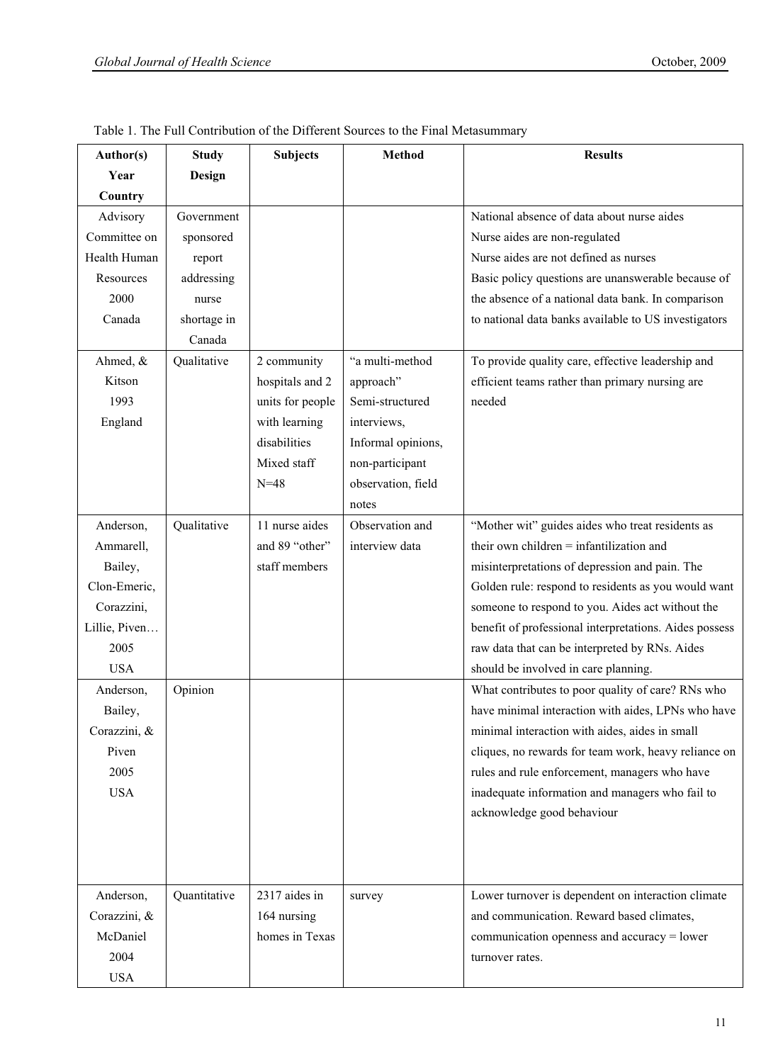Table 1. The Full Contribution of the Different Sources to the Final Metasummary

| Author(s) Year Country | Study Design | Subjects | Method | Results |
|---|---|---|---|---|
| Advisory Committee on Health Human Resources 2000 Canada | Government sponsored report addressing nurse shortage in Canada | | | National absence of data about nurse aides Nurse aides are non-regulated Nurse aides are not defined as nurses Basic policy questions are unanswerable because of the absence of a national data bank. In comparison to national data banks available to US investigators |
| Ahmed, & Kitson 1993 England | Qualitative | 2 community hospitals and 2 units for people with learning disabilities Mixed staff N=48 | "a multi-method approach" Semi-structured interviews, Informal opinions, non-participant observation, field notes | To provide quality care, effective leadership and efficient teams rather than primary nursing are needed |
| Anderson, Ammarell, Bailey, Clon-Emeric, Corazzini, Lillie, Piven… 2005 USA | Qualitative | 11 nurse aides and 89 "other" staff members | Observation and interview data | "Mother wit" guides aides who treat residents as their own children = infantilization and misinterpretations of depression and pain. The Golden rule: respond to residents as you would want someone to respond to you. Aides act without the benefit of professional interpretations. Aides possess raw data that can be interpreted by RNs. Aides should be involved in care planning. |
| Anderson, Bailey, Corazzini, & Piven 2005 USA | Opinion | | | What contributes to poor quality of care? RNs who have minimal interaction with aides, LPNs who have minimal interaction with aides, aides in small cliques, no rewards for team work, heavy reliance on rules and rule enforcement, managers who have inadequate information and managers who fail to acknowledge good behaviour |
| Anderson, Corazzini, & McDaniel 2004 USA | Quantitative | 2317 aides in 164 nursing homes in Texas | survey | Lower turnover is dependent on interaction climate and communication. Reward based climates, communication openness and accuracy = lower turnover rates. |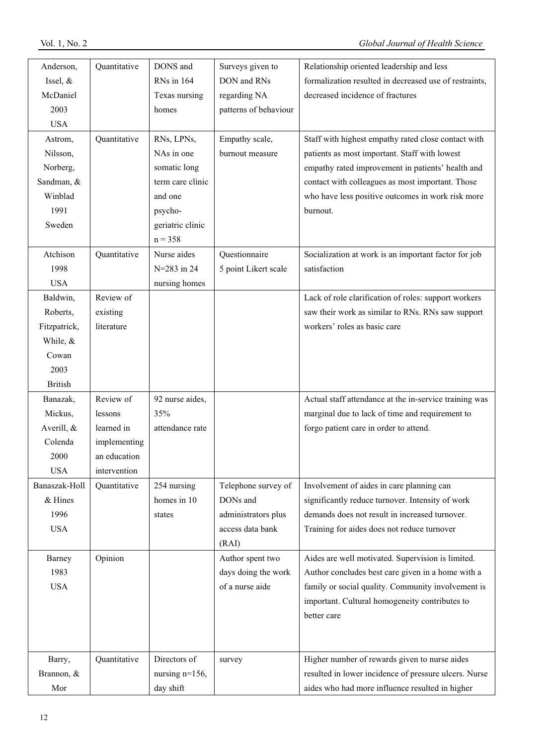| | | | | |
|---|---|---|---|---|
| Anderson, Issel, & McDaniel 2003 USA | Quantitative | DONS and RNs in 164 Texas nursing homes | Surveys given to DON and RNs regarding NA patterns of behaviour | Relationship oriented leadership and less formalization resulted in decreased use of restraints, decreased incidence of fractures |
| Astrom, Nilsson, Norberg, Sandman, & Winblad 1991 Sweden | Quantitative | RNs, LPNs, NAs in one somatic long term care clinic and one psycho-geriatric clinic n = 358 | Empathy scale, burnout measure | Staff with highest empathy rated close contact with patients as most important. Staff with lowest empathy rated improvement in patients' health and contact with colleagues as most important. Those who have less positive outcomes in work risk more burnout. |
| Atchison 1998 USA | Quantitative | Nurse aides N=283 in 24 nursing homes | Questionnaire 5 point Likert scale | Socialization at work is an important factor for job satisfaction |
| Baldwin, Roberts, Fitzpatrick, While, & Cowan 2003 British | Review of existing literature | | | Lack of role clarification of roles: support workers saw their work as similar to RNs. RNs saw support workers' roles as basic care |
| Banazak, Mickus, Averill, & Colenda 2000 USA | Review of lessons learned in implementing an education intervention | 92 nurse aides, 35% attendance rate | | Actual staff attendance at the in-service training was marginal due to lack of time and requirement to forgo patient care in order to attend. |
| Banaszak-Holl & Hines 1996 USA | Quantitative | 254 nursing homes in 10 states | Telephone survey of DONs and administrators plus access data bank (RAI) | Involvement of aides in care planning can significantly reduce turnover. Intensity of work demands does not result in increased turnover. Training for aides does not reduce turnover |
| Barney 1983 USA | Opinion | | Author spent two days doing the work of a nurse aide | Aides are well motivated. Supervision is limited. Author concludes best care given in a home with a family or social quality. Community involvement is important. Cultural homogeneity contributes to better care |
| Barry, Brannon, & Mor | Quantitative | Directors of nursing n=156, day shift | survey | Higher number of rewards given to nurse aides resulted in lower incidence of pressure ulcers. Nurse aides who had more influence resulted in higher |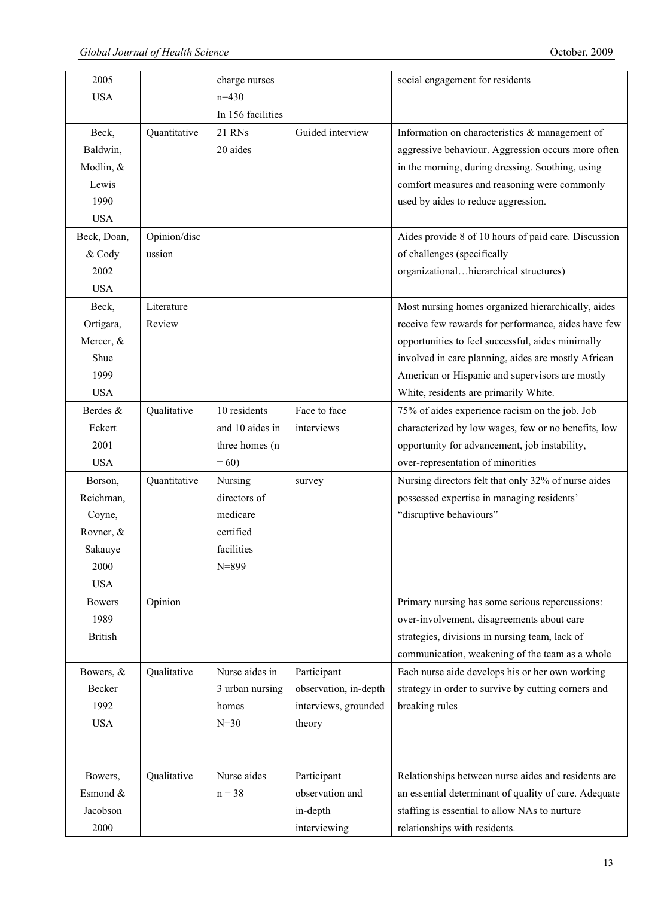| | | | | |
|---|---|---|---|---|
| 2005 USA | | charge nurses n=430 In 156 facilities | | social engagement for residents |
| Beck, Baldwin, Modlin, & Lewis 1990 USA | Quantitative | 21 RNs 20 aides | Guided interview | Information on characteristics & management of aggressive behaviour. Aggression occurs more often in the morning, during dressing. Soothing, using comfort measures and reasoning were commonly used by aides to reduce aggression. |
| Beck, Doan, & Cody 2002 USA | Opinion/discussion | | | Aides provide 8 of 10 hours of paid care. Discussion of challenges (specifically organizational…hierarchical structures) |
| Beck, Ortigara, Mercer, & Shue 1999 USA | Literature Review | | | Most nursing homes organized hierarchically, aides receive few rewards for performance, aides have few opportunities to feel successful, aides minimally involved in care planning, aides are mostly African American or Hispanic and supervisors are mostly White, residents are primarily White. |
| Berdes & Eckert 2001 USA | Qualitative | 10 residents and 10 aides in three homes (n = 60) | Face to face interviews | 75% of aides experience racism on the job. Job characterized by low wages, few or no benefits, low opportunity for advancement, job instability, over-representation of minorities |
| Borson, Reichman, Coyne, Rovner, & Sakauye 2000 USA | Quantitative | Nursing directors of medicare certified facilities N=899 | survey | Nursing directors felt that only 32% of nurse aides possessed expertise in managing residents' "disruptive behaviours" |
| Bowers 1989 British | Opinion | | | Primary nursing has some serious repercussions: over-involvement, disagreements about care strategies, divisions in nursing team, lack of communication, weakening of the team as a whole |
| Bowers, & Becker 1992 USA | Qualitative | Nurse aides in 3 urban nursing homes N=30 | Participant observation, in-depth interviews, grounded theory | Each nurse aide develops his or her own working strategy in order to survive by cutting corners and breaking rules |
| Bowers, Esmond & Jacobson 2000 | Qualitative | Nurse aides n = 38 | Participant observation and in-depth interviewing | Relationships between nurse aides and residents are an essential determinant of quality of care. Adequate staffing is essential to allow NAs to nurture relationships with residents. |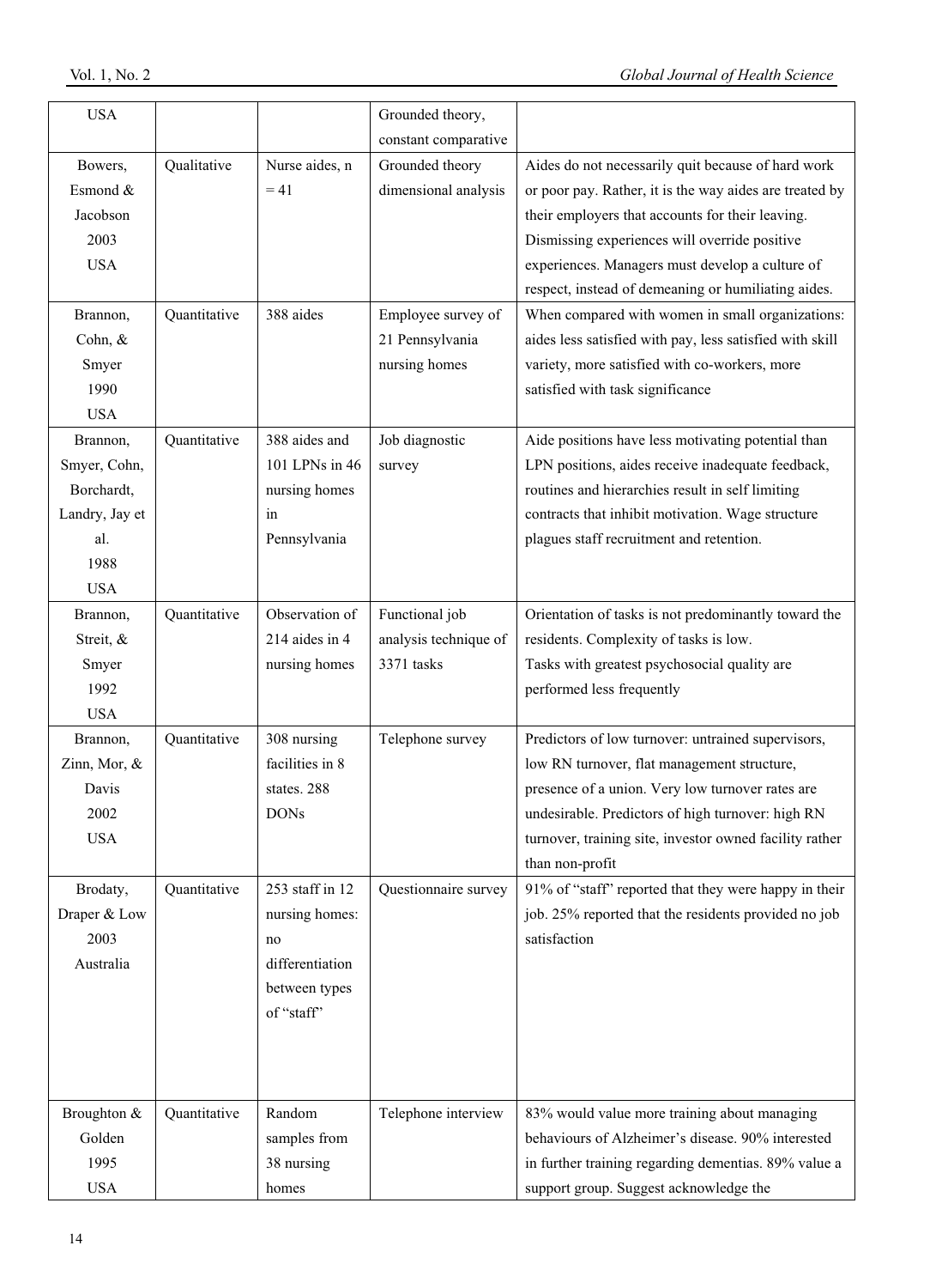| | | | | |
|---|---|---|---|---|
| USA | | | Grounded theory, constant comparative | |
| Bowers, Esmond & Jacobson 2003 USA | Qualitative | Nurse aides, n = 41 | Grounded theory dimensional analysis | Aides do not necessarily quit because of hard work or poor pay. Rather, it is the way aides are treated by their employers that accounts for their leaving. Dismissing experiences will override positive experiences. Managers must develop a culture of respect, instead of demeaning or humiliating aides. |
| Brannon, Cohn, & Smyer 1990 USA | Quantitative | 388 aides | Employee survey of 21 Pennsylvania nursing homes | When compared with women in small organizations: aides less satisfied with pay, less satisfied with skill variety, more satisfied with co-workers, more satisfied with task significance |
| Brannon, Smyer, Cohn, Borchardt, Landry, Jay et al. 1988 USA | Quantitative | 388 aides and 101 LPNs in 46 nursing homes in Pennsylvania | Job diagnostic survey | Aide positions have less motivating potential than LPN positions, aides receive inadequate feedback, routines and hierarchies result in self limiting contracts that inhibit motivation. Wage structure plagues staff recruitment and retention. |
| Brannon, Streit, & Smyer 1992 USA | Quantitative | Observation of 214 aides in 4 nursing homes | Functional job analysis technique of 3371 tasks | Orientation of tasks is not predominantly toward the residents. Complexity of tasks is low. Tasks with greatest psychosocial quality are performed less frequently |
| Brannon, Zinn, Mor, & Davis 2002 USA | Quantitative | 308 nursing facilities in 8 states. 288 DONs | Telephone survey | Predictors of low turnover: untrained supervisors, low RN turnover, flat management structure, presence of a union. Very low turnover rates are undesirable. Predictors of high turnover: high RN turnover, training site, investor owned facility rather than non-profit |
| Brodaty, Draper & Low 2003 Australia | Quantitative | 253 staff in 12 nursing homes: no differentiation between types of "staff" | Questionnaire survey | 91% of "staff" reported that they were happy in their job. 25% reported that the residents provided no job satisfaction |
| Broughton & Golden 1995 USA | Quantitative | Random samples from 38 nursing homes | Telephone interview | 83% would value more training about managing behaviours of Alzheimer's disease. 90% interested in further training regarding dementias. 89% value a support group. Suggest acknowledge the |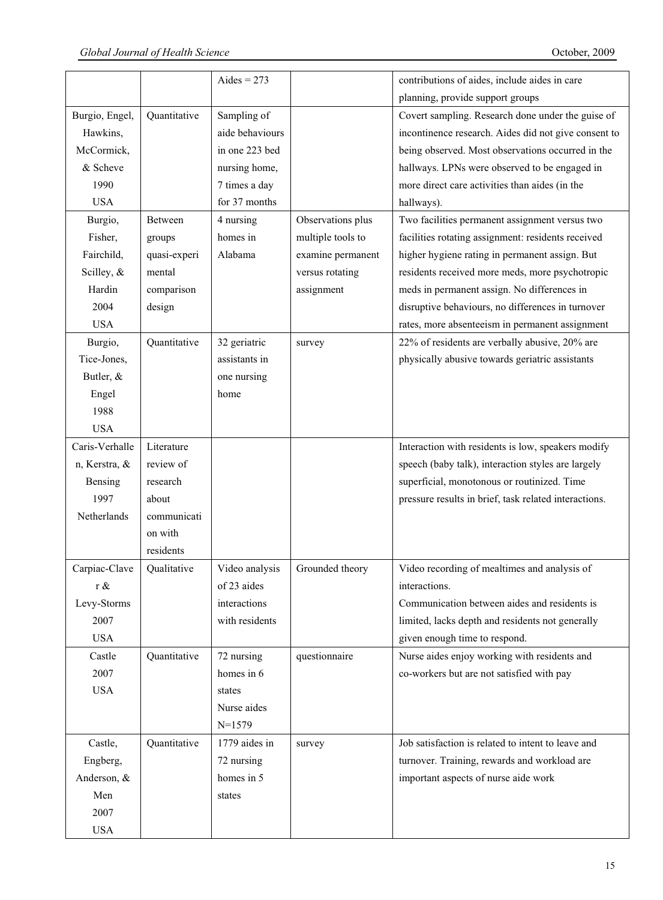| | | Aides = 273 | | contributions of aides, include aides in care planning, provide support groups |
|---|---|---|---|---|
| Burgio, Engel, Hawkins, McCormick, & Scheve 1990 USA | Quantitative | Sampling of aide behaviours in one 223 bed nursing home, 7 times a day for 37 months | | Covert sampling. Research done under the guise of incontinence research. Aides did not give consent to being observed. Most observations occurred in the hallways. LPNs were observed to be engaged in more direct care activities than aides (in the hallways). |
| Burgio, Fisher, Fairchild, Scilley, & Hardin 2004 USA | Between groups quasi-experimental comparison design | 4 nursing homes in Alabama | Observations plus multiple tools to examine permanent versus rotating assignment | Two facilities permanent assignment versus two facilities rotating assignment: residents received higher hygiene rating in permanent assign. But residents received more meds, more psychotropic meds in permanent assign. No differences in disruptive behaviours, no differences in turnover rates, more absenteeism in permanent assignment |
| Burgio, Tice-Jones, Butler, & Engel 1988 USA | Quantitative | 32 geriatric assistants in one nursing home | survey | 22% of residents are verbally abusive, 20% are physically abusive towards geriatric assistants |
| Caris-Verhallen, Kerstra, & Bensing 1997 Netherlands | Literature review of research about communication with residents | | | Interaction with residents is low, speakers modify speech (baby talk), interaction styles are largely superficial, monotonous or routinized. Time pressure results in brief, task related interactions. |
| Carpiac-Claver & Levy-Storms 2007 USA | Qualitative | Video analysis of 23 aides interactions with residents | Grounded theory | Video recording of mealtimes and analysis of interactions.<br>Communication between aides and residents is limited, lacks depth and residents not generally given enough time to respond. |
| Castle 2007 USA | Quantitative | 72 nursing homes in 6 states Nurse aides N=1579 | questionnaire | Nurse aides enjoy working with residents and co-workers but are not satisfied with pay |
| Castle, Engberg, Anderson, & Men 2007 USA | Quantitative | 1779 aides in 72 nursing homes in 5 states | survey | Job satisfaction is related to intent to leave and turnover. Training, rewards and workload are important aspects of nurse aide work |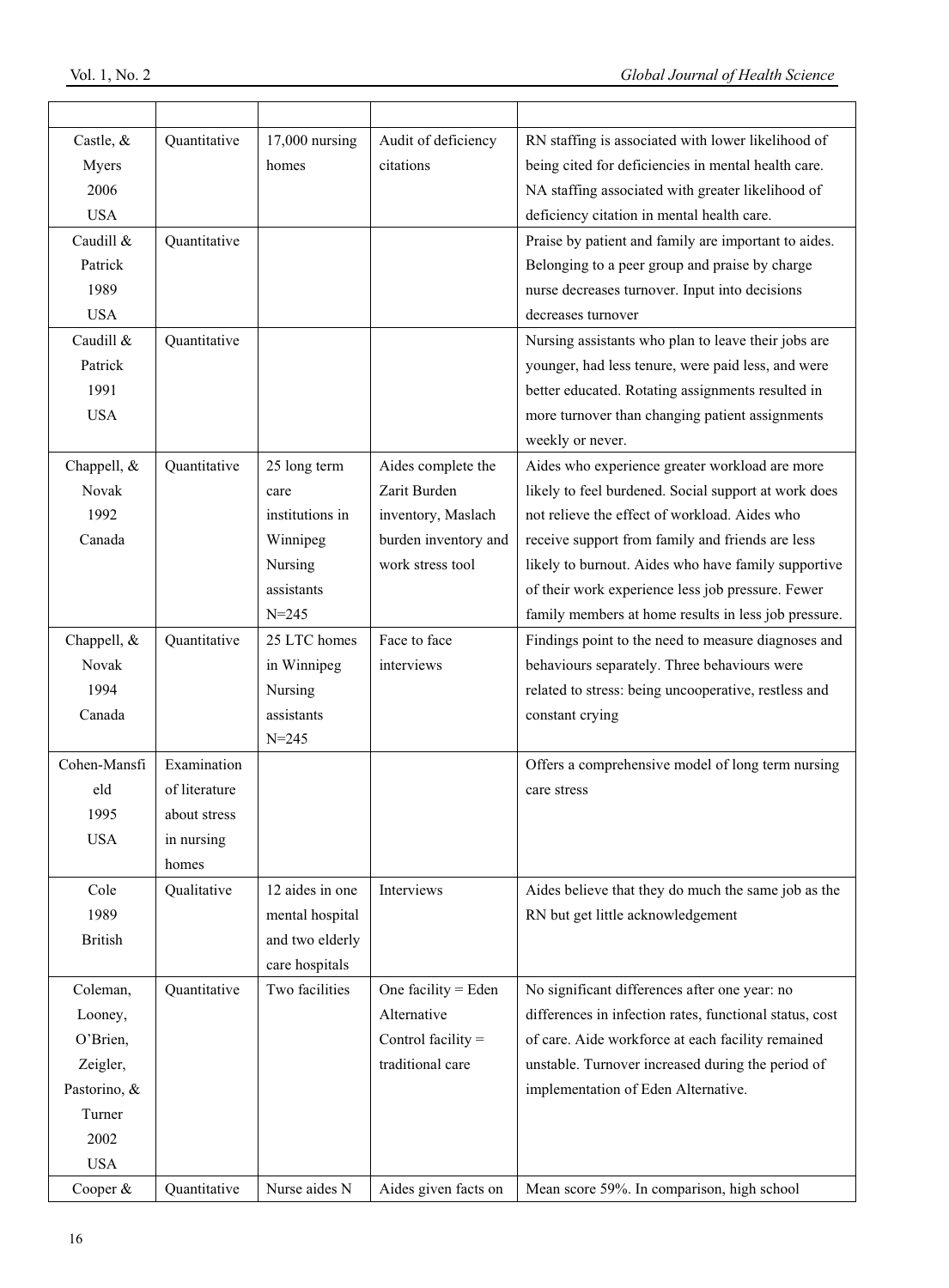| | | | | |
|---|---|---|---|---|
| Castle, & Myers 2006 USA | Quantitative | 17,000 nursing homes | Audit of deficiency citations | RN staffing is associated with lower likelihood of being cited for deficiencies in mental health care. NA staffing associated with greater likelihood of deficiency citation in mental health care. |
| Caudill & Patrick 1989 USA | Quantitative | | | Praise by patient and family are important to aides. Belonging to a peer group and praise by charge nurse decreases turnover. Input into decisions decreases turnover |
| Caudill & Patrick 1991 USA | Quantitative | | | Nursing assistants who plan to leave their jobs are younger, had less tenure, were paid less, and were better educated. Rotating assignments resulted in more turnover than changing patient assignments weekly or never. |
| Chappell, & Novak 1992 Canada | Quantitative | 25 long term care institutions in Winnipeg Nursing assistants N=245 | Aides complete the Zarit Burden inventory, Maslach burden inventory and work stress tool | Aides who experience greater workload are more likely to feel burdened. Social support at work does not relieve the effect of workload. Aides who receive support from family and friends are less likely to burnout. Aides who have family supportive of their work experience less job pressure. Fewer family members at home results in less job pressure. |
| Chappell, & Novak 1994 Canada | Quantitative | 25 LTC homes in Winnipeg Nursing assistants N=245 | Face to face interviews | Findings point to the need to measure diagnoses and behaviours separately. Three behaviours were related to stress: being uncooperative, restless and constant crying |
| Cohen-Mansfield 1995 USA | Examination of literature about stress in nursing homes | | | Offers a comprehensive model of long term nursing care stress |
| Cole 1989 British | Qualitative | 12 aides in one mental hospital and two elderly care hospitals | Interviews | Aides believe that they do much the same job as the RN but get little acknowledgement |
| Coleman, Looney, O'Brien, Zeigler, Pastorino, & Turner 2002 USA | Quantitative | Two facilities | One facility = Eden Alternative Control facility = traditional care | No significant differences after one year: no differences in infection rates, functional status, cost of care. Aide workforce at each facility remained unstable. Turnover increased during the period of implementation of Eden Alternative. |
| Cooper & | Quantitative | Nurse aides N | Aides given facts on | Mean score 59%. In comparison, high school |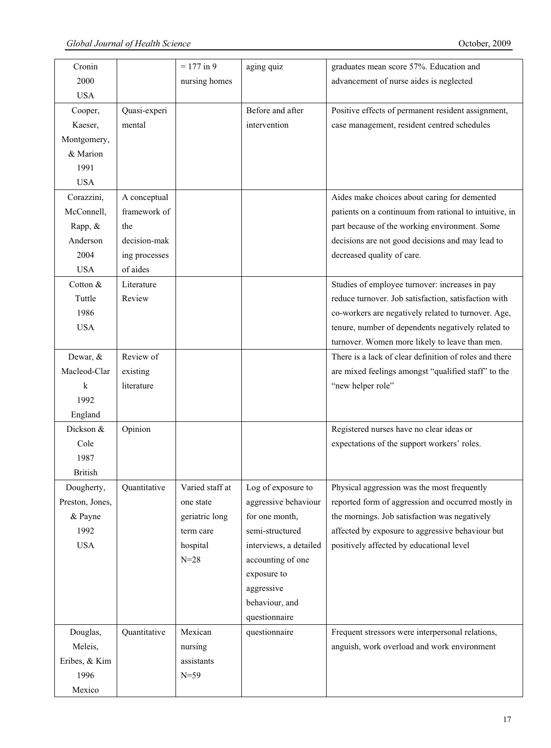| Cronin 2000 USA | | = 177 in 9 nursing homes | aging quiz | graduates mean score 57%. Education and advancement of nurse aides is neglected |
|---|---|---|---|---|
| Cooper, Kaeser, Montgomery, & Marion 1991 USA | Quasi-experimental | | Before and after intervention | Positive effects of permanent resident assignment, case management, resident centred schedules |
| Corazzini, McConnell, Rapp, & Anderson 2004 USA | A conceptual framework of the decision-making processes of aides | | | Aides make choices about caring for demented patients on a continuum from rational to intuitive, in part because of the working environment. Some decisions are not good decisions and may lead to decreased quality of care. |
| Cotton & Tuttle 1986 USA | Literature Review | | | Studies of employee turnover: increases in pay reduce turnover. Job satisfaction, satisfaction with co-workers are negatively related to turnover. Age, tenure, number of dependents negatively related to turnover. Women more likely to leave than men. |
| Dewar, & Macleod-Clark 1992 England | Review of existing literature | | | There is a lack of clear definition of roles and there are mixed feelings amongst "qualified staff" to the "new helper role" |
| Dickson & Cole 1987 British | Opinion | | | Registered nurses have no clear ideas or expectations of the support workers' roles. |
| Dougherty, Preston, Jones, & Payne 1992 USA | Quantitative | Varied staff at one state geriatric long term care hospital N=28 | Log of exposure to aggressive behaviour for one month, semi-structured interviews, a detailed accounting of one exposure to aggressive behaviour, and questionnaire | Physical aggression was the most frequently reported form of aggression and occurred mostly in the mornings. Job satisfaction was negatively affected by exposure to aggressive behaviour but positively affected by educational level |
| Douglas, Meleis, Eribes, & Kim 1996 Mexico | Quantitative | Mexican nursing assistants N=59 | questionnaire | Frequent stressors were interpersonal relations, anguish, work overload and work environment |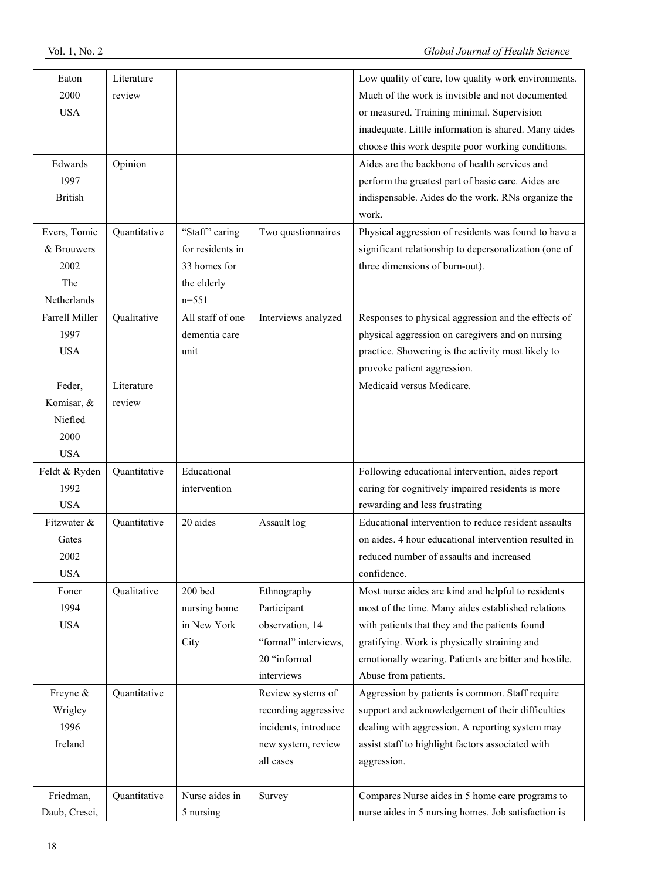| | | | | |
|---|---|---|---|---|
| Eaton 2000 USA | Literature review | | | Low quality of care, low quality work environments. Much of the work is invisible and not documented or measured. Training minimal. Supervision inadequate. Little information is shared. Many aides choose this work despite poor working conditions. |
| Edwards 1997 British | Opinion | | | Aides are the backbone of health services and perform the greatest part of basic care. Aides are indispensable. Aides do the work. RNs organize the work. |
| Evers, Tomic & Brouwers 2002 The Netherlands | Quantitative | "Staff" caring for residents in 33 homes for the elderly n=551 | Two questionnaires | Physical aggression of residents was found to have a significant relationship to depersonalization (one of three dimensions of burn-out). |
| Farrell Miller 1997 USA | Qualitative | All staff of one dementia care unit | Interviews analyzed | Responses to physical aggression and the effects of physical aggression on caregivers and on nursing practice. Showering is the activity most likely to provoke patient aggression. |
| Feder, Komisar, & Niefled 2000 USA | Literature review | | | Medicaid versus Medicare. |
| Feldt & Ryden 1992 USA | Quantitative | Educational intervention | | Following educational intervention, aides report caring for cognitively impaired residents is more rewarding and less frustrating |
| Fitzwater & Gates 2002 USA | Quantitative | 20 aides | Assault log | Educational intervention to reduce resident assaults on aides. 4 hour educational intervention resulted in reduced number of assaults and increased confidence. |
| Foner 1994 USA | Qualitative | 200 bed nursing home in New York City | Ethnography Participant observation, 14 "formal" interviews, 20 "informal interviews | Most nurse aides are kind and helpful to residents most of the time. Many aides established relations with patients that they and the patients found gratifying. Work is physically straining and emotionally wearing. Patients are bitter and hostile. Abuse from patients. |
| Freyne & Wrigley 1996 Ireland | Quantitative | | Review systems of recording aggressive incidents, introduce new system, review all cases | Aggression by patients is common. Staff require support and acknowledgement of their difficulties dealing with aggression. A reporting system may assist staff to highlight factors associated with aggression. |
| Friedman, Daub, Cresci, | Quantitative | Nurse aides in 5 nursing | Survey | Compares Nurse aides in 5 home care programs to nurse aides in 5 nursing homes. Job satisfaction is |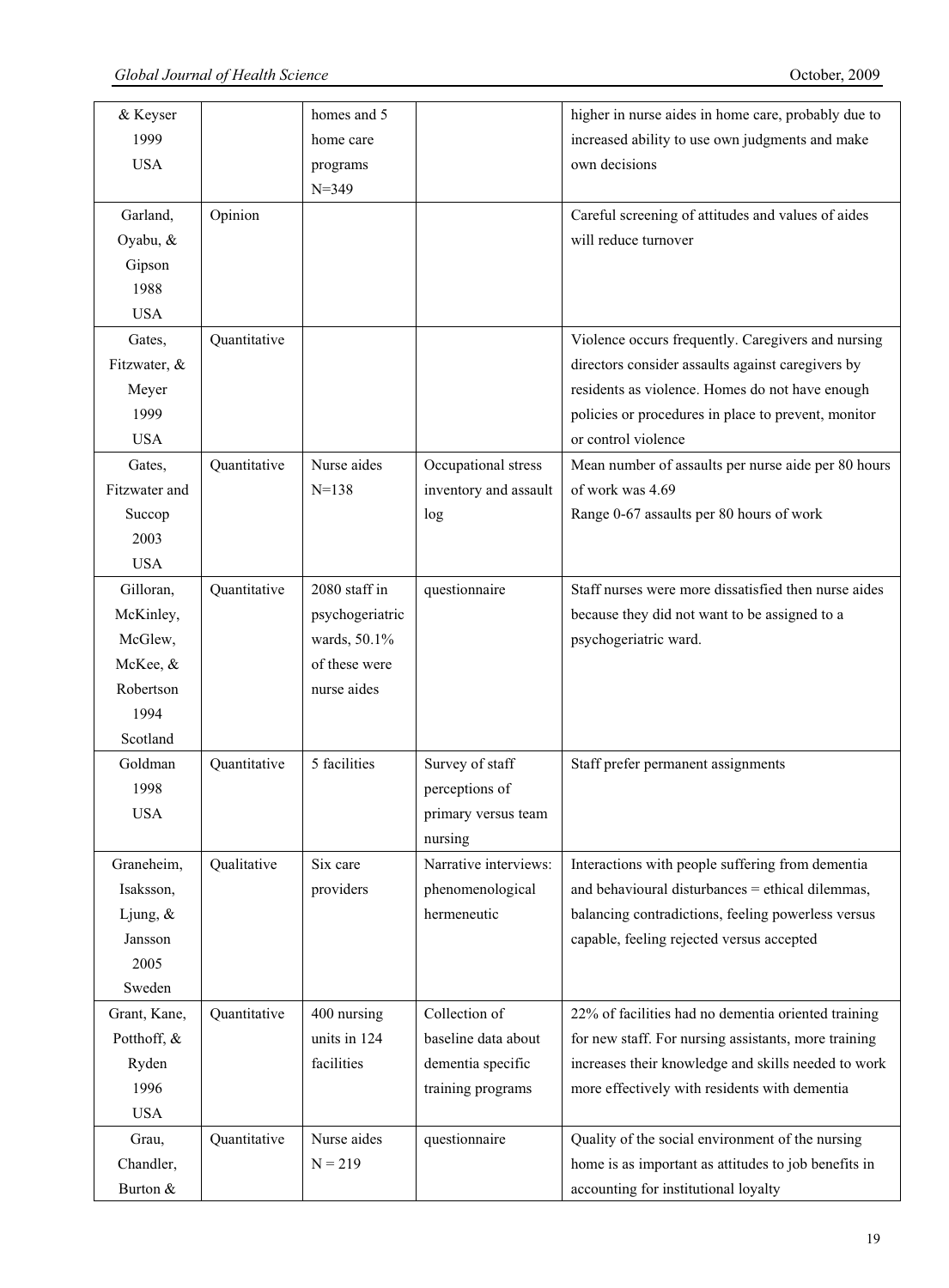| | | | | |
|---|---|---|---|---|
| & Keyser 1999 USA | | homes and 5 home care programs N=349 | | higher in nurse aides in home care, probably due to increased ability to use own judgments and make own decisions |
| Garland, Oyabu, & Gipson 1988 USA | Opinion | | | Careful screening of attitudes and values of aides will reduce turnover |
| Gates, Fitzwater, & Meyer 1999 USA | Quantitative | | | Violence occurs frequently. Caregivers and nursing directors consider assaults against caregivers by residents as violence. Homes do not have enough policies or procedures in place to prevent, monitor or control violence |
| Gates, Fitzwater and Succop 2003 USA | Quantitative | Nurse aides N=138 | Occupational stress inventory and assault log | Mean number of assaults per nurse aide per 80 hours of work was 4.69<br>Range 0-67 assaults per 80 hours of work |
| Gilloran, McKinley, McGlew, McKee, & Robertson 1994 Scotland | Quantitative | 2080 staff in psychogeriatric wards, 50.1% of these were nurse aides | questionnaire | Staff nurses were more dissatisfied then nurse aides because they did not want to be assigned to a psychogeriatric ward. |
| Goldman 1998 USA | Quantitative | 5 facilities | Survey of staff perceptions of primary versus team nursing | Staff prefer permanent assignments |
| Graneheim, Isaksson, Ljung, & Jansson 2005 Sweden | Qualitative | Six care providers | Narrative interviews: phenomenological hermeneutic | Interactions with people suffering from dementia and behavioural disturbances = ethical dilemmas, balancing contradictions, feeling powerless versus capable, feeling rejected versus accepted |
| Grant, Kane, Potthoff, & Ryden 1996 USA | Quantitative | 400 nursing units in 124 facilities | Collection of baseline data about dementia specific training programs | 22% of facilities had no dementia oriented training for new staff. For nursing assistants, more training increases their knowledge and skills needed to work more effectively with residents with dementia |
| Grau, Chandler, Burton & | Quantitative | Nurse aides N = 219 | questionnaire | Quality of the social environment of the nursing home is as important as attitudes to job benefits in accounting for institutional loyalty |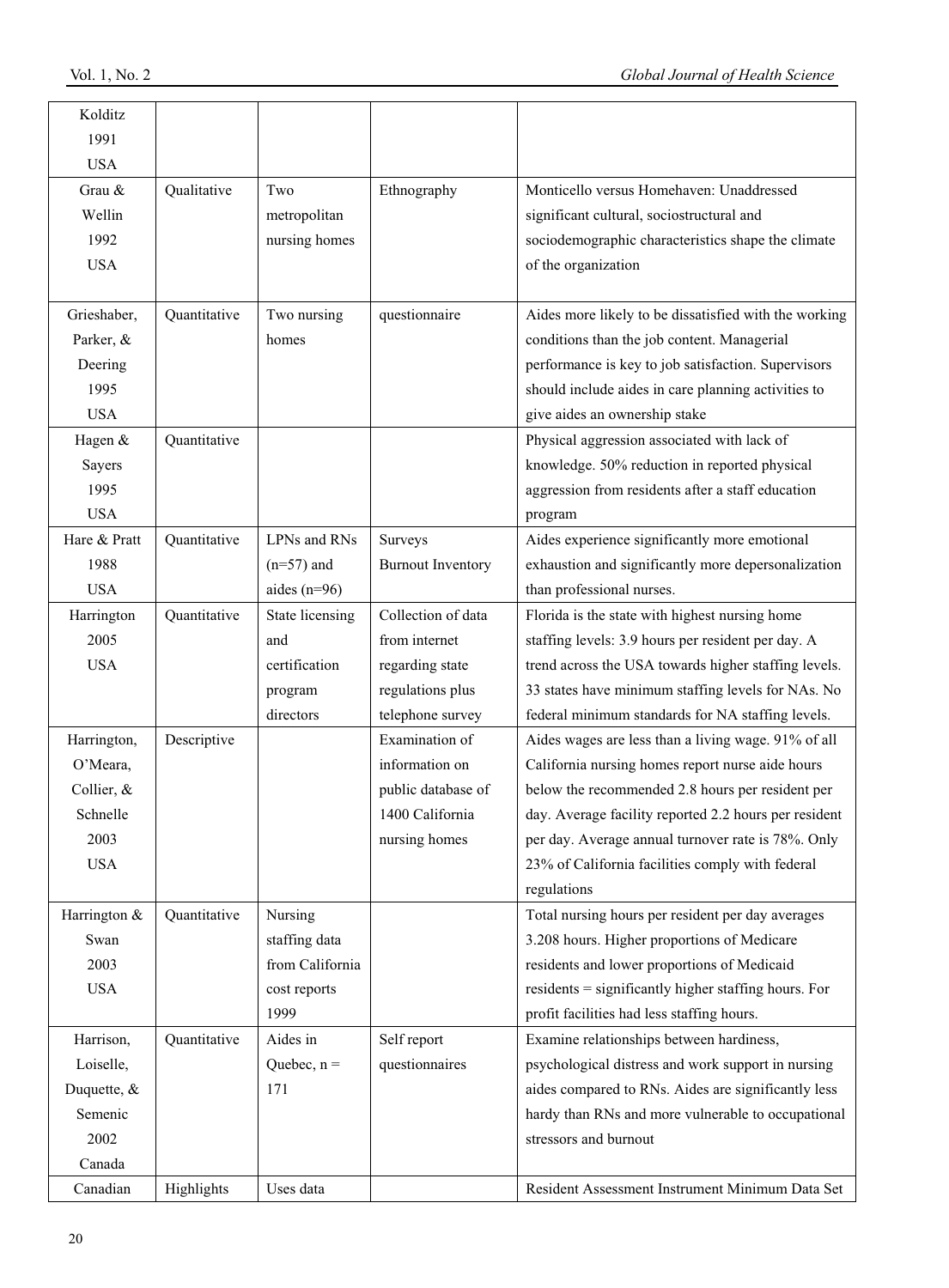| | | | | |
|---|---|---|---|---|
| Kolditz 1991 USA | | | | |
| Grau & Wellin 1992 USA | Qualitative | Two metropolitan nursing homes | Ethnography | Monticello versus Homehaven: Unaddressed significant cultural, sociostructural and sociodemographic characteristics shape the climate of the organization |
| Grieshaber, Parker, & Deering 1995 USA | Quantitative | Two nursing homes | questionnaire | Aides more likely to be dissatisfied with the working conditions than the job content. Managerial performance is key to job satisfaction. Supervisors should include aides in care planning activities to give aides an ownership stake |
| Hagen & Sayers 1995 USA | Quantitative | | | Physical aggression associated with lack of knowledge. 50% reduction in reported physical aggression from residents after a staff education program |
| Hare & Pratt 1988 USA | Quantitative | LPNs and RNs (n=57) and aides (n=96) | Surveys Burnout Inventory | Aides experience significantly more emotional exhaustion and significantly more depersonalization than professional nurses. |
| Harrington 2005 USA | Quantitative | State licensing and certification program directors | Collection of data from internet regarding state regulations plus telephone survey | Florida is the state with highest nursing home staffing levels: 3.9 hours per resident per day. A trend across the USA towards higher staffing levels. 33 states have minimum staffing levels for NAs. No federal minimum standards for NA staffing levels. |
| Harrington, O'Meara, Collier, & Schnelle 2003 USA | Descriptive | | Examination of information on public database of 1400 California nursing homes | Aides wages are less than a living wage. 91% of all California nursing homes report nurse aide hours below the recommended 2.8 hours per resident per day. Average facility reported 2.2 hours per resident per day. Average annual turnover rate is 78%. Only 23% of California facilities comply with federal regulations |
| Harrington & Swan 2003 USA | Quantitative | Nursing staffing data from California cost reports 1999 | | Total nursing hours per resident per day averages 3.208 hours. Higher proportions of Medicare residents and lower proportions of Medicaid residents = significantly higher staffing hours. For profit facilities had less staffing hours. |
| Harrison, Loiselle, Duquette, & Semenic 2002 Canada | Quantitative | Aides in Quebec, n = 171 | Self report questionnaires | Examine relationships between hardiness, psychological distress and work support in nursing aides compared to RNs. Aides are significantly less hardy than RNs and more vulnerable to occupational stressors and burnout |
| Canadian | Highlights | Uses data | | Resident Assessment Instrument Minimum Data Set |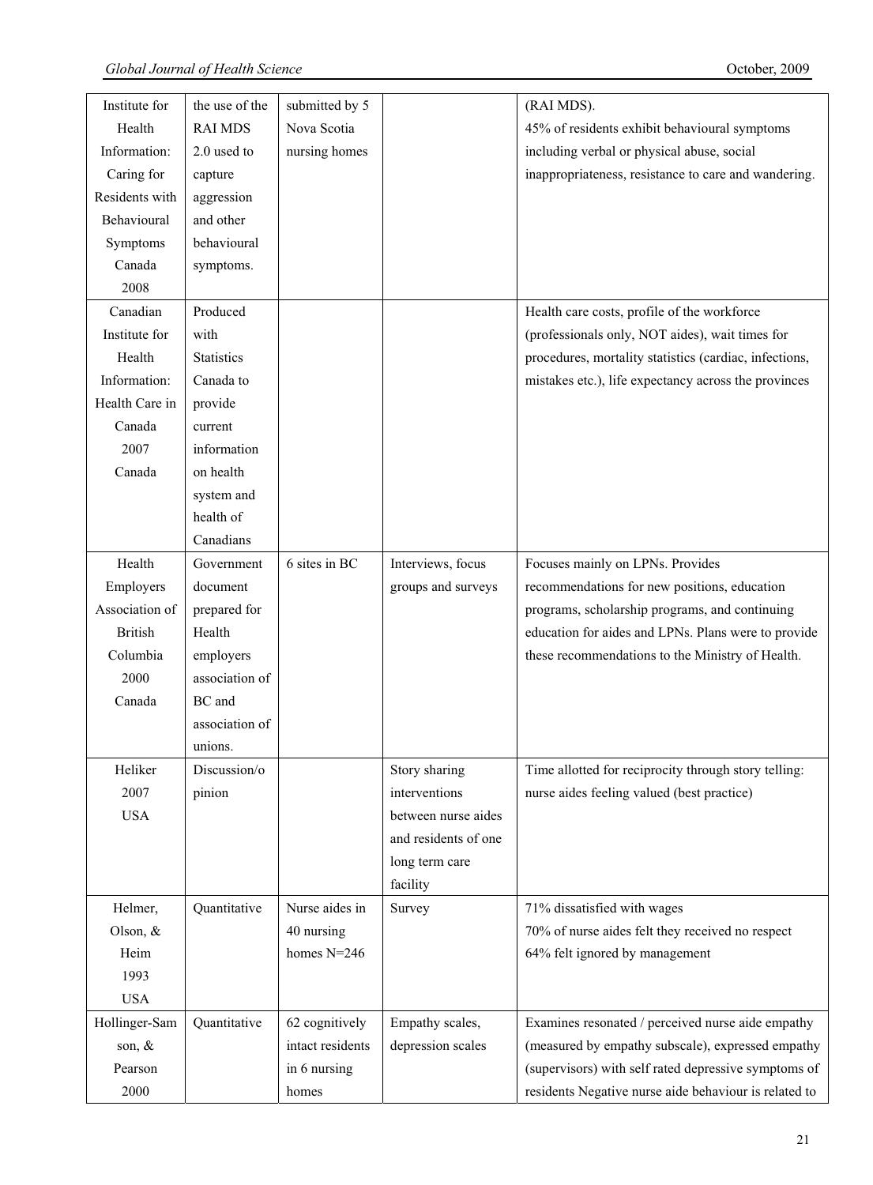| | | | | |
|---|---|---|---|---|
| Institute for Health Information: Caring for Residents with Behavioural Symptoms Canada 2008 | the use of the RAI MDS 2.0 used to capture aggression and other behavioural symptoms. | submitted by 5 Nova Scotia nursing homes | | (RAI MDS). 45% of residents exhibit behavioural symptoms including verbal or physical abuse, social inappropriateness, resistance to care and wandering. |
| Canadian Institute for Health Information: Health Care in Canada 2007 Canada | Produced with Statistics Canada to provide current information on health system and health of Canadians | | | Health care costs, profile of the workforce (professionals only, NOT aides), wait times for procedures, mortality statistics (cardiac, infections, mistakes etc.), life expectancy across the provinces |
| Health Employers Association of British Columbia 2000 Canada | Government document prepared for Health employers association of BC and association of unions. | 6 sites in BC | Interviews, focus groups and surveys | Focuses mainly on LPNs. Provides recommendations for new positions, education programs, scholarship programs, and continuing education for aides and LPNs. Plans were to provide these recommendations to the Ministry of Health. |
| Heliker 2007 USA | Discussion/opinion | | Story sharing interventions between nurse aides and residents of one long term care facility | Time allotted for reciprocity through story telling: nurse aides feeling valued (best practice) |
| Helmer, Olson, & Heim 1993 USA | Quantitative | Nurse aides in 40 nursing homes N=246 | Survey | 71% dissatisfied with wages 70% of nurse aides felt they received no respect 64% felt ignored by management |
| Hollinger-Samson, & Pearson 2000 | Quantitative | 62 cognitively intact residents in 6 nursing homes | Empathy scales, depression scales | Examines resonated / perceived nurse aide empathy (measured by empathy subscale), expressed empathy (supervisors) with self rated depressive symptoms of residents Negative nurse aide behaviour is related to |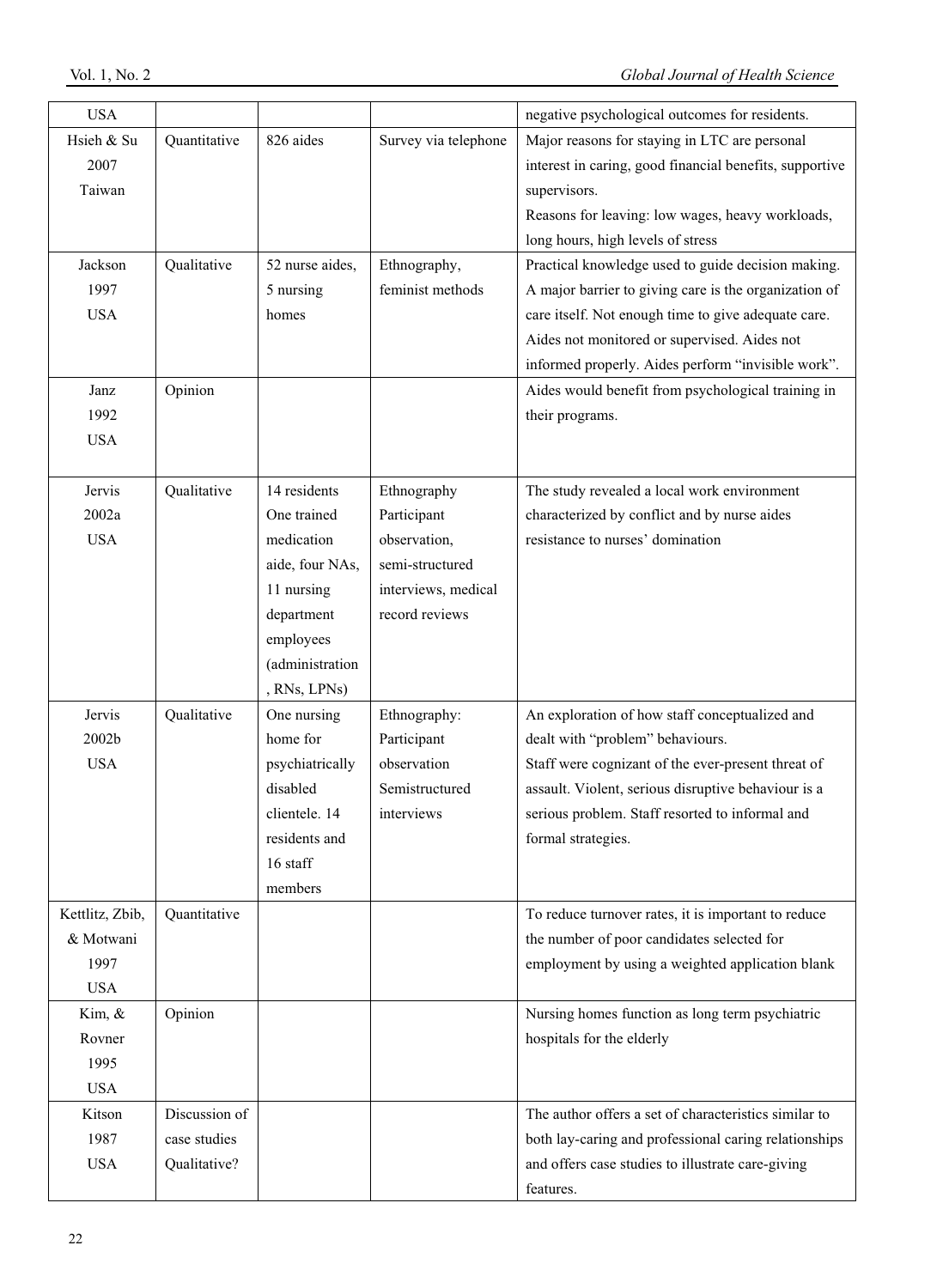| USA | | | | negative psychological outcomes for residents. |
|---|---|---|---|---|
| Hsieh & Su 2007 Taiwan | Quantitative | 826 aides | Survey via telephone | Major reasons for staying in LTC are personal interest in caring, good financial benefits, supportive supervisors. Reasons for leaving: low wages, heavy workloads, long hours, high levels of stress |
| Jackson 1997 USA | Qualitative | 52 nurse aides, 5 nursing homes | Ethnography, feminist methods | Practical knowledge used to guide decision making. A major barrier to giving care is the organization of care itself. Not enough time to give adequate care. Aides not monitored or supervised. Aides not informed properly. Aides perform "invisible work". |
| Janz 1992 USA | Opinion | | | Aides would benefit from psychological training in their programs. |
| Jervis 2002a USA | Qualitative | 14 residents One trained medication aide, four NAs, 11 nursing department employees (administration, RNs, LPNs) | Ethnography Participant observation, semi-structured interviews, medical record reviews | The study revealed a local work environment characterized by conflict and by nurse aides resistance to nurses' domination |
| Jervis 2002b USA | Qualitative | One nursing home for psychiatrically disabled clientele. 14 residents and 16 staff members | Ethnography: Participant observation Semistructured interviews | An exploration of how staff conceptualized and dealt with "problem" behaviours. Staff were cognizant of the ever-present threat of assault. Violent, serious disruptive behaviour is a serious problem. Staff resorted to informal and formal strategies. |
| Kettlitz, Zbib, & Motwani 1997 USA | Quantitative | | | To reduce turnover rates, it is important to reduce the number of poor candidates selected for employment by using a weighted application blank |
| Kim, & Rovner 1995 USA | Opinion | | | Nursing homes function as long term psychiatric hospitals for the elderly |
| Kitson 1987 USA | Discussion of case studies Qualitative? | | | The author offers a set of characteristics similar to both lay-caring and professional caring relationships and offers case studies to illustrate care-giving features. |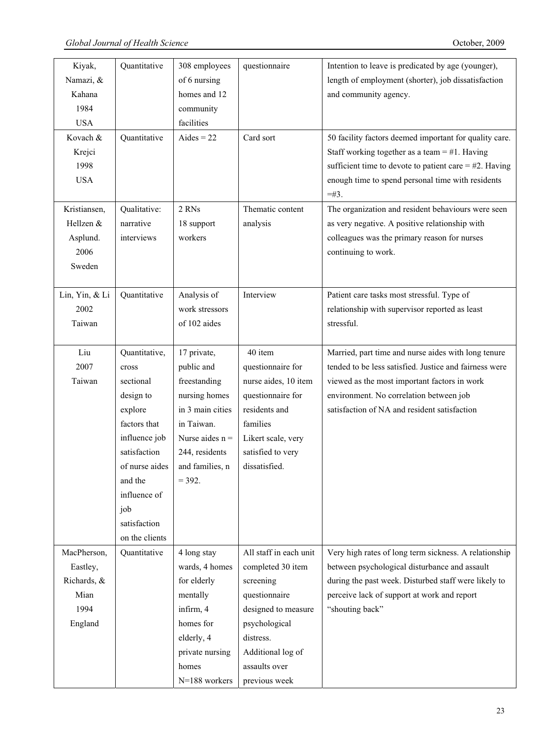| Kiyak, Namazi, & Kahana 1984 USA | Quantitative | 308 employees of 6 nursing homes and 12 community facilities | questionnaire | Intention to leave is predicated by age (younger), length of employment (shorter), job dissatisfaction and community agency. |
|---|---|---|---|---|
| Kovach & Krejci 1998 USA | Quantitative | Aides = 22 | Card sort | 50 facility factors deemed important for quality care. Staff working together as a team = #1. Having sufficient time to devote to patient care = #2. Having enough time to spend personal time with residents =#3. |
| Kristiansen, Hellzen & Asplund. 2006 Sweden | Qualitative: narrative interviews | 2 RNs 18 support workers | Thematic content analysis | The organization and resident behaviours were seen as very negative. A positive relationship with colleagues was the primary reason for nurses continuing to work. |
| Lin, Yin, & Li 2002 Taiwan | Quantitative | Analysis of work stressors of 102 aides | Interview | Patient care tasks most stressful. Type of relationship with supervisor reported as least stressful. |
| Liu 2007 Taiwan | Quantitative, cross sectional design to explore factors that influence job satisfaction of nurse aides and the influence of job satisfaction on the clients | 17 private, public and freestanding nursing homes in 3 main cities in Taiwan. Nurse aides n = 244, residents and families, n = 392. | 40 item questionnaire for nurse aides, 10 item questionnaire for residents and families Likert scale, very satisfied to very dissatisfied. | Married, part time and nurse aides with long tenure tended to be less satisfied. Justice and fairness were viewed as the most important factors in work environment. No correlation between job satisfaction of NA and resident satisfaction |
| MacPherson, Eastley, Richards, & Mian 1994 England | Quantitative | 4 long stay wards, 4 homes for elderly mentally infirm, 4 homes for elderly, 4 private nursing homes N=188 workers | All staff in each unit completed 30 item screening questionnaire designed to measure psychological distress. Additional log of assaults over previous week | Very high rates of long term sickness. A relationship between psychological disturbance and assault during the past week. Disturbed staff were likely to perceive lack of support at work and report "shouting back" |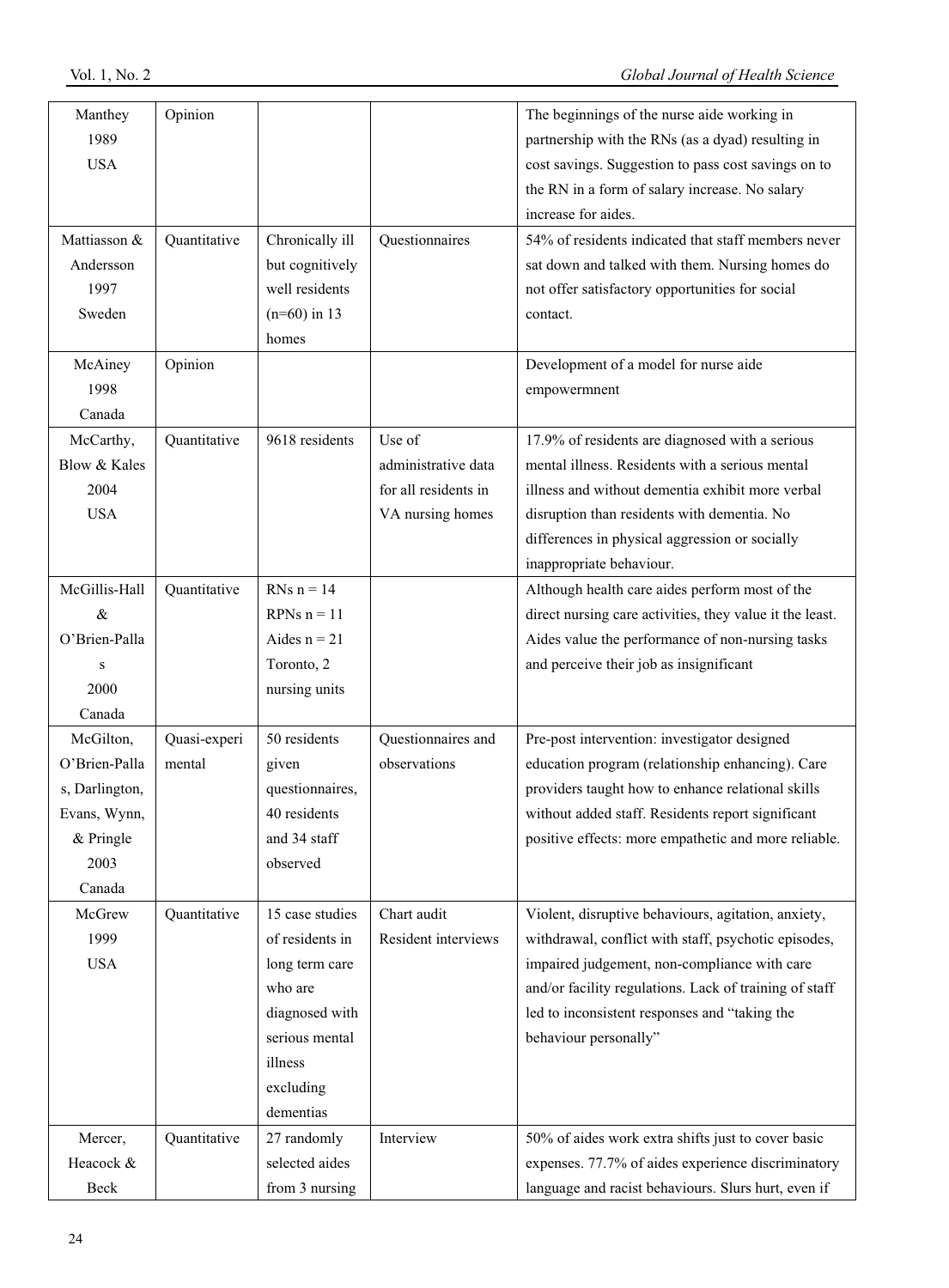| | | | | |
|---|---|---|---|---|
| Manthey 1989 USA | Opinion | | | The beginnings of the nurse aide working in partnership with the RNs (as a dyad) resulting in cost savings. Suggestion to pass cost savings on to the RN in a form of salary increase. No salary increase for aides. |
| Mattiasson & Andersson 1997 Sweden | Quantitative | Chronically ill but cognitively well residents (n=60) in 13 homes | Questionnaires | 54% of residents indicated that staff members never sat down and talked with them. Nursing homes do not offer satisfactory opportunities for social contact. |
| McAiney 1998 Canada | Opinion | | | Development of a model for nurse aide empowermnent |
| McCarthy, Blow & Kales 2004 USA | Quantitative | 9618 residents | Use of administrative data for all residents in VA nursing homes | 17.9% of residents are diagnosed with a serious mental illness. Residents with a serious mental illness and without dementia exhibit more verbal disruption than residents with dementia. No differences in physical aggression or socially inappropriate behaviour. |
| McGillis-Hall & O'Brien-Pallas 2000 Canada | Quantitative | RNs n = 14 RPNs n = 11 Aides n = 21 Toronto, 2 nursing units | | Although health care aides perform most of the direct nursing care activities, they value it the least. Aides value the performance of non-nursing tasks and perceive their job as insignificant |
| McGilton, O'Brien-Pallas, Darlington, Evans, Wynn, & Pringle 2003 Canada | Quasi-experimental | 50 residents given questionnaires, 40 residents and 34 staff observed | Questionnaires and observations | Pre-post intervention: investigator designed education program (relationship enhancing). Care providers taught how to enhance relational skills without added staff. Residents report significant positive effects: more empathetic and more reliable. |
| McGrew 1999 USA | Quantitative | 15 case studies of residents in long term care who are diagnosed with serious mental illness excluding dementias | Chart audit Resident interviews | Violent, disruptive behaviours, agitation, anxiety, withdrawal, conflict with staff, psychotic episodes, impaired judgement, non-compliance with care and/or facility regulations. Lack of training of staff led to inconsistent responses and "taking the behaviour personally" |
| Mercer, Heacock & Beck | Quantitative | 27 randomly selected aides from 3 nursing | Interview | 50% of aides work extra shifts just to cover basic expenses. 77.7% of aides experience discriminatory language and racist behaviours. Slurs hurt, even if |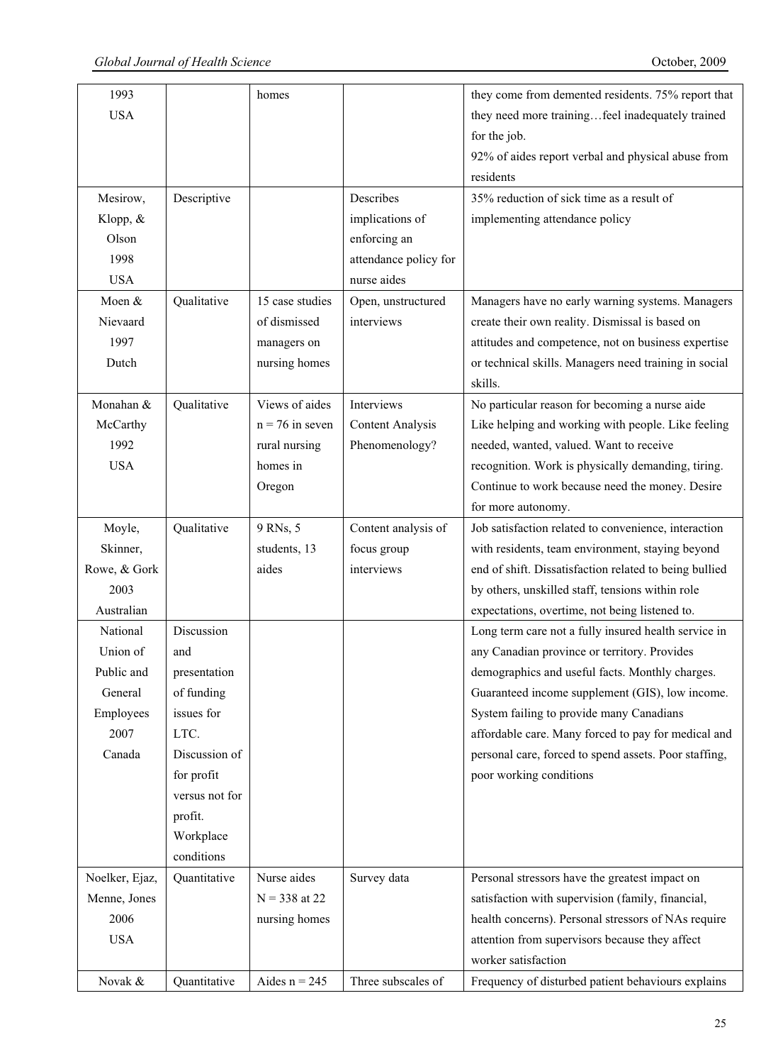| | | | | |
|---|---|---|---|---|
| 1993 USA | | homes | | they come from demented residents. 75% report that they need more training…feel inadequately trained for the job. 92% of aides report verbal and physical abuse from residents |
| Mesirow, Klopp, & Olson 1998 USA | Descriptive | | Describes implications of enforcing an attendance policy for nurse aides | 35% reduction of sick time as a result of implementing attendance policy |
| Moen & Nievaard 1997 Dutch | Qualitative | 15 case studies of dismissed managers on nursing homes | Open, unstructured interviews | Managers have no early warning systems. Managers create their own reality. Dismissal is based on attitudes and competence, not on business expertise or technical skills. Managers need training in social skills. |
| Monahan & McCarthy 1992 USA | Qualitative | Views of aides n = 76 in seven rural nursing homes in Oregon | Interviews Content Analysis Phenomenology? | No particular reason for becoming a nurse aide Like helping and working with people. Like feeling needed, wanted, valued. Want to receive recognition. Work is physically demanding, tiring. Continue to work because need the money. Desire for more autonomy. |
| Moyle, Skinner, Rowe, & Gork 2003 Australian | Qualitative | 9 RNs, 5 students, 13 aides | Content analysis of focus group interviews | Job satisfaction related to convenience, interaction with residents, team environment, staying beyond end of shift. Dissatisfaction related to being bullied by others, unskilled staff, tensions within role expectations, overtime, not being listened to. |
| National Union of Public and General Employees 2007 Canada | Discussion and presentation of funding issues for LTC. Discussion of for profit versus not for profit. Workplace conditions | | | Long term care not a fully insured health service in any Canadian province or territory. Provides demographics and useful facts. Monthly charges. Guaranteed income supplement (GIS), low income. System failing to provide many Canadians affordable care. Many forced to pay for medical and personal care, forced to spend assets. Poor staffing, poor working conditions |
| Noelker, Ejaz, Menne, Jones 2006 USA | Quantitative | Nurse aides N = 338 at 22 nursing homes | Survey data | Personal stressors have the greatest impact on satisfaction with supervision (family, financial, health concerns). Personal stressors of NAs require attention from supervisors because they affect worker satisfaction |
| Novak & | Quantitative | Aides n = 245 | Three subscales of | Frequency of disturbed patient behaviours explains |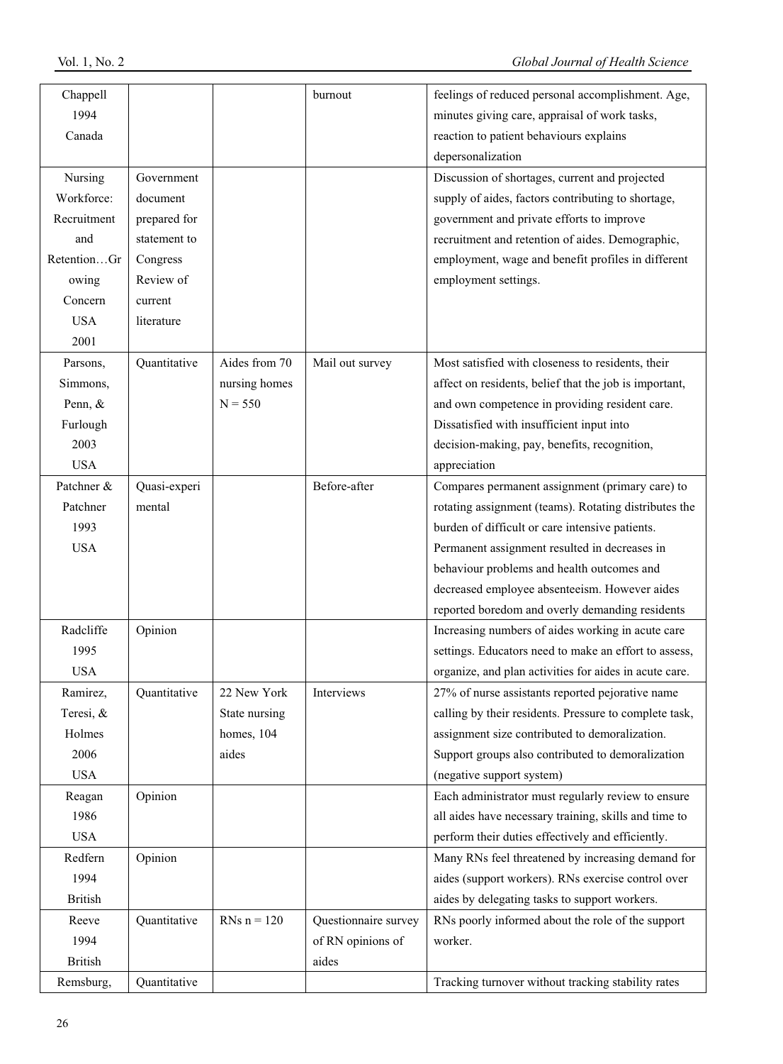| | | | | |
|---|---|---|---|---|
| Chappell 1994 Canada | | | burnout | feelings of reduced personal accomplishment. Age, minutes giving care, appraisal of work tasks, reaction to patient behaviours explains depersonalization |
| Nursing Workforce: Recruitment and Retention…Growing Concern USA 2001 | Government document prepared for statement to Congress Review of current literature | | | Discussion of shortages, current and projected supply of aides, factors contributing to shortage, government and private efforts to improve recruitment and retention of aides. Demographic, employment, wage and benefit profiles in different employment settings. |
| Parsons, Simmons, Penn, & Furlough 2003 USA | Quantitative | Aides from 70 nursing homes N = 550 | Mail out survey | Most satisfied with closeness to residents, their affect on residents, belief that the job is important, and own competence in providing resident care. Dissatisfied with insufficient input into decision-making, pay, benefits, recognition, appreciation |
| Patchner & Patchner 1993 USA | Quasi-experimental | | Before-after | Compares permanent assignment (primary care) to rotating assignment (teams). Rotating distributes the burden of difficult or care intensive patients. Permanent assignment resulted in decreases in behaviour problems and health outcomes and decreased employee absenteeism. However aides reported boredom and overly demanding residents |
| Radcliffe 1995 USA | Opinion | | | Increasing numbers of aides working in acute care settings. Educators need to make an effort to assess, organize, and plan activities for aides in acute care. |
| Ramirez, Teresi, & Holmes 2006 USA | Quantitative | 22 New York State nursing homes, 104 aides | Interviews | 27% of nurse assistants reported pejorative name calling by their residents. Pressure to complete task, assignment size contributed to demoralization. Support groups also contributed to demoralization (negative support system) |
| Reagan 1986 USA | Opinion | | | Each administrator must regularly review to ensure all aides have necessary training, skills and time to perform their duties effectively and efficiently. |
| Redfern 1994 British | Opinion | | | Many RNs feel threatened by increasing demand for aides (support workers). RNs exercise control over aides by delegating tasks to support workers. |
| Reeve 1994 British | Quantitative | RNs n = 120 | Questionnaire survey of RN opinions of aides | RNs poorly informed about the role of the support worker. |
| Remsburg, | Quantitative | | | Tracking turnover without tracking stability rates |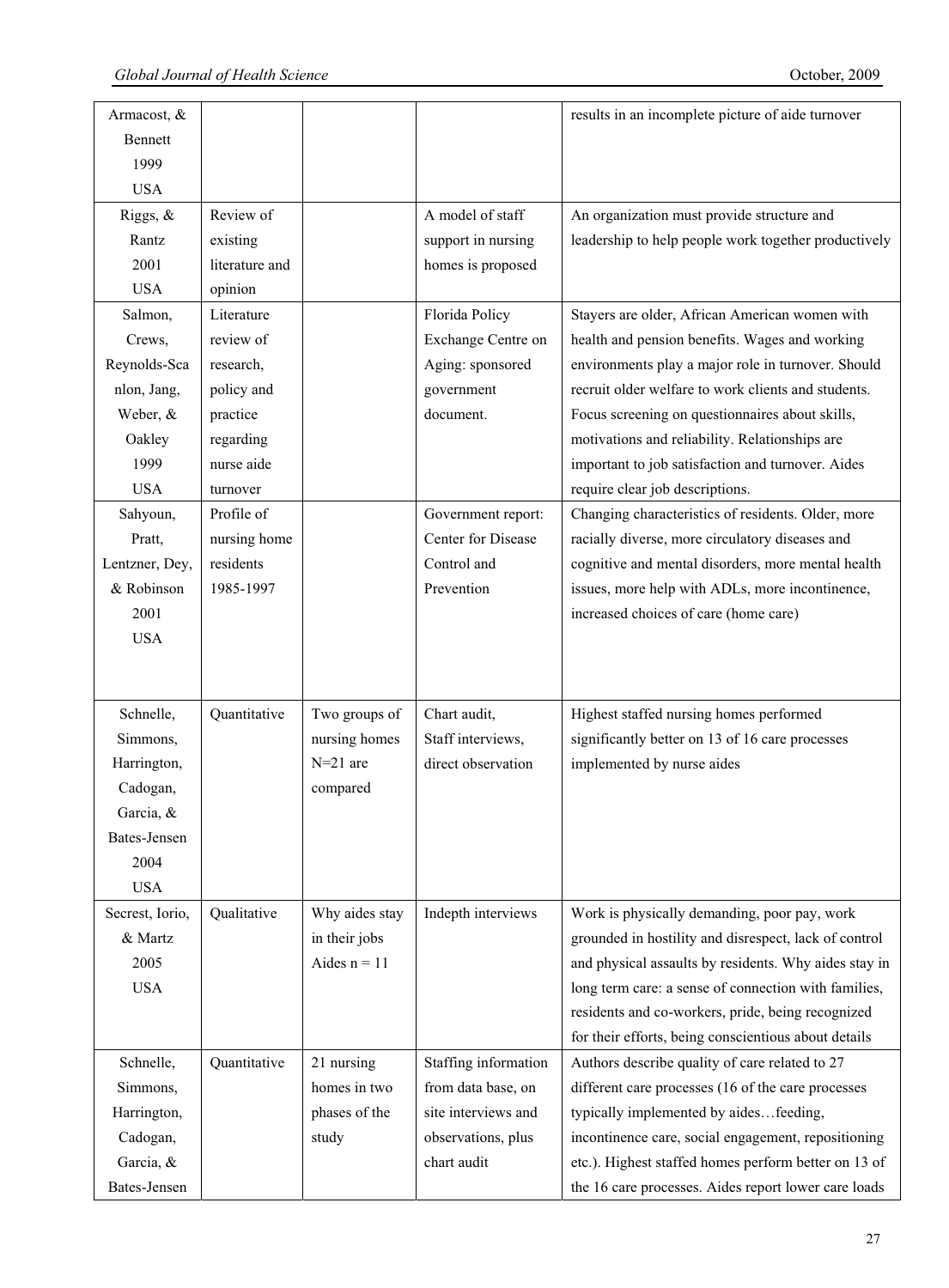| | | | | |
|---|---|---|---|---|
| Armacost, & Bennett 1999 USA | | | | results in an incomplete picture of aide turnover |
| Riggs, & Rantz 2001 USA | Review of existing literature and opinion | | A model of staff support in nursing homes is proposed | An organization must provide structure and leadership to help people work together productively |
| Salmon, Crews, Reynolds-Scanlon, Jang, Weber, & Oakley 1999 USA | Literature review of research, policy and practice regarding nurse aide turnover | | Florida Policy Exchange Centre on Aging: sponsored government document. | Stayers are older, African American women with health and pension benefits. Wages and working environments play a major role in turnover. Should recruit older welfare to work clients and students. Focus screening on questionnaires about skills, motivations and reliability. Relationships are important to job satisfaction and turnover. Aides require clear job descriptions. |
| Sahyoun, Pratt, Lentzner, Dey, & Robinson 2001 USA | Profile of nursing home residents 1985-1997 | | Government report: Center for Disease Control and Prevention | Changing characteristics of residents. Older, more racially diverse, more circulatory diseases and cognitive and mental disorders, more mental health issues, more help with ADLs, more incontinence, increased choices of care (home care) |
| Schnelle, Simmons, Harrington, Cadogan, Garcia, & Bates-Jensen 2004 USA | Quantitative | Two groups of nursing homes N=21 are compared | Chart audit, Staff interviews, direct observation | Highest staffed nursing homes performed significantly better on 13 of 16 care processes implemented by nurse aides |
| Secrest, Iorio, & Martz 2005 USA | Qualitative | Why aides stay in their jobs Aides n = 11 | Indepth interviews | Work is physically demanding, poor pay, work grounded in hostility and disrespect, lack of control and physical assaults by residents. Why aides stay in long term care: a sense of connection with families, residents and co-workers, pride, being recognized for their efforts, being conscientious about details |
| Schnelle, Simmons, Harrington, Cadogan, Garcia, & Bates-Jensen | Quantitative | 21 nursing homes in two phases of the study | Staffing information from data base, on site interviews and observations, plus chart audit | Authors describe quality of care related to 27 different care processes (16 of the care processes typically implemented by aides…feeding, incontinence care, social engagement, repositioning etc.). Highest staffed homes perform better on 13 of the 16 care processes. Aides report lower care loads |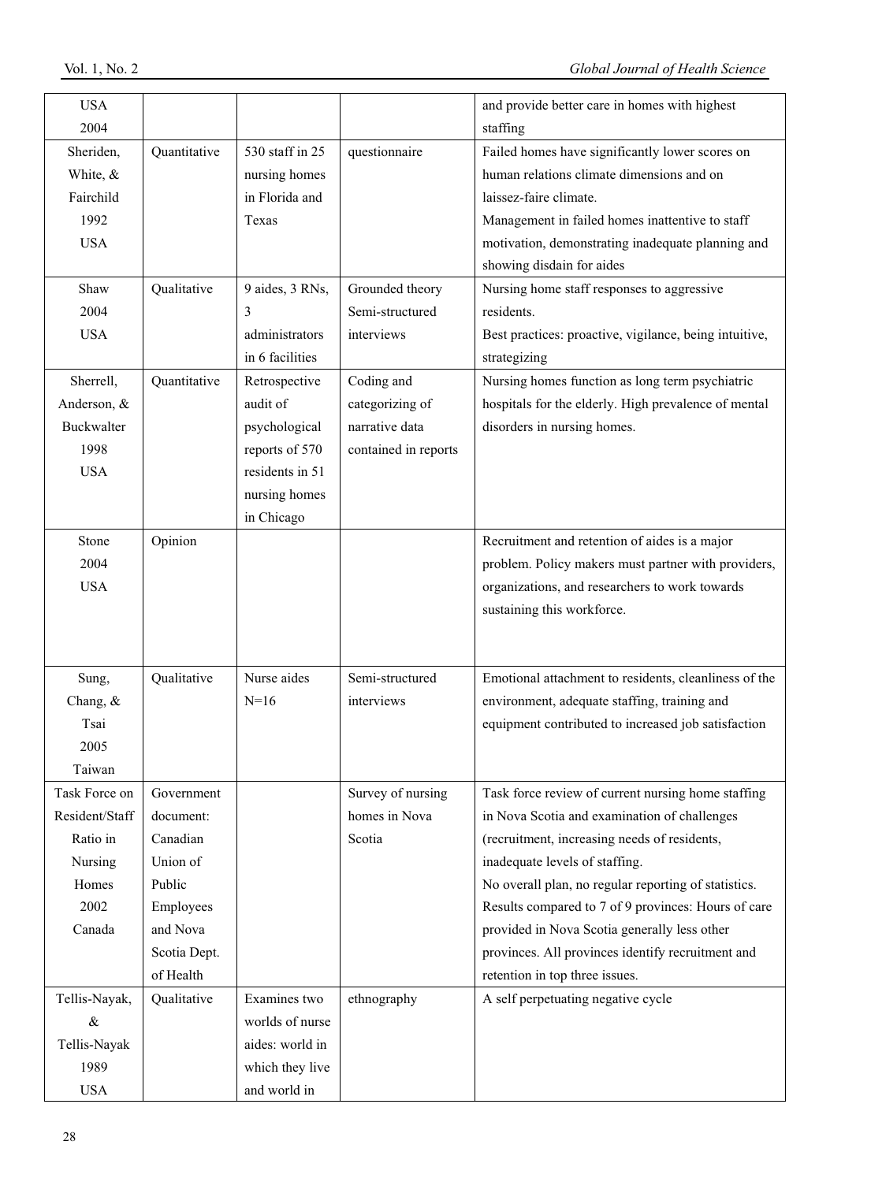| | | | | |
|---|---|---|---|---|
| USA 2004 | | | | and provide better care in homes with highest staffing |
| Sheriden, White, & Fairchild 1992 USA | Quantitative | 530 staff in 25 nursing homes in Florida and Texas | questionnaire | Failed homes have significantly lower scores on human relations climate dimensions and on laissez-faire climate. Management in failed homes inattentive to staff motivation, demonstrating inadequate planning and showing disdain for aides |
| Shaw 2004 USA | Qualitative | 9 aides, 3 RNs, 3 administrators in 6 facilities | Grounded theory Semi-structured interviews | Nursing home staff responses to aggressive residents. Best practices: proactive, vigilance, being intuitive, strategizing |
| Sherrell, Anderson, & Buckwalter 1998 USA | Quantitative | Retrospective audit of psychological reports of 570 residents in 51 nursing homes in Chicago | Coding and categorizing of narrative data contained in reports | Nursing homes function as long term psychiatric hospitals for the elderly. High prevalence of mental disorders in nursing homes. |
| Stone 2004 USA | Opinion | | | Recruitment and retention of aides is a major problem. Policy makers must partner with providers, organizations, and researchers to work towards sustaining this workforce. |
| Sung, Chang, & Tsai 2005 Taiwan | Qualitative | Nurse aides N=16 | Semi-structured interviews | Emotional attachment to residents, cleanliness of the environment, adequate staffing, training and equipment contributed to increased job satisfaction |
| Task Force on Resident/Staff Ratio in Nursing Homes 2002 Canada | Government document: Canadian Union of Public Employees and Nova Scotia Dept. of Health | | Survey of nursing homes in Nova Scotia | Task force review of current nursing home staffing in Nova Scotia and examination of challenges (recruitment, increasing needs of residents, inadequate levels of staffing. No overall plan, no regular reporting of statistics. Results compared to 7 of 9 provinces: Hours of care provided in Nova Scotia generally less other provinces. All provinces identify recruitment and retention in top three issues. |
| Tellis-Nayak, & Tellis-Nayak 1989 USA | Qualitative | Examines two worlds of nurse aides: world in which they live and world in | ethnography | A self perpetuating negative cycle |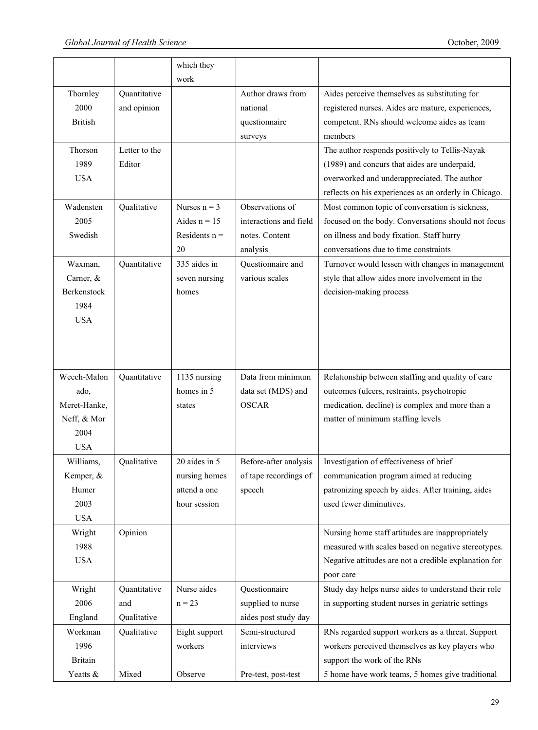| | | which they work | | |
|---|---|---|---|---|
| Thornley 2000 British | Quantitative and opinion | | Author draws from national questionnaire surveys | Aides perceive themselves as substituting for registered nurses. Aides are mature, experiences, competent. RNs should welcome aides as team members |
| Thorson 1989 USA | Letter to the Editor | | | The author responds positively to Tellis-Nayak (1989) and concurs that aides are underpaid, overworked and underappreciated. The author reflects on his experiences as an orderly in Chicago. |
| Wadensten 2005 Swedish | Qualitative | Nurses n = 3 Aides n = 15 Residents n = 20 | Observations of interactions and field notes. Content analysis | Most common topic of conversation is sickness, focused on the body. Conversations should not focus on illness and body fixation. Staff hurry conversations due to time constraints |
| Waxman, Carner, & Berkenstock 1984 USA | Quantitative | 335 aides in seven nursing homes | Questionnaire and various scales | Turnover would lessen with changes in management style that allow aides more involvement in the decision-making process |
| Weech-Maldonado, Meret-Hanke, Neff, & Mor 2004 USA | Quantitative | 1135 nursing homes in 5 states | Data from minimum data set (MDS) and OSCAR | Relationship between staffing and quality of care outcomes (ulcers, restraints, psychotropic medication, decline) is complex and more than a matter of minimum staffing levels |
| Williams, Kemper, & Humer 2003 USA | Qualitative | 20 aides in 5 nursing homes attend a one hour session | Before-after analysis of tape recordings of speech | Investigation of effectiveness of brief communication program aimed at reducing patronizing speech by aides. After training, aides used fewer diminutives. |
| Wright 1988 USA | Opinion | | | Nursing home staff attitudes are inappropriately measured with scales based on negative stereotypes. Negative attitudes are not a credible explanation for poor care |
| Wright 2006 England | Quantitative and Qualitative | Nurse aides n = 23 | Questionnaire supplied to nurse aides post study day | Study day helps nurse aides to understand their role in supporting student nurses in geriatric settings |
| Workman 1996 Britain | Qualitative | Eight support workers | Semi-structured interviews | RNs regarded support workers as a threat. Support workers perceived themselves as key players who support the work of the RNs |
| Yeatts & | Mixed | Observe | Pre-test, post-test | 5 home have work teams, 5 homes give traditional |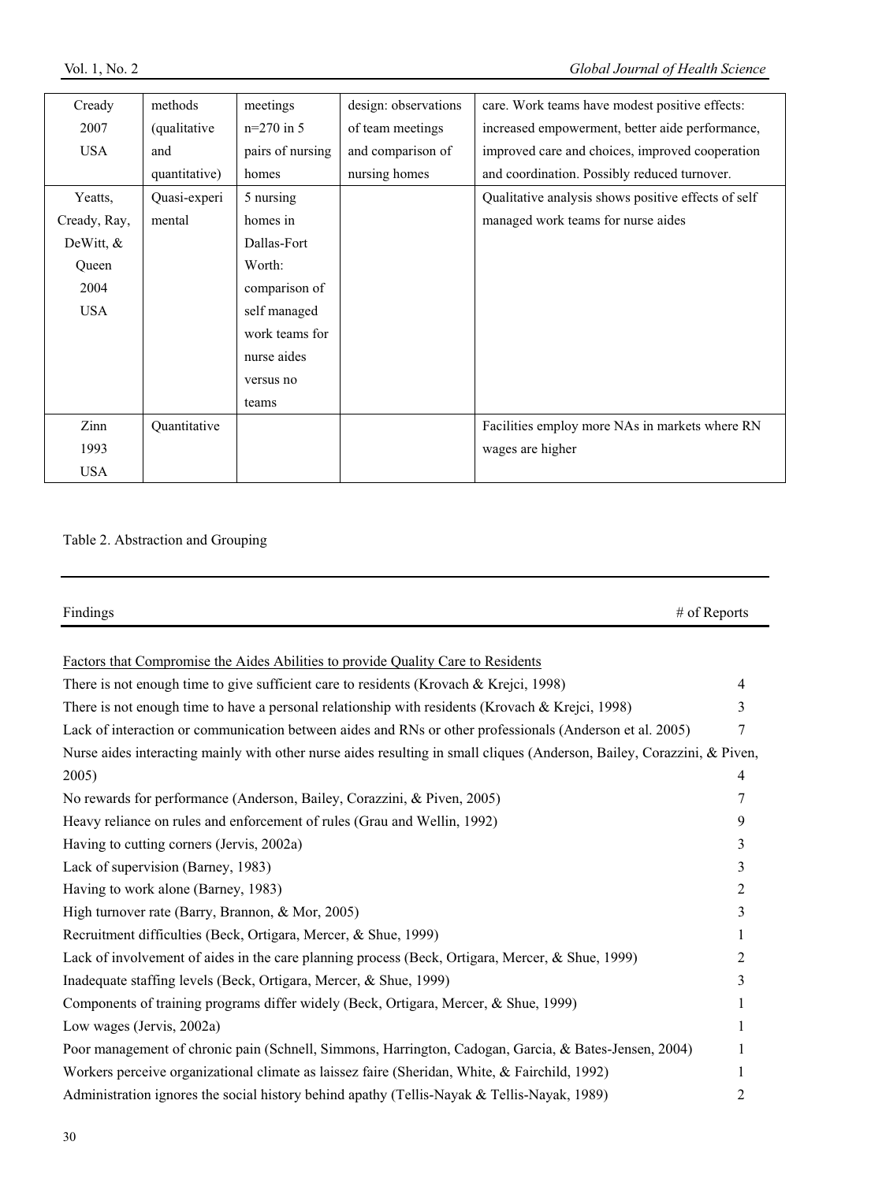| Cready 2007 USA | methods (qualitative and quantitative) | meetings n=270 in 5 pairs of nursing homes | design: observations of team meetings and comparison of nursing homes | care. Work teams have modest positive effects: increased empowerment, better aide performance, improved care and choices, improved cooperation and coordination. Possibly reduced turnover. |
|---|---|---|---|---|
| Yeatts, Cready, Ray, DeWitt, & Queen 2004 USA | Quasi-experimental | 5 nursing homes in Dallas-Fort Worth: comparison of self managed work teams for nurse aides versus no teams | | Qualitative analysis shows positive effects of self managed work teams for nurse aides |
| Zinn 1993 USA | Quantitative | | | Facilities employ more NAs in markets where RN wages are higher |

Table 2. Abstraction and Grouping

| Findings | # of Reports |
|---|---|
| Factors that Compromise the Aides Abilities to provide Quality Care to Residents | |
| There is not enough time to give sufficient care to residents (Krovach & Krejci, 1998) | 4 |
| There is not enough time to have a personal relationship with residents (Krovach & Krejci, 1998) | 3 |
| Lack of interaction or communication between aides and RNs or other professionals (Anderson et al. 2005) | 7 |
| Nurse aides interacting mainly with other nurse aides resulting in small cliques (Anderson, Bailey, Corazzini, & Piven, 2005) | 4 |
| No rewards for performance (Anderson, Bailey, Corazzini, & Piven, 2005) | 7 |
| Heavy reliance on rules and enforcement of rules (Grau and Wellin, 1992) | 9 |
| Having to cutting corners (Jervis, 2002a) | 3 |
| Lack of supervision (Barney, 1983) | 3 |
| Having to work alone (Barney, 1983) | 2 |
| High turnover rate (Barry, Brannon, & Mor, 2005) | 3 |
| Recruitment difficulties (Beck, Ortigara, Mercer, & Shue, 1999) | 1 |
| Lack of involvement of aides in the care planning process (Beck, Ortigara, Mercer, & Shue, 1999) | 2 |
| Inadequate staffing levels (Beck, Ortigara, Mercer, & Shue, 1999) | 3 |
| Components of training programs differ widely (Beck, Ortigara, Mercer, & Shue, 1999) | 1 |
| Low wages (Jervis, 2002a) | 1 |
| Poor management of chronic pain (Schnell, Simmons, Harrington, Cadogan, Garcia, & Bates-Jensen, 2004) | 1 |
| Workers perceive organizational climate as laissez faire (Sheridan, White, & Fairchild, 1992) | 1 |
| Administration ignores the social history behind apathy (Tellis-Nayak & Tellis-Nayak, 1989) | 2 |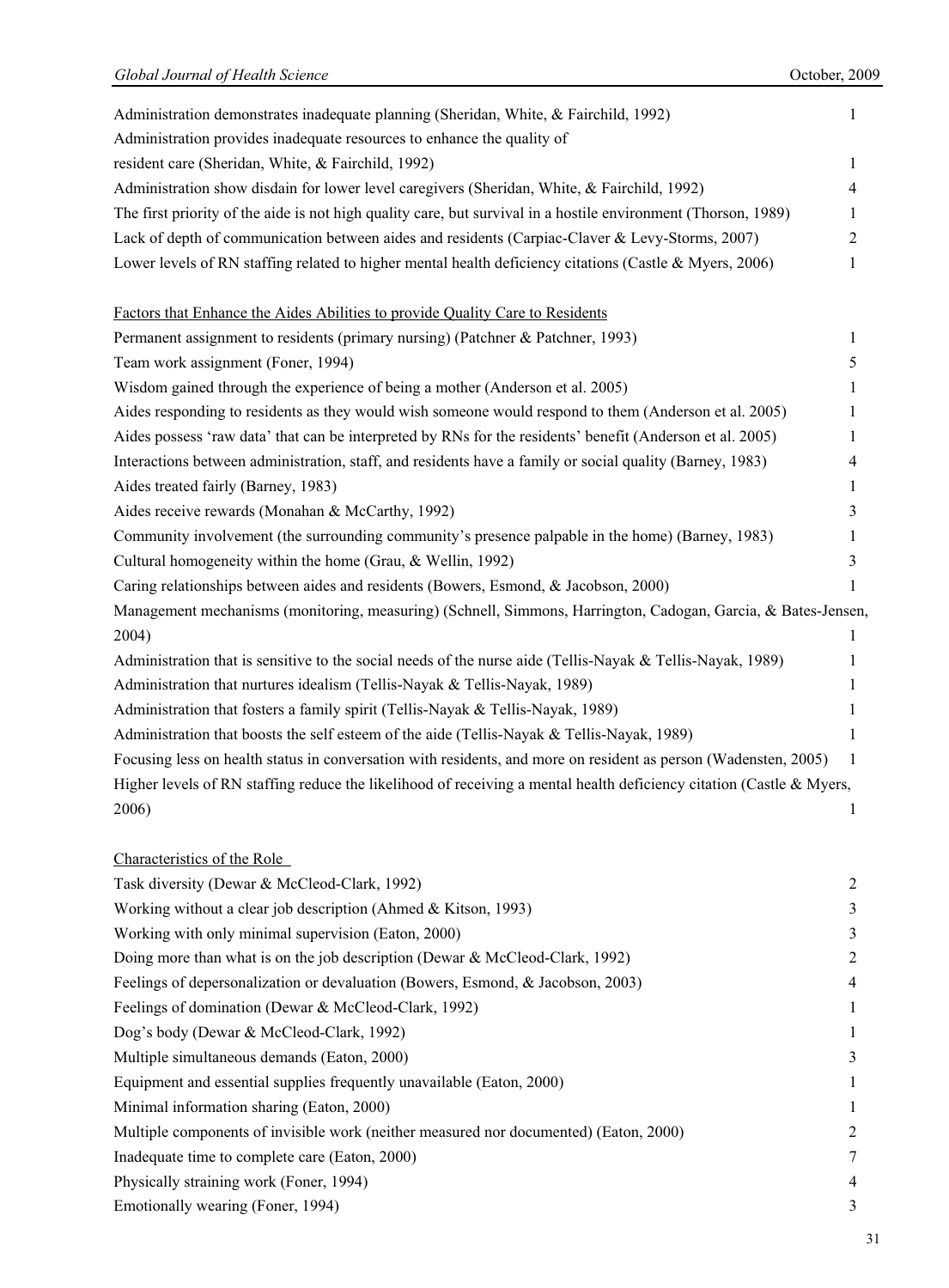| | |
|---|---|
| Administration demonstrates inadequate planning (Sheridan, White, & Fairchild, 1992) | 1 |
| Administration provides inadequate resources to enhance the quality of resident care (Sheridan, White, & Fairchild, 1992) | 1 |
| Administration show disdain for lower level caregivers (Sheridan, White, & Fairchild, 1992) | 4 |
| The first priority of the aide is not high quality care, but survival in a hostile environment (Thorson, 1989) | 1 |
| Lack of depth of communication between aides and residents (Carpiac-Claver & Levy-Storms, 2007) | 2 |
| Lower levels of RN staffing related to higher mental health deficiency citations (Castle & Myers, 2006) | 1 |
| <u>Factors that Enhance the Aides Abilities to provide Quality Care to Residents</u> | |
| Permanent assignment to residents (primary nursing) (Patchner & Patchner, 1993) | 1 |
| Team work assignment (Foner, 1994) | 5 |
| Wisdom gained through the experience of being a mother (Anderson et al. 2005) | 1 |
| Aides responding to residents as they would wish someone would respond to them (Anderson et al. 2005) | 1 |
| Aides possess 'raw data' that can be interpreted by RNs for the residents' benefit (Anderson et al. 2005) | 1 |
| Interactions between administration, staff, and residents have a family or social quality (Barney, 1983) | 4 |
| Aides treated fairly (Barney, 1983) | 1 |
| Aides receive rewards (Monahan & McCarthy, 1992) | 3 |
| Community involvement (the surrounding community's presence palpable in the home) (Barney, 1983) | 1 |
| Cultural homogeneity within the home (Grau, & Wellin, 1992) | 3 |
| Caring relationships between aides and residents (Bowers, Esmond, & Jacobson, 2000) | 1 |
| Management mechanisms (monitoring, measuring) (Schnell, Simmons, Harrington, Cadogan, Garcia, & Bates-Jensen, 2004) | 1 |
| Administration that is sensitive to the social needs of the nurse aide (Tellis-Nayak & Tellis-Nayak, 1989) | 1 |
| Administration that nurtures idealism (Tellis-Nayak & Tellis-Nayak, 1989) | 1 |
| Administration that fosters a family spirit (Tellis-Nayak & Tellis-Nayak, 1989) | 1 |
| Administration that boosts the self esteem of the aide (Tellis-Nayak & Tellis-Nayak, 1989) | 1 |
| Focusing less on health status in conversation with residents, and more on resident as person (Wadensten, 2005) | 1 |
| Higher levels of RN staffing reduce the likelihood of receiving a mental health deficiency citation (Castle & Myers, 2006) | 1 |
| <u>Characteristics of the Role</u> | |
| Task diversity (Dewar & McCleod-Clark, 1992) | 2 |
| Working without a clear job description (Ahmed & Kitson, 1993) | 3 |
| Working with only minimal supervision (Eaton, 2000) | 3 |
| Doing more than what is on the job description (Dewar & McCleod-Clark, 1992) | 2 |
| Feelings of depersonalization or devaluation (Bowers, Esmond, & Jacobson, 2003) | 4 |
| Feelings of domination (Dewar & McCleod-Clark, 1992) | 1 |
| Dog's body (Dewar & McCleod-Clark, 1992) | 1 |
| Multiple simultaneous demands (Eaton, 2000) | 3 |
| Equipment and essential supplies frequently unavailable (Eaton, 2000) | 1 |
| Minimal information sharing (Eaton, 2000) | 1 |
| Multiple components of invisible work (neither measured nor documented) (Eaton, 2000) | 2 |
| Inadequate time to complete care (Eaton, 2000) | 7 |
| Physically straining work (Foner, 1994) | 4 |
| Emotionally wearing (Foner, 1994) | 3 |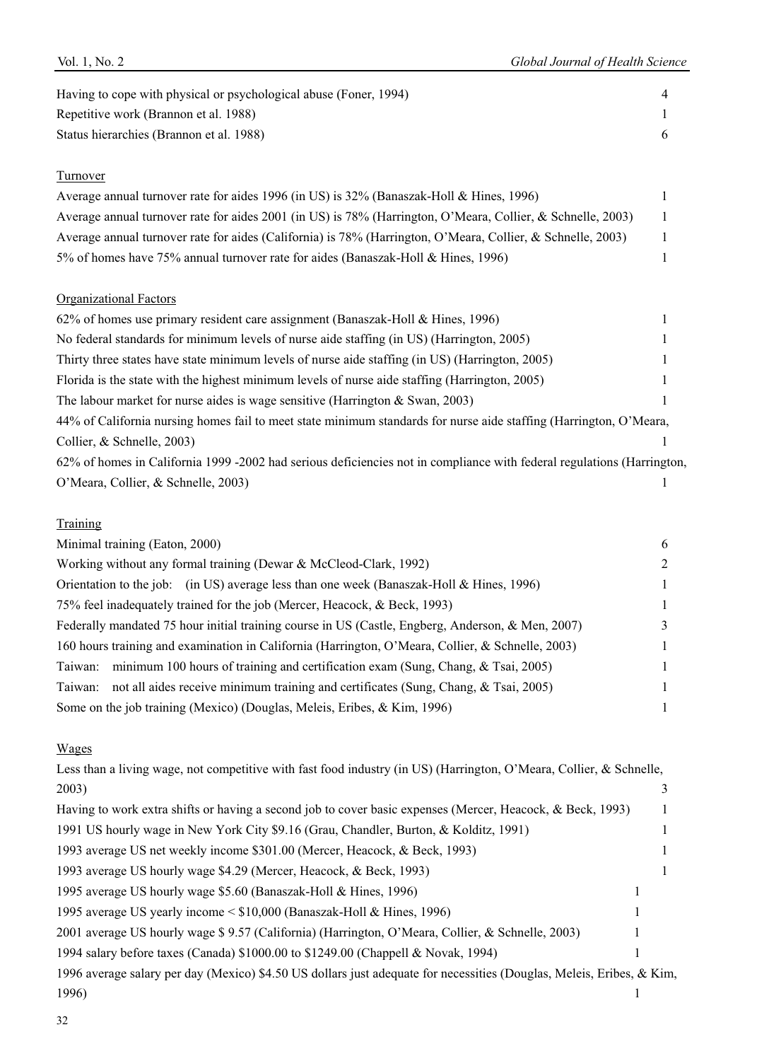| | |
|---|---|
| Having to cope with physical or psychological abuse (Foner, 1994) | 4 |
| Repetitive work (Brannon et al. 1988) | 1 |
| Status hierarchies (Brannon et al. 1988) | 6 |
| **Turnover** | |
| Average annual turnover rate for aides 1996 (in US) is 32% (Banaszak-Holl & Hines, 1996) | 1 |
| Average annual turnover rate for aides 2001 (in US) is 78% (Harrington, O'Meara, Collier, & Schnelle, 2003) | 1 |
| Average annual turnover rate for aides (California) is 78% (Harrington, O'Meara, Collier, & Schnelle, 2003) | 1 |
| 5% of homes have 75% annual turnover rate for aides (Banaszak-Holl & Hines, 1996) | 1 |
| **Organizational Factors** | |
| 62% of homes use primary resident care assignment (Banaszak-Holl & Hines, 1996) | 1 |
| No federal standards for minimum levels of nurse aide staffing (in US) (Harrington, 2005) | 1 |
| Thirty three states have state minimum levels of nurse aide staffing (in US) (Harrington, 2005) | 1 |
| Florida is the state with the highest minimum levels of nurse aide staffing (Harrington, 2005) | 1 |
| The labour market for nurse aides is wage sensitive (Harrington & Swan, 2003) | 1 |
| 44% of California nursing homes fail to meet state minimum standards for nurse aide staffing (Harrington, O'Meara, Collier, & Schnelle, 2003) | 1 |
| 62% of homes in California 1999 -2002 had serious deficiencies not in compliance with federal regulations (Harrington, O'Meara, Collier, & Schnelle, 2003) | 1 |
| **Training** | |
| Minimal training (Eaton, 2000) | 6 |
| Working without any formal training (Dewar & McCleod-Clark, 1992) | 2 |
| Orientation to the job: (in US) average less than one week (Banaszak-Holl & Hines, 1996) | 1 |
| 75% feel inadequately trained for the job (Mercer, Heacock, & Beck, 1993) | 1 |
| Federally mandated 75 hour initial training course in US (Castle, Engberg, Anderson, & Men, 2007) | 3 |
| 160 hours training and examination in California (Harrington, O'Meara, Collier, & Schnelle, 2003) | 1 |
| Taiwan: minimum 100 hours of training and certification exam (Sung, Chang, & Tsai, 2005) | 1 |
| Taiwan: not all aides receive minimum training and certificates (Sung, Chang, & Tsai, 2005) | 1 |
| Some on the job training (Mexico) (Douglas, Meleis, Eribes, & Kim, 1996) | 1 |
| **Wages** | |
| Less than a living wage, not competitive with fast food industry (in US) (Harrington, O'Meara, Collier, & Schnelle, 2003) | 3 |
| Having to work extra shifts or having a second job to cover basic expenses (Mercer, Heacock, & Beck, 1993) | 1 |
| 1991 US hourly wage in New York City $9.16 (Grau, Chandler, Burton, & Kolditz, 1991) | 1 |
| 1993 average US net weekly income $301.00 (Mercer, Heacock, & Beck, 1993) | 1 |
| 1993 average US hourly wage $4.29 (Mercer, Heacock, & Beck, 1993) | 1 |
| 1995 average US hourly wage $5.60 (Banaszak-Holl & Hines, 1996) | 1 |
| 1995 average US yearly income < $10,000 (Banaszak-Holl & Hines, 1996) | 1 |
| 2001 average US hourly wage $ 9.57 (California) (Harrington, O'Meara, Collier, & Schnelle, 2003) | 1 |
| 1994 salary before taxes (Canada) $1000.00 to $1249.00 (Chappell & Novak, 1994) | 1 |
| 1996 average salary per day (Mexico) $4.50 US dollars just adequate for necessities (Douglas, Meleis, Eribes, & Kim, 1996) | 1 |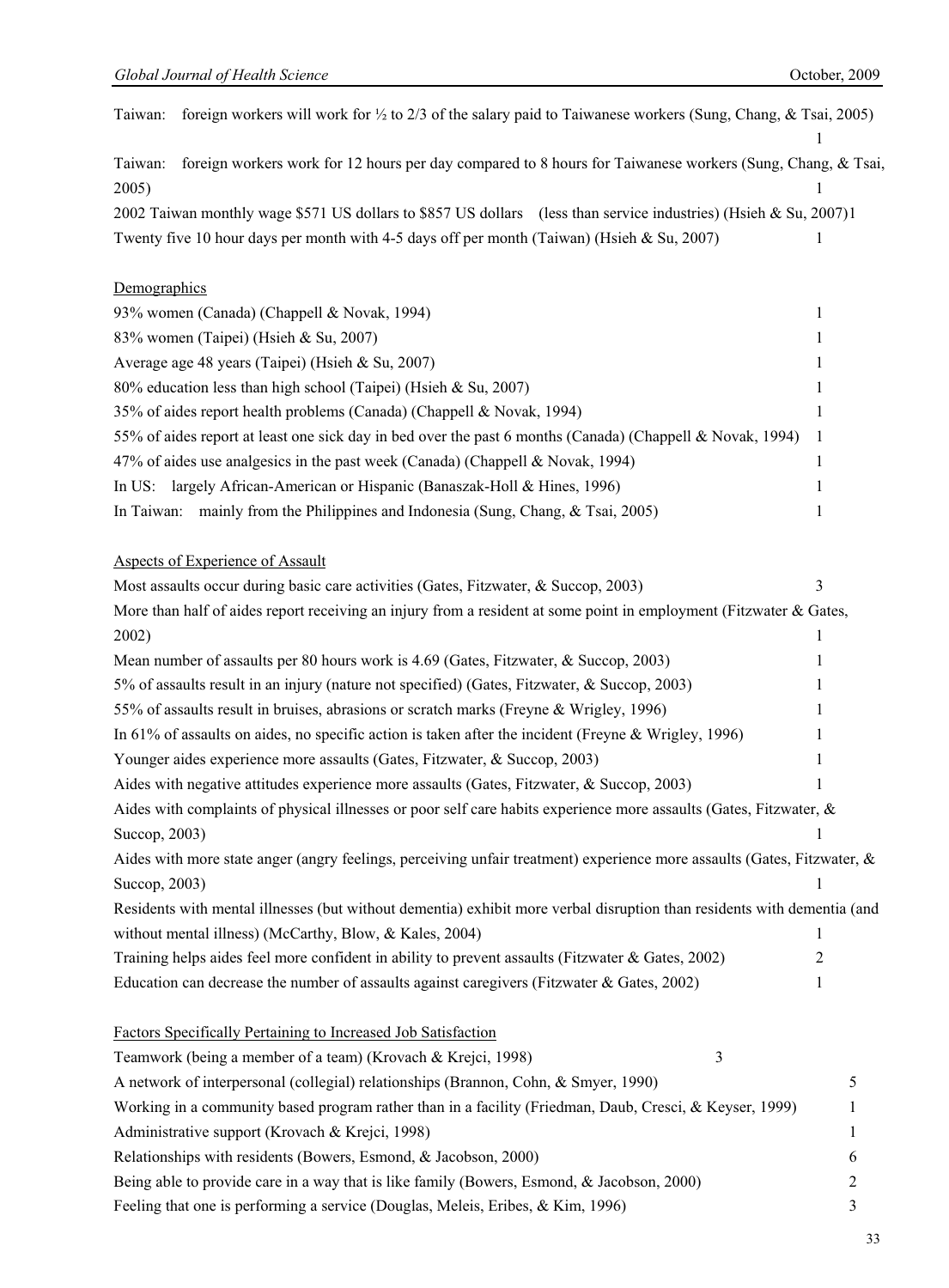Taiwan: foreign workers will work for ½ to 2/3 of the salary paid to Taiwanese workers (Sung, Chang, & Tsai, 2005) 1

Taiwan: foreign workers work for 12 hours per day compared to 8 hours for Taiwanese workers (Sung, Chang, & Tsai, 2005) 1

2002 Taiwan monthly wage $571 US dollars to $857 US dollars (less than service industries) (Hsieh & Su, 2007) 1

Twenty five 10 hour days per month with 4-5 days off per month (Taiwan) (Hsieh & Su, 2007) 1

Demographics

| | |
|---|---|
| 93% women (Canada) (Chappell & Novak, 1994) | 1 |
| 83% women (Taipei) (Hsieh & Su, 2007) | 1 |
| Average age 48 years (Taipei) (Hsieh & Su, 2007) | 1 |
| 80% education less than high school (Taipei) (Hsieh & Su, 2007) | 1 |
| 35% of aides report health problems (Canada) (Chappell & Novak, 1994) | 1 |
| 55% of aides report at least one sick day in bed over the past 6 months (Canada) (Chappell & Novak, 1994) | 1 |
| 47% of aides use analgesics in the past week (Canada) (Chappell & Novak, 1994) | 1 |
| In US: largely African-American or Hispanic (Banaszak-Holl & Hines, 1996) | 1 |
| In Taiwan: mainly from the Philippines and Indonesia (Sung, Chang, & Tsai, 2005) | 1 |

Aspects of Experience of Assault

| | |
|---|---|
| Most assaults occur during basic care activities (Gates, Fitzwater, & Succop, 2003) | 3 |
| More than half of aides report receiving an injury from a resident at some point in employment (Fitzwater & Gates, 2002) | 1 |
| Mean number of assaults per 80 hours work is 4.69 (Gates, Fitzwater, & Succop, 2003) | 1 |
| 5% of assaults result in an injury (nature not specified) (Gates, Fitzwater, & Succop, 2003) | 1 |
| 55% of assaults result in bruises, abrasions or scratch marks (Freyne & Wrigley, 1996) | 1 |
| In 61% of assaults on aides, no specific action is taken after the incident (Freyne & Wrigley, 1996) | 1 |
| Younger aides experience more assaults (Gates, Fitzwater, & Succop, 2003) | 1 |
| Aides with negative attitudes experience more assaults (Gates, Fitzwater, & Succop, 2003) | 1 |
| Aides with complaints of physical illnesses or poor self care habits experience more assaults (Gates, Fitzwater, & Succop, 2003) | 1 |
| Aides with more state anger (angry feelings, perceiving unfair treatment) experience more assaults (Gates, Fitzwater, & Succop, 2003) | 1 |
| Residents with mental illnesses (but without dementia) exhibit more verbal disruption than residents with dementia (and without mental illness) (McCarthy, Blow, & Kales, 2004) | 1 |
| Training helps aides feel more confident in ability to prevent assaults (Fitzwater & Gates, 2002) | 2 |
| Education can decrease the number of assaults against caregivers (Fitzwater & Gates, 2002) | 1 |

Factors Specifically Pertaining to Increased Job Satisfaction

| | |
|---|---|
| Teamwork (being a member of a team) (Krovach & Krejci, 1998) | 3 |
| A network of interpersonal (collegial) relationships (Brannon, Cohn, & Smyer, 1990) | 5 |
| Working in a community based program rather than in a facility (Friedman, Daub, Cresci, & Keyser, 1999) | 1 |
| Administrative support (Krovach & Krejci, 1998) | 1 |
| Relationships with residents (Bowers, Esmond, & Jacobson, 2000) | 6 |
| Being able to provide care in a way that is like family (Bowers, Esmond, & Jacobson, 2000) | 2 |
| Feeling that one is performing a service (Douglas, Meleis, Eribes, & Kim, 1996) | 3 |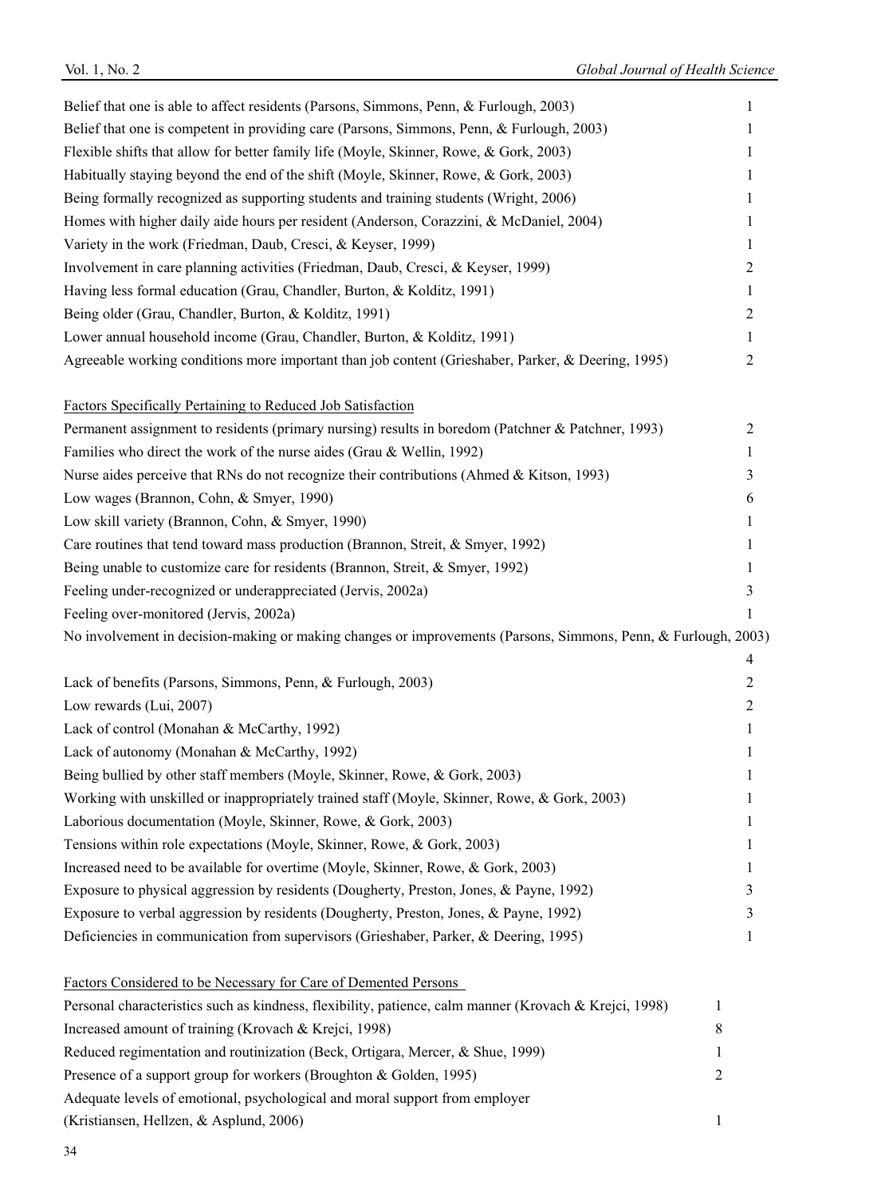| | |
|---|---|
| Belief that one is able to affect residents (Parsons, Simmons, Penn, & Furlough, 2003) | 1 |
| Belief that one is competent in providing care (Parsons, Simmons, Penn, & Furlough, 2003) | 1 |
| Flexible shifts that allow for better family life (Moyle, Skinner, Rowe, & Gork, 2003) | 1 |
| Habitually staying beyond the end of the shift (Moyle, Skinner, Rowe, & Gork, 2003) | 1 |
| Being formally recognized as supporting students and training students (Wright, 2006) | 1 |
| Homes with higher daily aide hours per resident (Anderson, Corazzini, & McDaniel, 2004) | 1 |
| Variety in the work (Friedman, Daub, Cresci, & Keyser, 1999) | 1 |
| Involvement in care planning activities (Friedman, Daub, Cresci, & Keyser, 1999) | 2 |
| Having less formal education (Grau, Chandler, Burton, & Kolditz, 1991) | 1 |
| Being older (Grau, Chandler, Burton, & Kolditz, 1991) | 2 |
| Lower annual household income (Grau, Chandler, Burton, & Kolditz, 1991) | 1 |
| Agreeable working conditions more important than job content (Grieshaber, Parker, & Deering, 1995) | 2 |
| <u>Factors Specifically Pertaining to Reduced Job Satisfaction</u> | |
| Permanent assignment to residents (primary nursing) results in boredom (Patchner & Patchner, 1993) | 2 |
| Families who direct the work of the nurse aides (Grau & Wellin, 1992) | 1 |
| Nurse aides perceive that RNs do not recognize their contributions (Ahmed & Kitson, 1993) | 3 |
| Low wages (Brannon, Cohn, & Smyer, 1990) | 6 |
| Low skill variety (Brannon, Cohn, & Smyer, 1990) | 1 |
| Care routines that tend toward mass production (Brannon, Streit, & Smyer, 1992) | 1 |
| Being unable to customize care for residents (Brannon, Streit, & Smyer, 1992) | 1 |
| Feeling under-recognized or underappreciated (Jervis, 2002a) | 3 |
| Feeling over-monitored (Jervis, 2002a) | 1 |
| No involvement in decision-making or making changes or improvements (Parsons, Simmons, Penn, & Furlough, 2003) | 4 |
| Lack of benefits (Parsons, Simmons, Penn, & Furlough, 2003) | 2 |
| Low rewards (Lui, 2007) | 2 |
| Lack of control (Monahan & McCarthy, 1992) | 1 |
| Lack of autonomy (Monahan & McCarthy, 1992) | 1 |
| Being bullied by other staff members (Moyle, Skinner, Rowe, & Gork, 2003) | 1 |
| Working with unskilled or inappropriately trained staff (Moyle, Skinner, Rowe, & Gork, 2003) | 1 |
| Laborious documentation (Moyle, Skinner, Rowe, & Gork, 2003) | 1 |
| Tensions within role expectations (Moyle, Skinner, Rowe, & Gork, 2003) | 1 |
| Increased need to be available for overtime (Moyle, Skinner, Rowe, & Gork, 2003) | 1 |
| Exposure to physical aggression by residents (Dougherty, Preston, Jones, & Payne, 1992) | 3 |
| Exposure to verbal aggression by residents (Dougherty, Preston, Jones, & Payne, 1992) | 3 |
| Deficiencies in communication from supervisors (Grieshaber, Parker, & Deering, 1995) | 1 |
| <u>Factors Considered to be Necessary for Care of Demented Persons</u> | |
| Personal characteristics such as kindness, flexibility, patience, calm manner (Krovach & Krejci, 1998) | 1 |
| Increased amount of training (Krovach & Krejci, 1998) | 8 |
| Reduced regimentation and routinization (Beck, Ortigara, Mercer, & Shue, 1999) | 1 |
| Presence of a support group for workers (Broughton & Golden, 1995) | 2 |
| Adequate levels of emotional, psychological and moral support from employer (Kristiansen, Hellzen, & Asplund, 2006) | 1 |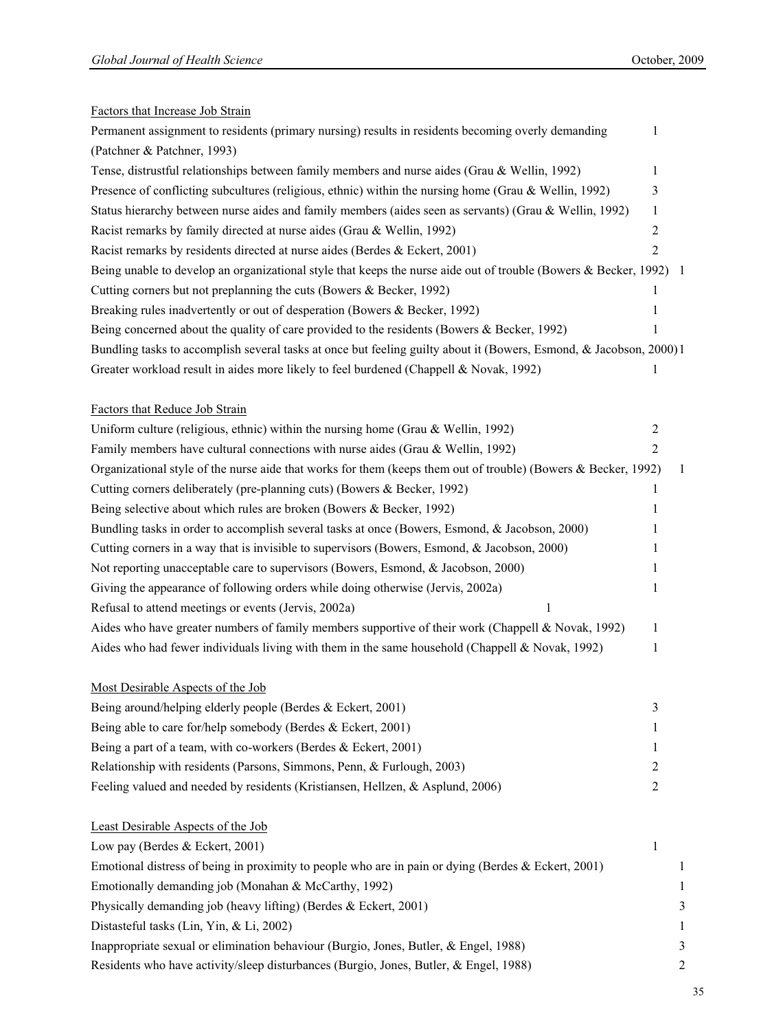Factors that Increase Job Strain

| Factor | Count |
|---|---|
| Permanent assignment to residents (primary nursing) results in residents becoming overly demanding (Patchner & Patchner, 1993) | 1 |
| Tense, distrustful relationships between family members and nurse aides (Grau & Wellin, 1992) | 1 |
| Presence of conflicting subcultures (religious, ethnic) within the nursing home (Grau & Wellin, 1992) | 3 |
| Status hierarchy between nurse aides and family members (aides seen as servants) (Grau & Wellin, 1992) | 1 |
| Racist remarks by family directed at nurse aides (Grau & Wellin, 1992) | 2 |
| Racist remarks by residents directed at nurse aides (Berdes & Eckert, 2001) | 2 |
| Being unable to develop an organizational style that keeps the nurse aide out of trouble (Bowers & Becker, 1992) | 1 |
| Cutting corners but not preplanning the cuts (Bowers & Becker, 1992) | 1 |
| Breaking rules inadvertently or out of desperation (Bowers & Becker, 1992) | 1 |
| Being concerned about the quality of care provided to the residents (Bowers & Becker, 1992) | 1 |
| Bundling tasks to accomplish several tasks at once but feeling guilty about it (Bowers, Esmond, & Jacobson, 2000) | 1 |
| Greater workload result in aides more likely to feel burdened (Chappell & Novak, 1992) | 1 |

Factors that Reduce Job Strain

| Factor | Count |
|---|---|
| Uniform culture (religious, ethnic) within the nursing home (Grau & Wellin, 1992) | 2 |
| Family members have cultural connections with nurse aides (Grau & Wellin, 1992) | 2 |
| Organizational style of the nurse aide that works for them (keeps them out of trouble) (Bowers & Becker, 1992) | 1 |
| Cutting corners deliberately (pre-planning cuts) (Bowers & Becker, 1992) | 1 |
| Being selective about which rules are broken (Bowers & Becker, 1992) | 1 |
| Bundling tasks in order to accomplish several tasks at once (Bowers, Esmond, & Jacobson, 2000) | 1 |
| Cutting corners in a way that is invisible to supervisors (Bowers, Esmond, & Jacobson, 2000) | 1 |
| Not reporting unacceptable care to supervisors (Bowers, Esmond, & Jacobson, 2000) | 1 |
| Giving the appearance of following orders while doing otherwise (Jervis, 2002a) | 1 |
| Refusal to attend meetings or events (Jervis, 2002a) | 1 |
| Aides who have greater numbers of family members supportive of their work (Chappell & Novak, 1992) | 1 |
| Aides who had fewer individuals living with them in the same household (Chappell & Novak, 1992) | 1 |

Most Desirable Aspects of the Job

| Aspect | Count |
|---|---|
| Being around/helping elderly people (Berdes & Eckert, 2001) | 3 |
| Being able to care for/help somebody (Berdes & Eckert, 2001) | 1 |
| Being a part of a team, with co-workers (Berdes & Eckert, 2001) | 1 |
| Relationship with residents (Parsons, Simmons, Penn, & Furlough, 2003) | 2 |
| Feeling valued and needed by residents (Kristiansen, Hellzen, & Asplund, 2006) | 2 |

Least Desirable Aspects of the Job

| Aspect | Count |
|---|---|
| Low pay (Berdes & Eckert, 2001) | 1 |
| Emotional distress of being in proximity to people who are in pain or dying (Berdes & Eckert, 2001) | 1 |
| Emotionally demanding job (Monahan & McCarthy, 1992) | 1 |
| Physically demanding job (heavy lifting) (Berdes & Eckert, 2001) | 3 |
| Distasteful tasks (Lin, Yin, & Li, 2002) | 1 |
| Inappropriate sexual or elimination behaviour (Burgio, Jones, Butler, & Engel, 1988) | 3 |
| Residents who have activity/sleep disturbances (Burgio, Jones, Butler, & Engel, 1988) | 2 |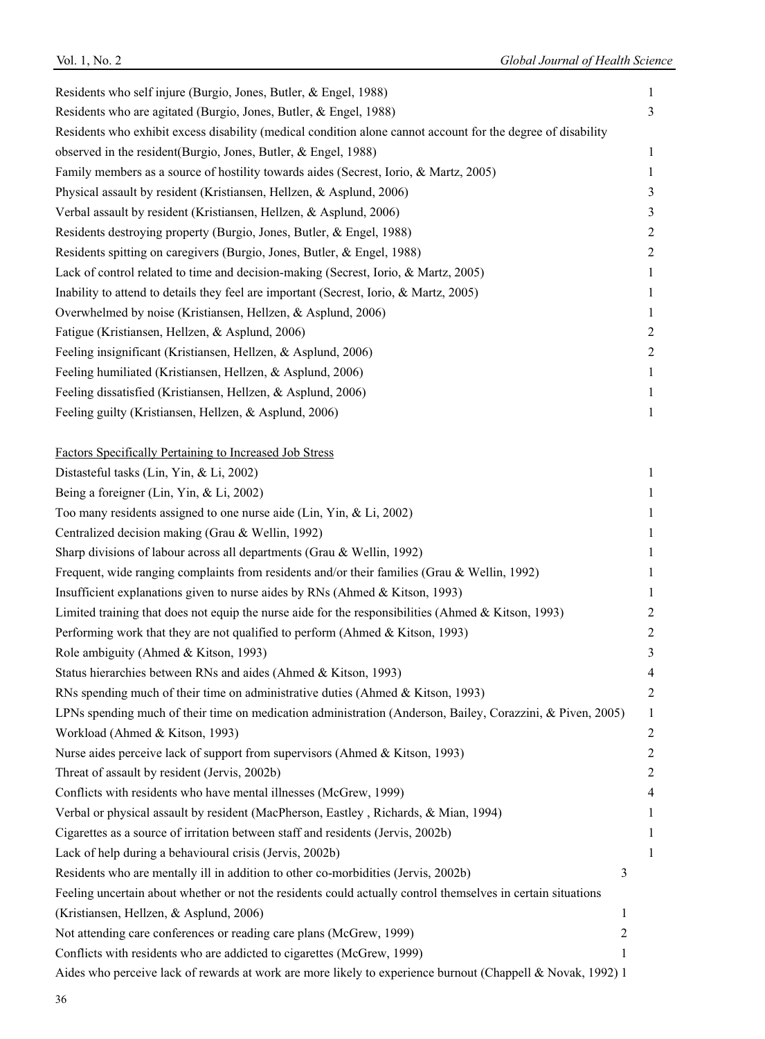| | |
|---|---|
| Residents who self injure (Burgio, Jones, Butler, & Engel, 1988) | 1 |
| Residents who are agitated (Burgio, Jones, Butler, & Engel, 1988) | 3 |
| Residents who exhibit excess disability (medical condition alone cannot account for the degree of disability observed in the resident(Burgio, Jones, Butler, & Engel, 1988) | 1 |
| Family members as a source of hostility towards aides (Secrest, Iorio, & Martz, 2005) | 1 |
| Physical assault by resident (Kristiansen, Hellzen, & Asplund, 2006) | 3 |
| Verbal assault by resident (Kristiansen, Hellzen, & Asplund, 2006) | 3 |
| Residents destroying property (Burgio, Jones, Butler, & Engel, 1988) | 2 |
| Residents spitting on caregivers (Burgio, Jones, Butler, & Engel, 1988) | 2 |
| Lack of control related to time and decision-making (Secrest, Iorio, & Martz, 2005) | 1 |
| Inability to attend to details they feel are important (Secrest, Iorio, & Martz, 2005) | 1 |
| Overwhelmed by noise (Kristiansen, Hellzen, & Asplund, 2006) | 1 |
| Fatigue (Kristiansen, Hellzen, & Asplund, 2006) | 2 |
| Feeling insignificant (Kristiansen, Hellzen, & Asplund, 2006) | 2 |
| Feeling humiliated (Kristiansen, Hellzen, & Asplund, 2006) | 1 |
| Feeling dissatisfied (Kristiansen, Hellzen, & Asplund, 2006) | 1 |
| Feeling guilty (Kristiansen, Hellzen, & Asplund, 2006) | 1 |
| <u>Factors Specifically Pertaining to Increased Job Stress</u> | |
| Distasteful tasks (Lin, Yin, & Li, 2002) | 1 |
| Being a foreigner (Lin, Yin, & Li, 2002) | 1 |
| Too many residents assigned to one nurse aide (Lin, Yin, & Li, 2002) | 1 |
| Centralized decision making (Grau & Wellin, 1992) | 1 |
| Sharp divisions of labour across all departments (Grau & Wellin, 1992) | 1 |
| Frequent, wide ranging complaints from residents and/or their families (Grau & Wellin, 1992) | 1 |
| Insufficient explanations given to nurse aides by RNs (Ahmed & Kitson, 1993) | 1 |
| Limited training that does not equip the nurse aide for the responsibilities (Ahmed & Kitson, 1993) | 2 |
| Performing work that they are not qualified to perform (Ahmed & Kitson, 1993) | 2 |
| Role ambiguity (Ahmed & Kitson, 1993) | 3 |
| Status hierarchies between RNs and aides (Ahmed & Kitson, 1993) | 4 |
| RNs spending much of their time on administrative duties (Ahmed & Kitson, 1993) | 2 |
| LPNs spending much of their time on medication administration (Anderson, Bailey, Corazzini, & Piven, 2005) | 1 |
| Workload (Ahmed & Kitson, 1993) | 2 |
| Nurse aides perceive lack of support from supervisors (Ahmed & Kitson, 1993) | 2 |
| Threat of assault by resident (Jervis, 2002b) | 2 |
| Conflicts with residents who have mental illnesses (McGrew, 1999) | 4 |
| Verbal or physical assault by resident (MacPherson, Eastley , Richards, & Mian, 1994) | 1 |
| Cigarettes as a source of irritation between staff and residents (Jervis, 2002b) | 1 |
| Lack of help during a behavioural crisis (Jervis, 2002b) | 1 |
| Residents who are mentally ill in addition to other co-morbidities (Jervis, 2002b) | 3 |
| Feeling uncertain about whether or not the residents could actually control themselves in certain situations (Kristiansen, Hellzen, & Asplund, 2006) | 1 |
| Not attending care conferences or reading care plans (McGrew, 1999) | 2 |
| Conflicts with residents who are addicted to cigarettes (McGrew, 1999) | 1 |
| Aides who perceive lack of rewards at work are more likely to experience burnout (Chappell & Novak, 1992) | 1 |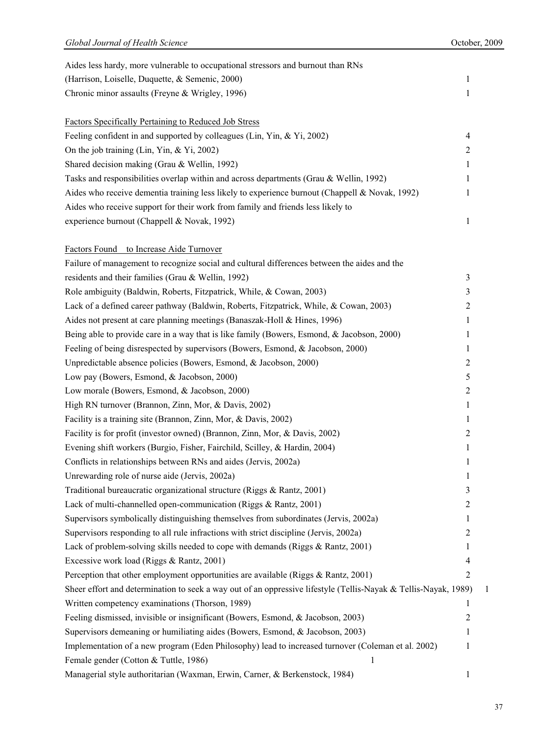| | |
|---|---|
| Aides less hardy, more vulnerable to occupational stressors and burnout than RNs (Harrison, Loiselle, Duquette, & Semenic, 2000) | 1 |
| Chronic minor assaults (Freyne & Wrigley, 1996) | 1 |
| Factors Specifically Pertaining to Reduced Job Stress | |
| Feeling confident in and supported by colleagues (Lin, Yin, & Yi, 2002) | 4 |
| On the job training (Lin, Yin, & Yi, 2002) | 2 |
| Shared decision making (Grau & Wellin, 1992) | 1 |
| Tasks and responsibilities overlap within and across departments (Grau & Wellin, 1992) | 1 |
| Aides who receive dementia training less likely to experience burnout (Chappell & Novak, 1992) | 1 |
| Aides who receive support for their work from family and friends less likely to experience burnout (Chappell & Novak, 1992) | 1 |
| Factors Found to Increase Aide Turnover | |
| Failure of management to recognize social and cultural differences between the aides and the residents and their families (Grau & Wellin, 1992) | 3 |
| Role ambiguity (Baldwin, Roberts, Fitzpatrick, While, & Cowan, 2003) | 3 |
| Lack of a defined career pathway (Baldwin, Roberts, Fitzpatrick, While, & Cowan, 2003) | 2 |
| Aides not present at care planning meetings (Banaszak-Holl & Hines, 1996) | 1 |
| Being able to provide care in a way that is like family (Bowers, Esmond, & Jacobson, 2000) | 1 |
| Feeling of being disrespected by supervisors (Bowers, Esmond, & Jacobson, 2000) | 1 |
| Unpredictable absence policies (Bowers, Esmond, & Jacobson, 2000) | 2 |
| Low pay (Bowers, Esmond, & Jacobson, 2000) | 5 |
| Low morale (Bowers, Esmond, & Jacobson, 2000) | 2 |
| High RN turnover (Brannon, Zinn, Mor, & Davis, 2002) | 1 |
| Facility is a training site (Brannon, Zinn, Mor, & Davis, 2002) | 1 |
| Facility is for profit (investor owned) (Brannon, Zinn, Mor, & Davis, 2002) | 2 |
| Evening shift workers (Burgio, Fisher, Fairchild, Scilley, & Hardin, 2004) | 1 |
| Conflicts in relationships between RNs and aides (Jervis, 2002a) | 1 |
| Unrewarding role of nurse aide (Jervis, 2002a) | 1 |
| Traditional bureaucratic organizational structure (Riggs & Rantz, 2001) | 3 |
| Lack of multi-channelled open-communication (Riggs & Rantz, 2001) | 2 |
| Supervisors symbolically distinguishing themselves from subordinates (Jervis, 2002a) | 1 |
| Supervisors responding to all rule infractions with strict discipline (Jervis, 2002a) | 2 |
| Lack of problem-solving skills needed to cope with demands (Riggs & Rantz, 2001) | 1 |
| Excessive work load (Riggs & Rantz, 2001) | 4 |
| Perception that other employment opportunities are available (Riggs & Rantz, 2001) | 2 |
| Sheer effort and determination to seek a way out of an oppressive lifestyle (Tellis-Nayak & Tellis-Nayak, 1989) | 1 |
| Written competency examinations (Thorson, 1989) | 1 |
| Feeling dismissed, invisible or insignificant (Bowers, Esmond, & Jacobson, 2003) | 2 |
| Supervisors demeaning or humiliating aides (Bowers, Esmond, & Jacobson, 2003) | 1 |
| Implementation of a new program (Eden Philosophy) lead to increased turnover (Coleman et al. 2002) | 1 |
| Female gender (Cotton & Tuttle, 1986) | 1 |
| Managerial style authoritarian (Waxman, Erwin, Carner, & Berkenstock, 1984) | 1 |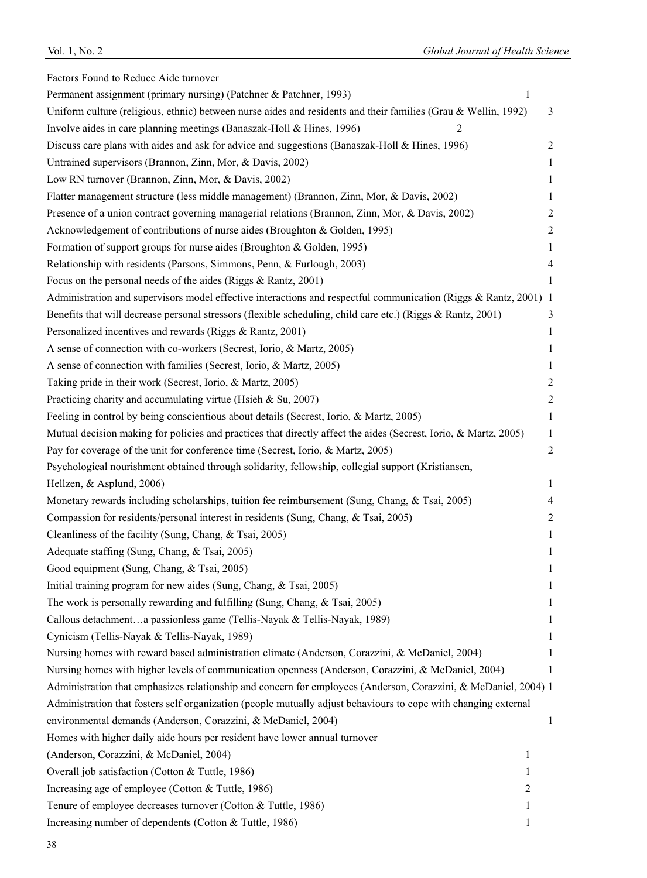Factors Found to Reduce Aide turnover

| Factor | Count |
|---|---|
| Permanent assignment (primary nursing) (Patchner & Patchner, 1993) | 1 |
| Uniform culture (religious, ethnic) between nurse aides and residents and their families (Grau & Wellin, 1992) | 3 |
| Involve aides in care planning meetings (Banaszak-Holl & Hines, 1996) | 2 |
| Discuss care plans with aides and ask for advice and suggestions (Banaszak-Holl & Hines, 1996) | 2 |
| Untrained supervisors (Brannon, Zinn, Mor, & Davis, 2002) | 1 |
| Low RN turnover (Brannon, Zinn, Mor, & Davis, 2002) | 1 |
| Flatter management structure (less middle management) (Brannon, Zinn, Mor, & Davis, 2002) | 1 |
| Presence of a union contract governing managerial relations (Brannon, Zinn, Mor, & Davis, 2002) | 2 |
| Acknowledgement of contributions of nurse aides (Broughton & Golden, 1995) | 2 |
| Formation of support groups for nurse aides (Broughton & Golden, 1995) | 1 |
| Relationship with residents (Parsons, Simmons, Penn, & Furlough, 2003) | 4 |
| Focus on the personal needs of the aides (Riggs & Rantz, 2001) | 1 |
| Administration and supervisors model effective interactions and respectful communication (Riggs & Rantz, 2001) | 1 |
| Benefits that will decrease personal stressors (flexible scheduling, child care etc.) (Riggs & Rantz, 2001) | 3 |
| Personalized incentives and rewards (Riggs & Rantz, 2001) | 1 |
| A sense of connection with co-workers (Secrest, Iorio, & Martz, 2005) | 1 |
| A sense of connection with families (Secrest, Iorio, & Martz, 2005) | 1 |
| Taking pride in their work (Secrest, Iorio, & Martz, 2005) | 2 |
| Practicing charity and accumulating virtue (Hsieh & Su, 2007) | 2 |
| Feeling in control by being conscientious about details (Secrest, Iorio, & Martz, 2005) | 1 |
| Mutual decision making for policies and practices that directly affect the aides (Secrest, Iorio, & Martz, 2005) | 1 |
| Pay for coverage of the unit for conference time (Secrest, Iorio, & Martz, 2005) | 2 |
| Psychological nourishment obtained through solidarity, fellowship, collegial support (Kristiansen, Hellzen, & Asplund, 2006) | 1 |
| Monetary rewards including scholarships, tuition fee reimbursement (Sung, Chang, & Tsai, 2005) | 4 |
| Compassion for residents/personal interest in residents (Sung, Chang, & Tsai, 2005) | 2 |
| Cleanliness of the facility (Sung, Chang, & Tsai, 2005) | 1 |
| Adequate staffing (Sung, Chang, & Tsai, 2005) | 1 |
| Good equipment (Sung, Chang, & Tsai, 2005) | 1 |
| Initial training program for new aides (Sung, Chang, & Tsai, 2005) | 1 |
| The work is personally rewarding and fulfilling (Sung, Chang, & Tsai, 2005) | 1 |
| Callous detachment…a passionless game (Tellis-Nayak & Tellis-Nayak, 1989) | 1 |
| Cynicism (Tellis-Nayak & Tellis-Nayak, 1989) | 1 |
| Nursing homes with reward based administration climate (Anderson, Corazzini, & McDaniel, 2004) | 1 |
| Nursing homes with higher levels of communication openness (Anderson, Corazzini, & McDaniel, 2004) | 1 |
| Administration that emphasizes relationship and concern for employees (Anderson, Corazzini, & McDaniel, 2004) | 1 |
| Administration that fosters self organization (people mutually adjust behaviours to cope with changing external environmental demands (Anderson, Corazzini, & McDaniel, 2004) | 1 |
| Homes with higher daily aide hours per resident have lower annual turnover (Anderson, Corazzini, & McDaniel, 2004) | 1 |
| Overall job satisfaction (Cotton & Tuttle, 1986) | 1 |
| Increasing age of employee (Cotton & Tuttle, 1986) | 2 |
| Tenure of employee decreases turnover (Cotton & Tuttle, 1986) | 1 |
| Increasing number of dependents (Cotton & Tuttle, 1986) | 1 |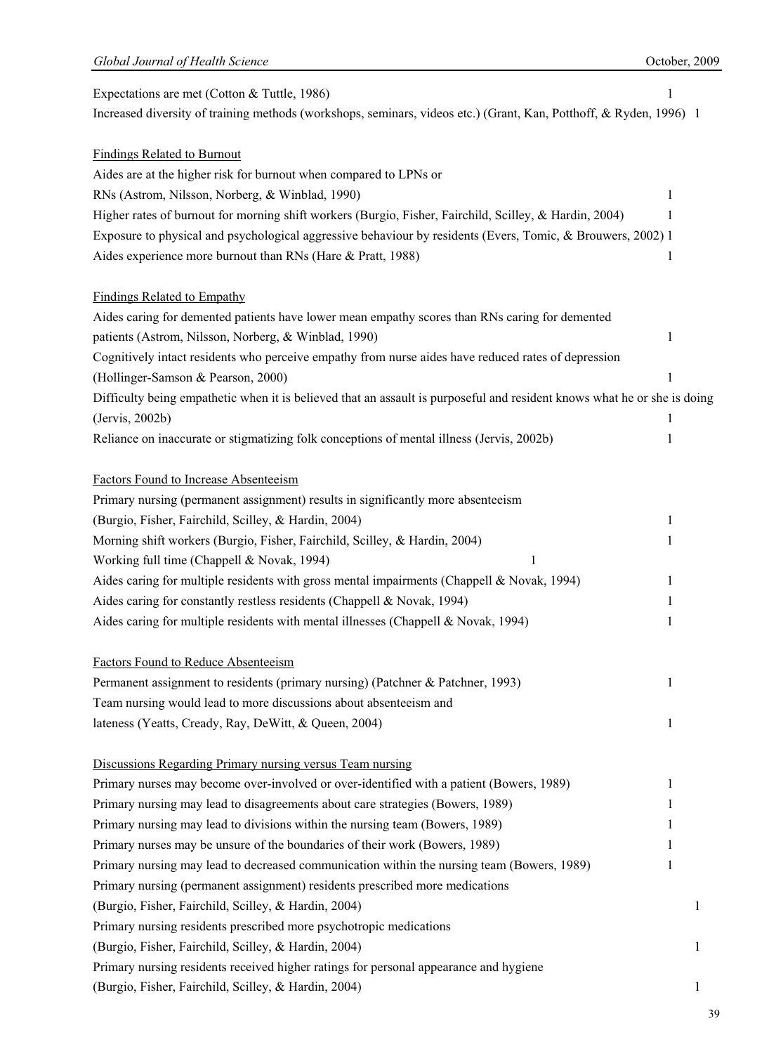| | | |
|---|---|---|
| Expectations are met (Cotton & Tuttle, 1986) | 1 | |
| Increased diversity of training methods (workshops, seminars, videos etc.) (Grant, Kan, Potthoff, & Ryden, 1996) | 1 | |
| | | |
| Findings Related to Burnout | | |
| Aides are at the higher risk for burnout when compared to LPNs or RNs (Astrom, Nilsson, Norberg, & Winblad, 1990) | 1 | |
| Higher rates of burnout for morning shift workers (Burgio, Fisher, Fairchild, Scilley, & Hardin, 2004) | 1 | |
| Exposure to physical and psychological aggressive behaviour by residents (Evers, Tomic, & Brouwers, 2002) | 1 | |
| Aides experience more burnout than RNs (Hare & Pratt, 1988) | 1 | |
| | | |
| Findings Related to Empathy | | |
| Aides caring for demented patients have lower mean empathy scores than RNs caring for demented patients (Astrom, Nilsson, Norberg, & Winblad, 1990) | 1 | |
| Cognitively intact residents who perceive empathy from nurse aides have reduced rates of depression (Hollinger-Samson & Pearson, 2000) | 1 | |
| Difficulty being empathetic when it is believed that an assault is purposeful and resident knows what he or she is doing (Jervis, 2002b) | 1 | |
| Reliance on inaccurate or stigmatizing folk conceptions of mental illness (Jervis, 2002b) | 1 | |
| | | |
| Factors Found to Increase Absenteeism | | |
| Primary nursing (permanent assignment) results in significantly more absenteeism (Burgio, Fisher, Fairchild, Scilley, & Hardin, 2004) | 1 | |
| Morning shift workers (Burgio, Fisher, Fairchild, Scilley, & Hardin, 2004) | 1 | |
| Working full time (Chappell & Novak, 1994) | 1 | |
| Aides caring for multiple residents with gross mental impairments (Chappell & Novak, 1994) | 1 | |
| Aides caring for constantly restless residents (Chappell & Novak, 1994) | 1 | |
| Aides caring for multiple residents with mental illnesses (Chappell & Novak, 1994) | 1 | |
| | | |
| Factors Found to Reduce Absenteeism | | |
| Permanent assignment to residents (primary nursing) (Patchner & Patchner, 1993) | 1 | |
| Team nursing would lead to more discussions about absenteeism and lateness (Yeatts, Cready, Ray, DeWitt, & Queen, 2004) | 1 | |
| | | |
| Discussions Regarding Primary nursing versus Team nursing | | |
| Primary nurses may become over-involved or over-identified with a patient (Bowers, 1989) | 1 | |
| Primary nursing may lead to disagreements about care strategies (Bowers, 1989) | 1 | |
| Primary nursing may lead to divisions within the nursing team (Bowers, 1989) | 1 | |
| Primary nurses may be unsure of the boundaries of their work (Bowers, 1989) | 1 | |
| Primary nursing may lead to decreased communication within the nursing team (Bowers, 1989) | 1 | |
| Primary nursing (permanent assignment) residents prescribed more medications (Burgio, Fisher, Fairchild, Scilley, & Hardin, 2004) | | 1 |
| Primary nursing residents prescribed more psychotropic medications (Burgio, Fisher, Fairchild, Scilley, & Hardin, 2004) | | 1 |
| Primary nursing residents received higher ratings for personal appearance and hygiene (Burgio, Fisher, Fairchild, Scilley, & Hardin, 2004) | | 1 |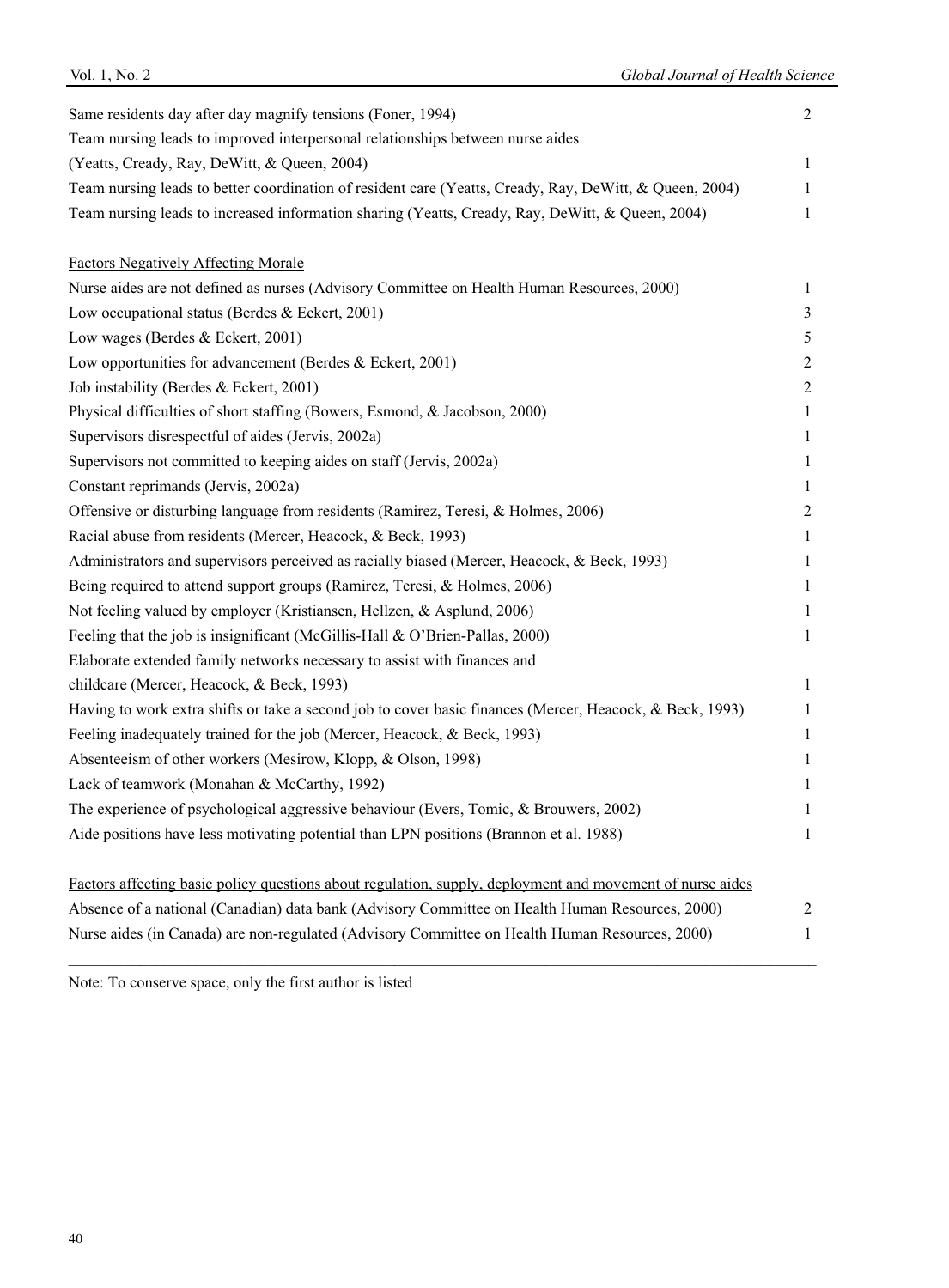| | |
|---|---|
| Same residents day after day magnify tensions (Foner, 1994) | 2 |
| Team nursing leads to improved interpersonal relationships between nurse aides (Yeatts, Cready, Ray, DeWitt, & Queen, 2004) | 1 |
| Team nursing leads to better coordination of resident care (Yeatts, Cready, Ray, DeWitt, & Queen, 2004) | 1 |
| Team nursing leads to increased information sharing (Yeatts, Cready, Ray, DeWitt, & Queen, 2004) | 1 |
| <u>Factors Negatively Affecting Morale</u> | |
| Nurse aides are not defined as nurses (Advisory Committee on Health Human Resources, 2000) | 1 |
| Low occupational status (Berdes & Eckert, 2001) | 3 |
| Low wages (Berdes & Eckert, 2001) | 5 |
| Low opportunities for advancement (Berdes & Eckert, 2001) | 2 |
| Job instability (Berdes & Eckert, 2001) | 2 |
| Physical difficulties of short staffing (Bowers, Esmond, & Jacobson, 2000) | 1 |
| Supervisors disrespectful of aides (Jervis, 2002a) | 1 |
| Supervisors not committed to keeping aides on staff (Jervis, 2002a) | 1 |
| Constant reprimands (Jervis, 2002a) | 1 |
| Offensive or disturbing language from residents (Ramirez, Teresi, & Holmes, 2006) | 2 |
| Racial abuse from residents (Mercer, Heacock, & Beck, 1993) | 1 |
| Administrators and supervisors perceived as racially biased (Mercer, Heacock, & Beck, 1993) | 1 |
| Being required to attend support groups (Ramirez, Teresi, & Holmes, 2006) | 1 |
| Not feeling valued by employer (Kristiansen, Hellzen, & Asplund, 2006) | 1 |
| Feeling that the job is insignificant (McGillis-Hall & O'Brien-Pallas, 2000) | 1 |
| Elaborate extended family networks necessary to assist with finances and childcare (Mercer, Heacock, & Beck, 1993) | 1 |
| Having to work extra shifts or take a second job to cover basic finances (Mercer, Heacock, & Beck, 1993) | 1 |
| Feeling inadequately trained for the job (Mercer, Heacock, & Beck, 1993) | 1 |
| Absenteeism of other workers (Mesirow, Klopp, & Olson, 1998) | 1 |
| Lack of teamwork (Monahan & McCarthy, 1992) | 1 |
| The experience of psychological aggressive behaviour (Evers, Tomic, & Brouwers, 2002) | 1 |
| Aide positions have less motivating potential than LPN positions (Brannon et al. 1988) | 1 |
| <u>Factors affecting basic policy questions about regulation, supply, deployment and movement of nurse aides</u> | |
| Absence of a national (Canadian) data bank (Advisory Committee on Health Human Resources, 2000) | 2 |
| Nurse aides (in Canada) are non-regulated (Advisory Committee on Health Human Resources, 2000) | 1 |

Note: To conserve space, only the first author is listed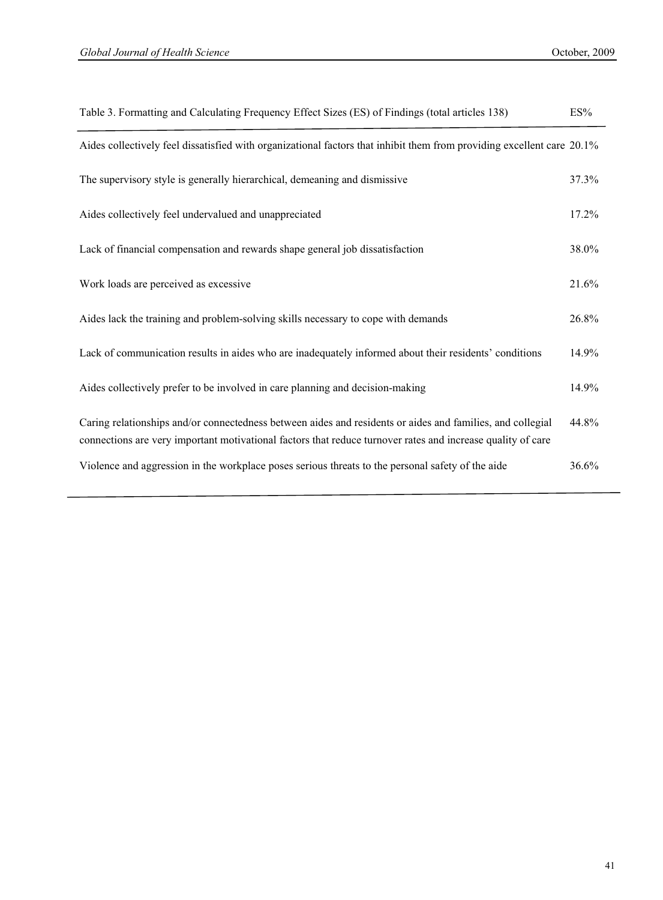| Table 3. Formatting and Calculating Frequency Effect Sizes (ES) of Findings (total articles 138) | ES% |
| --- | --- |
| Aides collectively feel dissatisfied with organizational factors that inhibit them from providing excellent care | 20.1% |
| The supervisory style is generally hierarchical, demeaning and dismissive | 37.3% |
| Aides collectively feel undervalued and unappreciated | 17.2% |
| Lack of financial compensation and rewards shape general job dissatisfaction | 38.0% |
| Work loads are perceived as excessive | 21.6% |
| Aides lack the training and problem-solving skills necessary to cope with demands | 26.8% |
| Lack of communication results in aides who are inadequately informed about their residents' conditions | 14.9% |
| Aides collectively prefer to be involved in care planning and decision-making | 14.9% |
| Caring relationships and/or connectedness between aides and residents or aides and families, and collegial connections are very important motivational factors that reduce turnover rates and increase quality of care | 44.8% |
| Violence and aggression in the workplace poses serious threats to the personal safety of the aide | 36.6% |